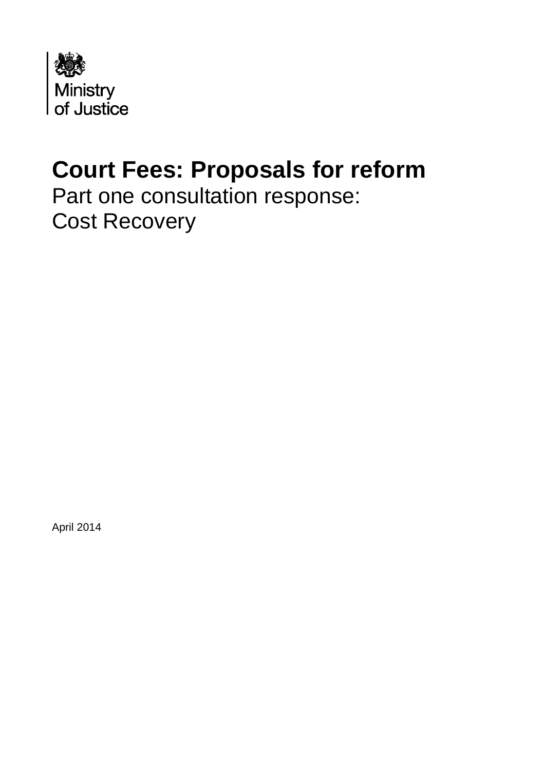Ministry of Justice

# Court Fees: Proposals for reform

Part one consultation response:
Cost Recovery

April 2014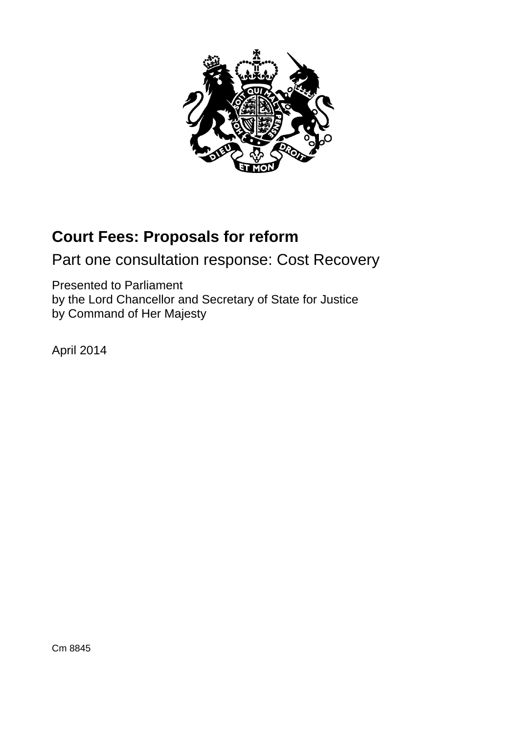# Court Fees: Proposals for reform

## Part one consultation response: Cost Recovery

Presented to Parliament
by the Lord Chancellor and Secretary of State for Justice
by Command of Her Majesty

April 2014

Cm 8845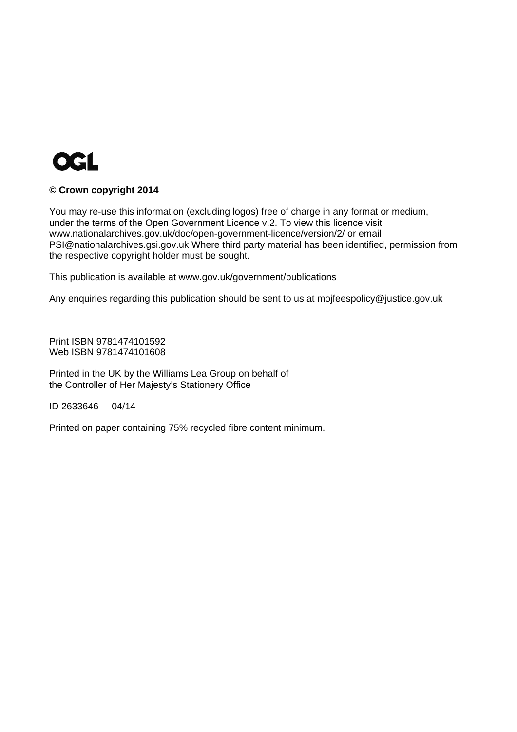OGL

**© Crown copyright 2014**

You may re-use this information (excluding logos) free of charge in any format or medium, under the terms of the Open Government Licence v.2. To view this licence visit www.nationalarchives.gov.uk/doc/open-government-licence/version/2/ or email PSI@nationalarchives.gsi.gov.uk Where third party material has been identified, permission from the respective copyright holder must be sought.

This publication is available at www.gov.uk/government/publications

Any enquiries regarding this publication should be sent to us at mojfeespolicy@justice.gov.uk

Print ISBN 9781474101592
Web ISBN 9781474101608

Printed in the UK by the Williams Lea Group on behalf of the Controller of Her Majesty's Stationery Office

ID 2633646 04/14

Printed on paper containing 75% recycled fibre content minimum.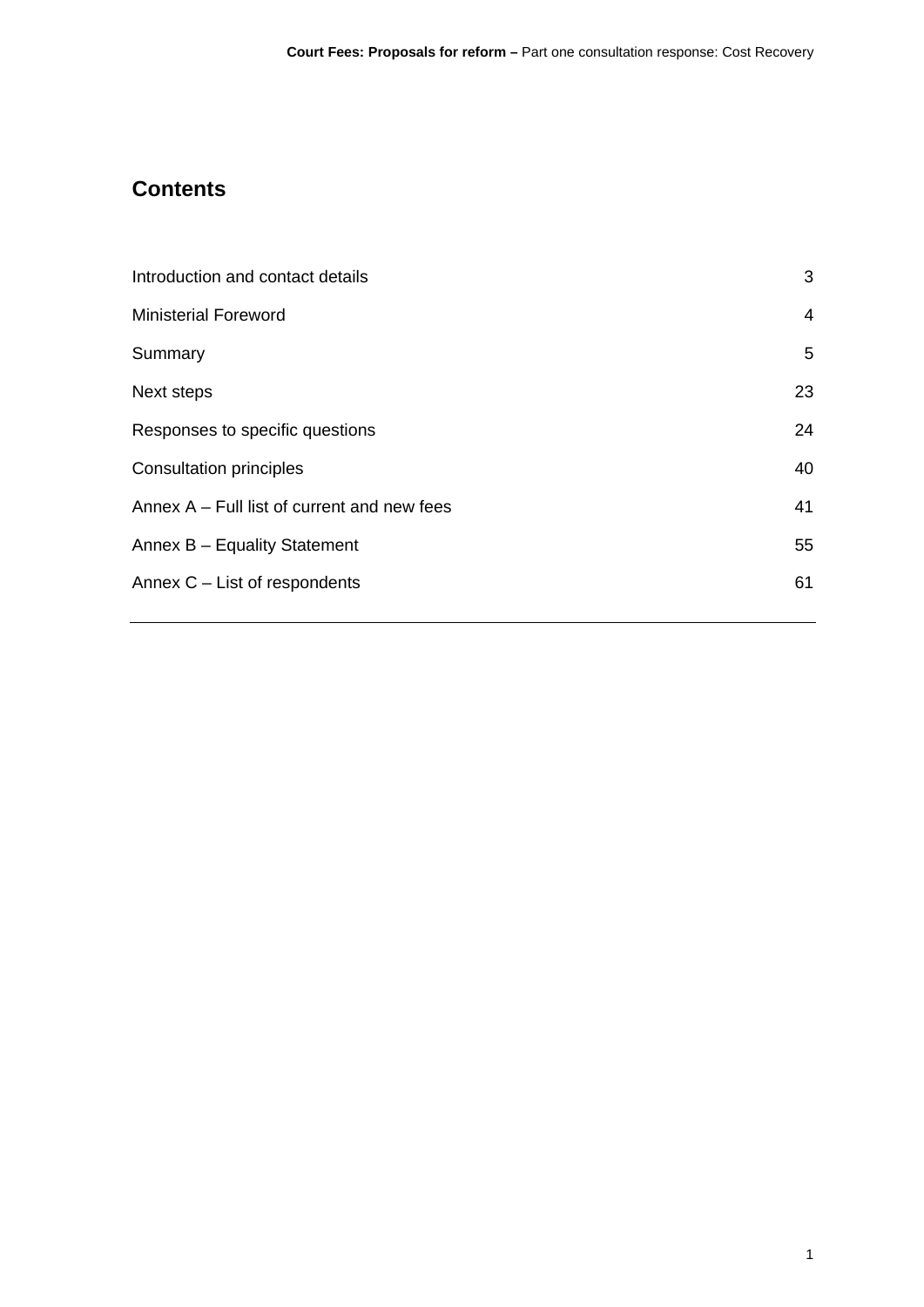## Contents

| | |
|---|---|
| Introduction and contact details | 3 |
| Ministerial Foreword | 4 |
| Summary | 5 |
| Next steps | 23 |
| Responses to specific questions | 24 |
| Consultation principles | 40 |
| Annex A – Full list of current and new fees | 41 |
| Annex B – Equality Statement | 55 |
| Annex C – List of respondents | 61 |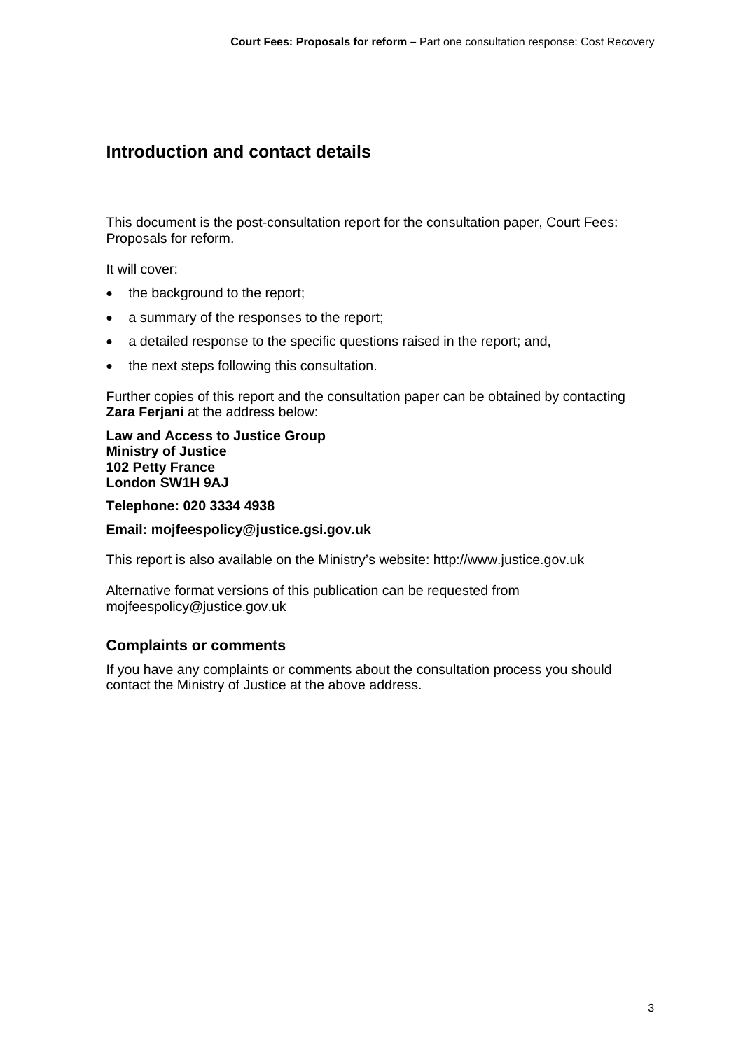## Introduction and contact details

This document is the post-consultation report for the consultation paper, Court Fees: Proposals for reform.

It will cover:

- the background to the report;
- a summary of the responses to the report;
- a detailed response to the specific questions raised in the report; and,
- the next steps following this consultation.

Further copies of this report and the consultation paper can be obtained by contacting **Zara Ferjani** at the address below:

**Law and Access to Justice Group**
**Ministry of Justice**
**102 Petty France**
**London SW1H 9AJ**

**Telephone: 020 3334 4938**

**Email: mojfeespolicy@justice.gsi.gov.uk**

This report is also available on the Ministry's website: http://www.justice.gov.uk

Alternative format versions of this publication can be requested from mojfeespolicy@justice.gov.uk

### Complaints or comments

If you have any complaints or comments about the consultation process you should contact the Ministry of Justice at the above address.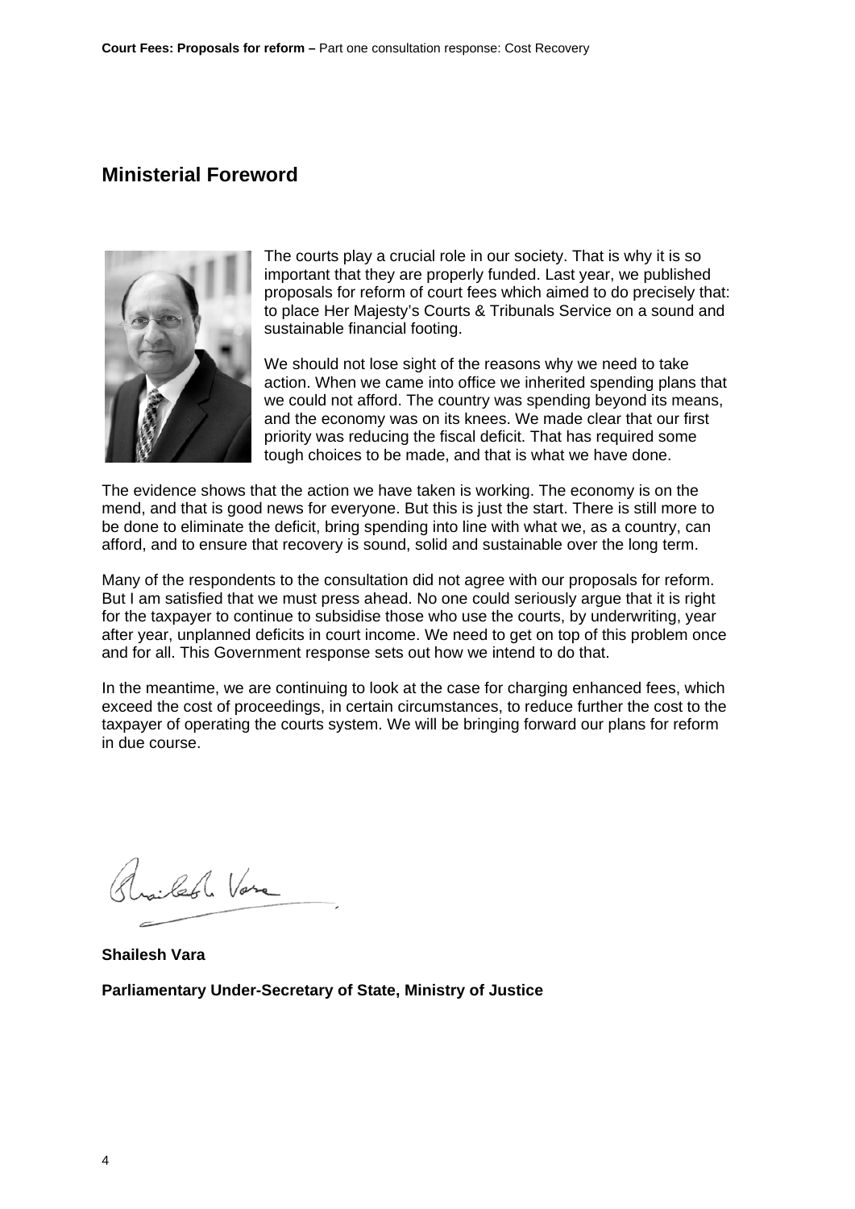## Ministerial Foreword

The courts play a crucial role in our society. That is why it is so important that they are properly funded. Last year, we published proposals for reform of court fees which aimed to do precisely that: to place Her Majesty's Courts & Tribunals Service on a sound and sustainable financial footing.

We should not lose sight of the reasons why we need to take action. When we came into office we inherited spending plans that we could not afford. The country was spending beyond its means, and the economy was on its knees. We made clear that our first priority was reducing the fiscal deficit. That has required some tough choices to be made, and that is what we have done.

The evidence shows that the action we have taken is working. The economy is on the mend, and that is good news for everyone. But this is just the start. There is still more to be done to eliminate the deficit, bring spending into line with what we, as a country, can afford, and to ensure that recovery is sound, solid and sustainable over the long term.

Many of the respondents to the consultation did not agree with our proposals for reform. But I am satisfied that we must press ahead. No one could seriously argue that it is right for the taxpayer to continue to subsidise those who use the courts, by underwriting, year after year, unplanned deficits in court income. We need to get on top of this problem once and for all. This Government response sets out how we intend to do that.

In the meantime, we are continuing to look at the case for charging enhanced fees, which exceed the cost of proceedings, in certain circumstances, to reduce further the cost to the taxpayer of operating the courts system. We will be bringing forward our plans for reform in due course.

**Shailesh Vara**

**Parliamentary Under-Secretary of State, Ministry of Justice**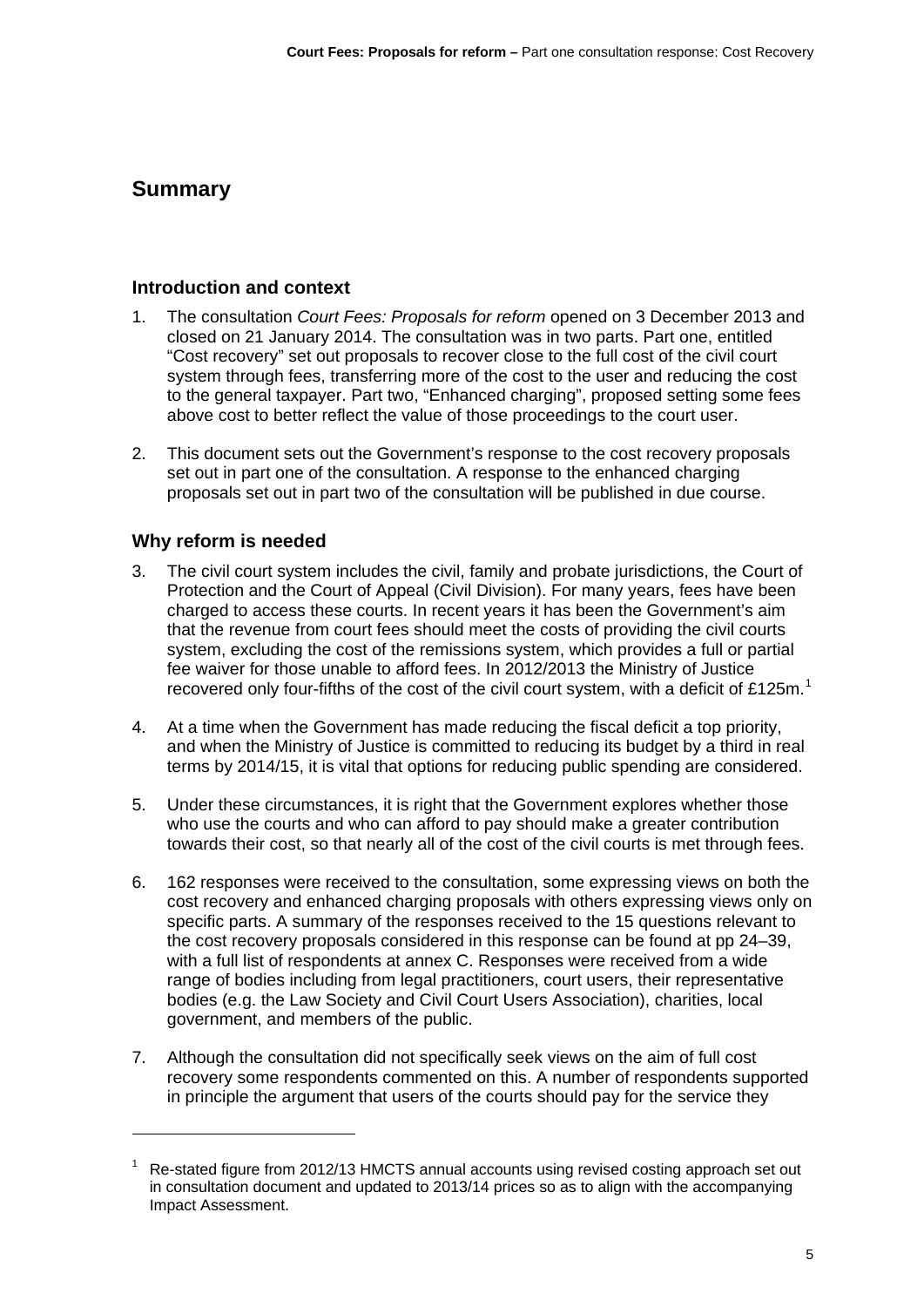# Summary

## Introduction and context

1. The consultation *Court Fees: Proposals for reform* opened on 3 December 2013 and closed on 21 January 2014. The consultation was in two parts. Part one, entitled "Cost recovery" set out proposals to recover close to the full cost of the civil court system through fees, transferring more of the cost to the user and reducing the cost to the general taxpayer. Part two, "Enhanced charging", proposed setting some fees above cost to better reflect the value of those proceedings to the court user.

2. This document sets out the Government's response to the cost recovery proposals set out in part one of the consultation. A response to the enhanced charging proposals set out in part two of the consultation will be published in due course.

## Why reform is needed

3. The civil court system includes the civil, family and probate jurisdictions, the Court of Protection and the Court of Appeal (Civil Division). For many years, fees have been charged to access these courts. In recent years it has been the Government's aim that the revenue from court fees should meet the costs of providing the civil courts system, excluding the cost of the remissions system, which provides a full or partial fee waiver for those unable to afford fees. In 2012/2013 the Ministry of Justice recovered only four-fifths of the cost of the civil court system, with a deficit of £125m.[1]

4. At a time when the Government has made reducing the fiscal deficit a top priority, and when the Ministry of Justice is committed to reducing its budget by a third in real terms by 2014/15, it is vital that options for reducing public spending are considered.

5. Under these circumstances, it is right that the Government explores whether those who use the courts and who can afford to pay should make a greater contribution towards their cost, so that nearly all of the cost of the civil courts is met through fees.

6. 162 responses were received to the consultation, some expressing views on both the cost recovery and enhanced charging proposals with others expressing views only on specific parts. A summary of the responses received to the 15 questions relevant to the cost recovery proposals considered in this response can be found at pp 24–39, with a full list of respondents at annex C. Responses were received from a wide range of bodies including from legal practitioners, court users, their representative bodies (e.g. the Law Society and Civil Court Users Association), charities, local government, and members of the public.

7. Although the consultation did not specifically seek views on the aim of full cost recovery some respondents commented on this. A number of respondents supported in principle the argument that users of the courts should pay for the service they

---

[1] Re-stated figure from 2012/13 HMCTS annual accounts using revised costing approach set out in consultation document and updated to 2013/14 prices so as to align with the accompanying Impact Assessment.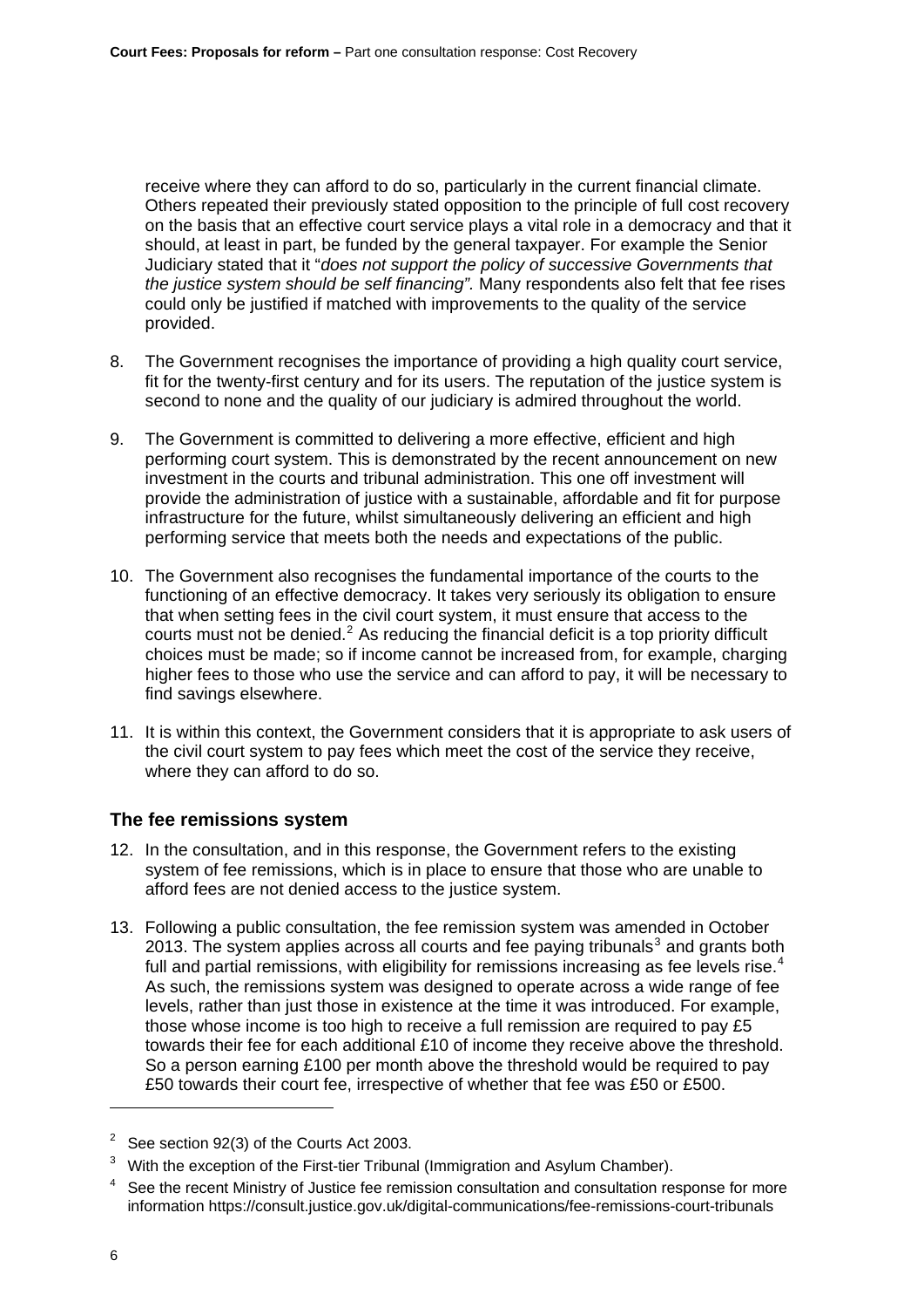receive where they can afford to do so, particularly in the current financial climate. Others repeated their previously stated opposition to the principle of full cost recovery on the basis that an effective court service plays a vital role in a democracy and that it should, at least in part, be funded by the general taxpayer. For example the Senior Judiciary stated that it "*does not support the policy of successive Governments that the justice system should be self financing".* Many respondents also felt that fee rises could only be justified if matched with improvements to the quality of the service provided.

8. The Government recognises the importance of providing a high quality court service, fit for the twenty-first century and for its users. The reputation of the justice system is second to none and the quality of our judiciary is admired throughout the world.

9. The Government is committed to delivering a more effective, efficient and high performing court system. This is demonstrated by the recent announcement on new investment in the courts and tribunal administration. This one off investment will provide the administration of justice with a sustainable, affordable and fit for purpose infrastructure for the future, whilst simultaneously delivering an efficient and high performing service that meets both the needs and expectations of the public.

10. The Government also recognises the fundamental importance of the courts to the functioning of an effective democracy. It takes very seriously its obligation to ensure that when setting fees in the civil court system, it must ensure that access to the courts must not be denied.[2] As reducing the financial deficit is a top priority difficult choices must be made; so if income cannot be increased from, for example, charging higher fees to those who use the service and can afford to pay, it will be necessary to find savings elsewhere.

11. It is within this context, the Government considers that it is appropriate to ask users of the civil court system to pay fees which meet the cost of the service they receive, where they can afford to do so.

### The fee remissions system

12. In the consultation, and in this response, the Government refers to the existing system of fee remissions, which is in place to ensure that those who are unable to afford fees are not denied access to the justice system.

13. Following a public consultation, the fee remission system was amended in October 2013. The system applies across all courts and fee paying tribunals[3] and grants both full and partial remissions, with eligibility for remissions increasing as fee levels rise.[4] As such, the remissions system was designed to operate across a wide range of fee levels, rather than just those in existence at the time it was introduced. For example, those whose income is too high to receive a full remission are required to pay £5 towards their fee for each additional £10 of income they receive above the threshold. So a person earning £100 per month above the threshold would be required to pay £50 towards their court fee, irrespective of whether that fee was £50 or £500.

---

[2] See section 92(3) of the Courts Act 2003.

[3] With the exception of the First-tier Tribunal (Immigration and Asylum Chamber).

[4] See the recent Ministry of Justice fee remission consultation and consultation response for more information https://consult.justice.gov.uk/digital-communications/fee-remissions-court-tribunals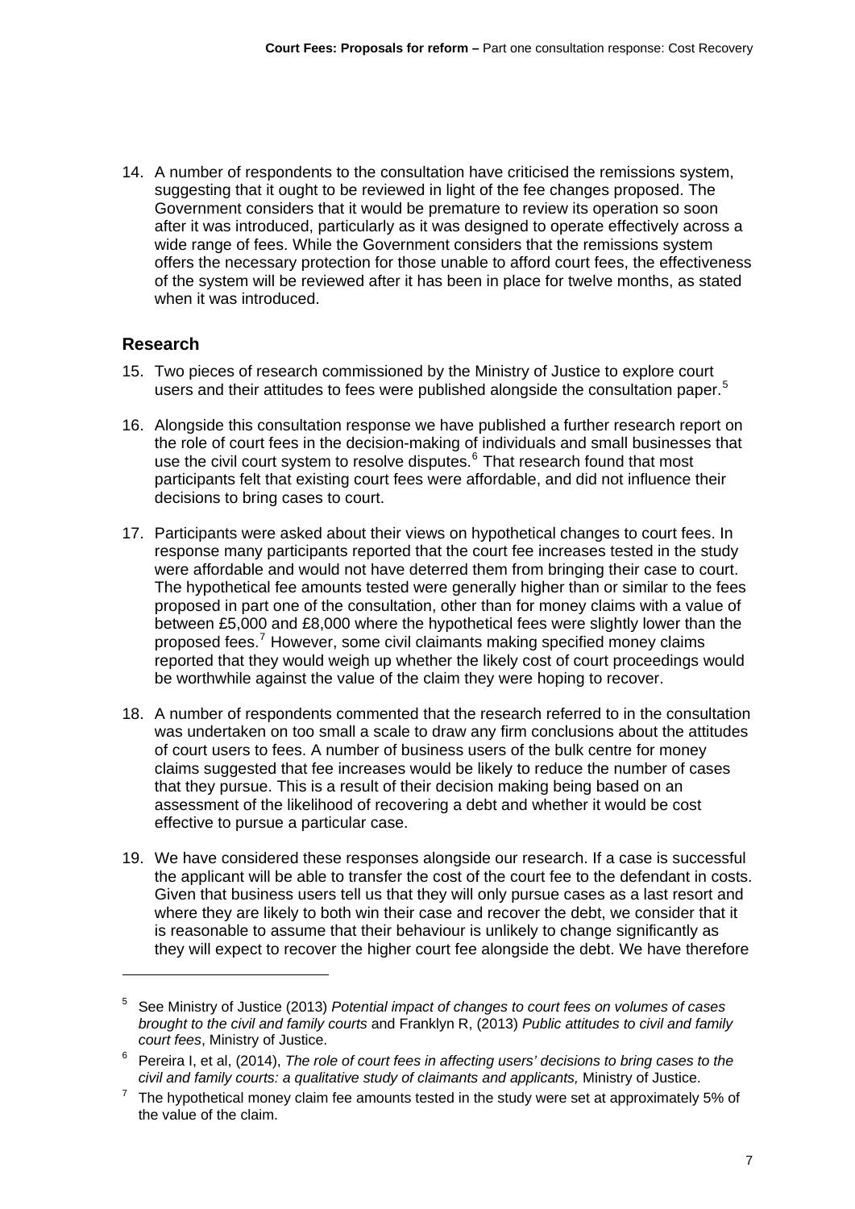14. A number of respondents to the consultation have criticised the remissions system, suggesting that it ought to be reviewed in light of the fee changes proposed. The Government considers that it would be premature to review its operation so soon after it was introduced, particularly as it was designed to operate effectively across a wide range of fees. While the Government considers that the remissions system offers the necessary protection for those unable to afford court fees, the effectiveness of the system will be reviewed after it has been in place for twelve months, as stated when it was introduced.

## Research

15. Two pieces of research commissioned by the Ministry of Justice to explore court users and their attitudes to fees were published alongside the consultation paper.[5]

16. Alongside this consultation response we have published a further research report on the role of court fees in the decision-making of individuals and small businesses that use the civil court system to resolve disputes.[6] That research found that most participants felt that existing court fees were affordable, and did not influence their decisions to bring cases to court.

17. Participants were asked about their views on hypothetical changes to court fees. In response many participants reported that the court fee increases tested in the study were affordable and would not have deterred them from bringing their case to court. The hypothetical fee amounts tested were generally higher than or similar to the fees proposed in part one of the consultation, other than for money claims with a value of between £5,000 and £8,000 where the hypothetical fees were slightly lower than the proposed fees.[7] However, some civil claimants making specified money claims reported that they would weigh up whether the likely cost of court proceedings would be worthwhile against the value of the claim they were hoping to recover.

18. A number of respondents commented that the research referred to in the consultation was undertaken on too small a scale to draw any firm conclusions about the attitudes of court users to fees. A number of business users of the bulk centre for money claims suggested that fee increases would be likely to reduce the number of cases that they pursue. This is a result of their decision making being based on an assessment of the likelihood of recovering a debt and whether it would be cost effective to pursue a particular case.

19. We have considered these responses alongside our research. If a case is successful the applicant will be able to transfer the cost of the court fee to the defendant in costs. Given that business users tell us that they will only pursue cases as a last resort and where they are likely to both win their case and recover the debt, we consider that it is reasonable to assume that their behaviour is unlikely to change significantly as they will expect to recover the higher court fee alongside the debt. We have therefore

---

[5] See Ministry of Justice (2013) *Potential impact of changes to court fees on volumes of cases brought to the civil and family courts* and Franklyn R, (2013) *Public attitudes to civil and family court fees*, Ministry of Justice.

[6] Pereira I, et al, (2014), *The role of court fees in affecting users' decisions to bring cases to the civil and family courts: a qualitative study of claimants and applicants,* Ministry of Justice.

[7] The hypothetical money claim fee amounts tested in the study were set at approximately 5% of the value of the claim.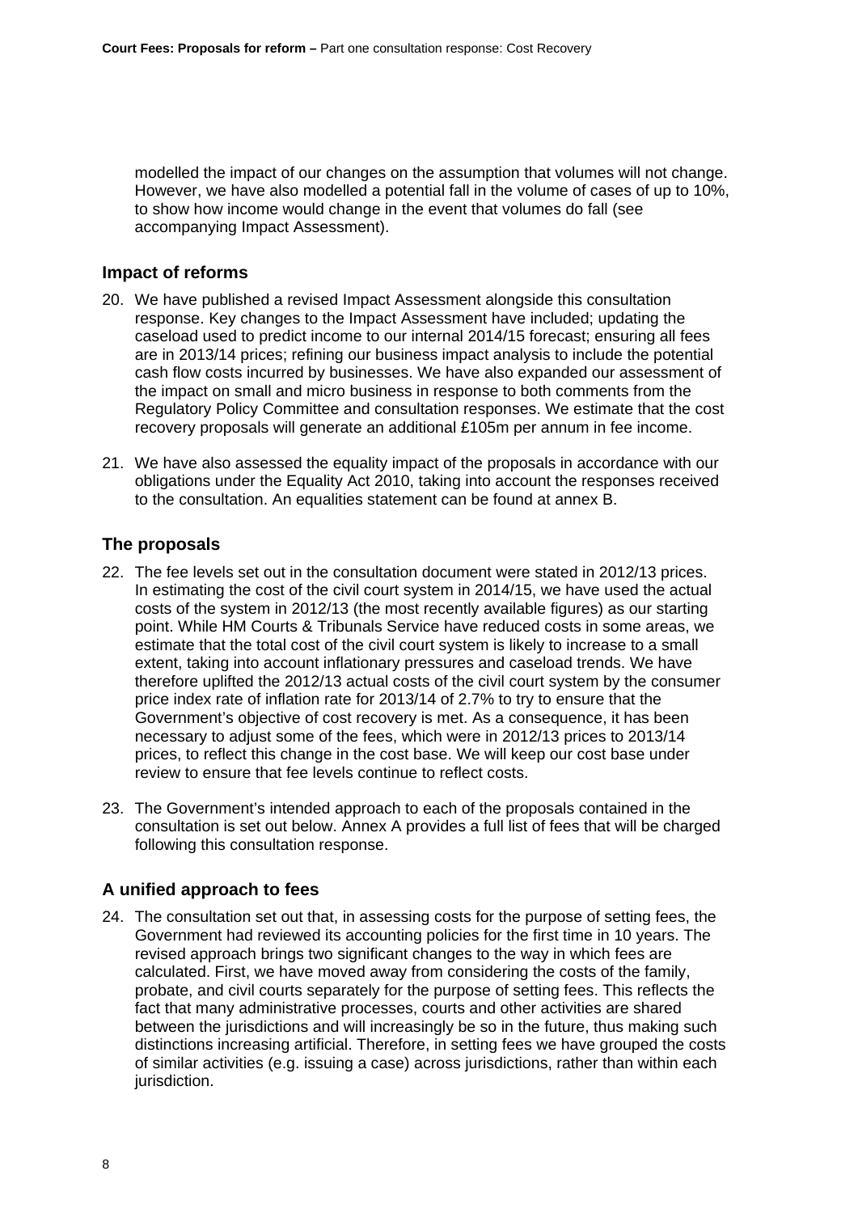modelled the impact of our changes on the assumption that volumes will not change. However, we have also modelled a potential fall in the volume of cases of up to 10%, to show how income would change in the event that volumes do fall (see accompanying Impact Assessment).

## Impact of reforms

20. We have published a revised Impact Assessment alongside this consultation response. Key changes to the Impact Assessment have included; updating the caseload used to predict income to our internal 2014/15 forecast; ensuring all fees are in 2013/14 prices; refining our business impact analysis to include the potential cash flow costs incurred by businesses. We have also expanded our assessment of the impact on small and micro business in response to both comments from the Regulatory Policy Committee and consultation responses. We estimate that the cost recovery proposals will generate an additional £105m per annum in fee income.

21. We have also assessed the equality impact of the proposals in accordance with our obligations under the Equality Act 2010, taking into account the responses received to the consultation. An equalities statement can be found at annex B.

## The proposals

22. The fee levels set out in the consultation document were stated in 2012/13 prices. In estimating the cost of the civil court system in 2014/15, we have used the actual costs of the system in 2012/13 (the most recently available figures) as our starting point. While HM Courts & Tribunals Service have reduced costs in some areas, we estimate that the total cost of the civil court system is likely to increase to a small extent, taking into account inflationary pressures and caseload trends. We have therefore uplifted the 2012/13 actual costs of the civil court system by the consumer price index rate of inflation rate for 2013/14 of 2.7% to try to ensure that the Government's objective of cost recovery is met. As a consequence, it has been necessary to adjust some of the fees, which were in 2012/13 prices to 2013/14 prices, to reflect this change in the cost base. We will keep our cost base under review to ensure that fee levels continue to reflect costs.

23. The Government's intended approach to each of the proposals contained in the consultation is set out below. Annex A provides a full list of fees that will be charged following this consultation response.

## A unified approach to fees

24. The consultation set out that, in assessing costs for the purpose of setting fees, the Government had reviewed its accounting policies for the first time in 10 years. The revised approach brings two significant changes to the way in which fees are calculated. First, we have moved away from considering the costs of the family, probate, and civil courts separately for the purpose of setting fees. This reflects the fact that many administrative processes, courts and other activities are shared between the jurisdictions and will increasingly be so in the future, thus making such distinctions increasing artificial. Therefore, in setting fees we have grouped the costs of similar activities (e.g. issuing a case) across jurisdictions, rather than within each jurisdiction.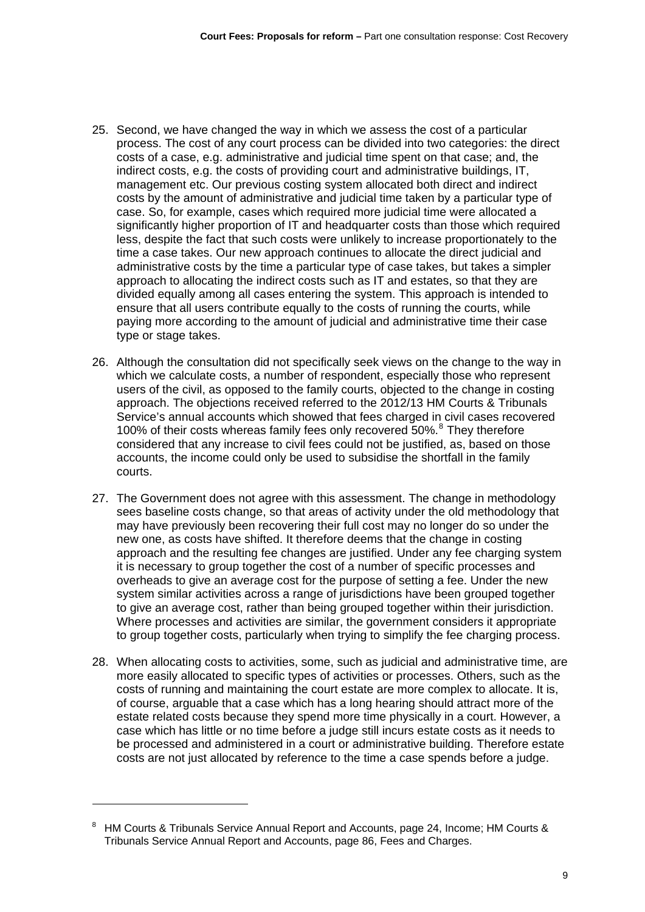25. Second, we have changed the way in which we assess the cost of a particular process. The cost of any court process can be divided into two categories: the direct costs of a case, e.g. administrative and judicial time spent on that case; and, the indirect costs, e.g. the costs of providing court and administrative buildings, IT, management etc. Our previous costing system allocated both direct and indirect costs by the amount of administrative and judicial time taken by a particular type of case. So, for example, cases which required more judicial time were allocated a significantly higher proportion of IT and headquarter costs than those which required less, despite the fact that such costs were unlikely to increase proportionately to the time a case takes. Our new approach continues to allocate the direct judicial and administrative costs by the time a particular type of case takes, but takes a simpler approach to allocating the indirect costs such as IT and estates, so that they are divided equally among all cases entering the system. This approach is intended to ensure that all users contribute equally to the costs of running the courts, while paying more according to the amount of judicial and administrative time their case type or stage takes.

26. Although the consultation did not specifically seek views on the change to the way in which we calculate costs, a number of respondent, especially those who represent users of the civil, as opposed to the family courts, objected to the change in costing approach. The objections received referred to the 2012/13 HM Courts & Tribunals Service's annual accounts which showed that fees charged in civil cases recovered 100% of their costs whereas family fees only recovered 50%.[8] They therefore considered that any increase to civil fees could not be justified, as, based on those accounts, the income could only be used to subsidise the shortfall in the family courts.

27. The Government does not agree with this assessment. The change in methodology sees baseline costs change, so that areas of activity under the old methodology that may have previously been recovering their full cost may no longer do so under the new one, as costs have shifted. It therefore deems that the change in costing approach and the resulting fee changes are justified. Under any fee charging system it is necessary to group together the cost of a number of specific processes and overheads to give an average cost for the purpose of setting a fee. Under the new system similar activities across a range of jurisdictions have been grouped together to give an average cost, rather than being grouped together within their jurisdiction. Where processes and activities are similar, the government considers it appropriate to group together costs, particularly when trying to simplify the fee charging process.

28. When allocating costs to activities, some, such as judicial and administrative time, are more easily allocated to specific types of activities or processes. Others, such as the costs of running and maintaining the court estate are more complex to allocate. It is, of course, arguable that a case which has a long hearing should attract more of the estate related costs because they spend more time physically in a court. However, a case which has little or no time before a judge still incurs estate costs as it needs to be processed and administered in a court or administrative building. Therefore estate costs are not just allocated by reference to the time a case spends before a judge.

---

[8] HM Courts & Tribunals Service Annual Report and Accounts, page 24, Income; HM Courts & Tribunals Service Annual Report and Accounts, page 86, Fees and Charges.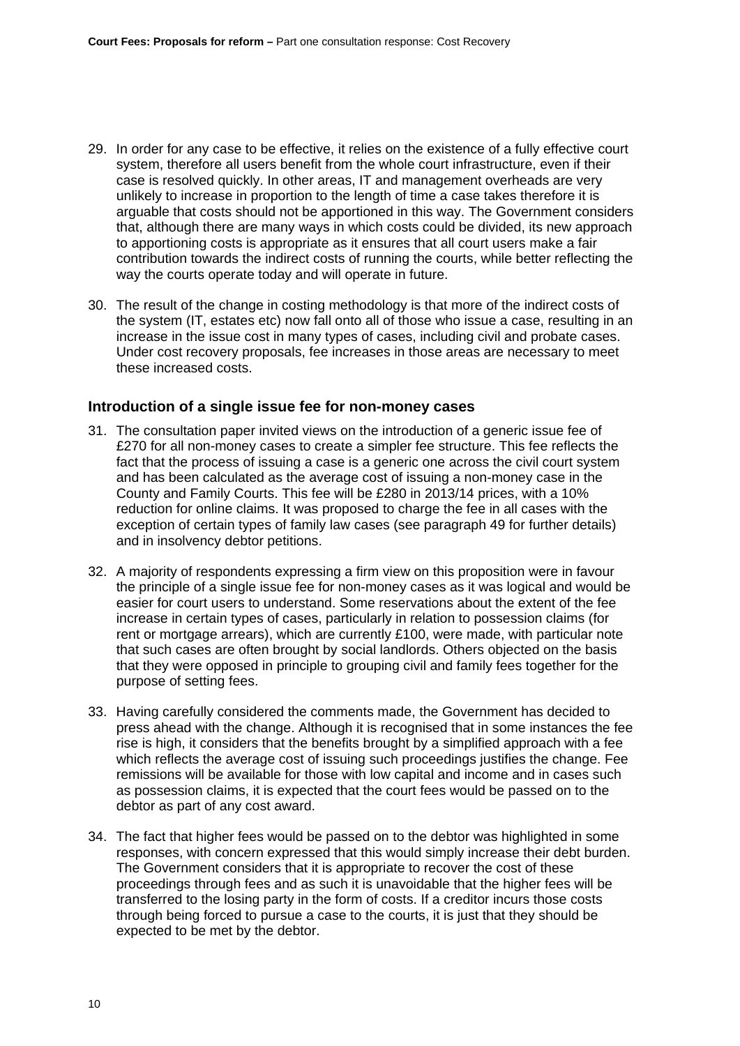29. In order for any case to be effective, it relies on the existence of a fully effective court system, therefore all users benefit from the whole court infrastructure, even if their case is resolved quickly. In other areas, IT and management overheads are very unlikely to increase in proportion to the length of time a case takes therefore it is arguable that costs should not be apportioned in this way. The Government considers that, although there are many ways in which costs could be divided, its new approach to apportioning costs is appropriate as it ensures that all court users make a fair contribution towards the indirect costs of running the courts, while better reflecting the way the courts operate today and will operate in future.

30. The result of the change in costing methodology is that more of the indirect costs of the system (IT, estates etc) now fall onto all of those who issue a case, resulting in an increase in the issue cost in many types of cases, including civil and probate cases. Under cost recovery proposals, fee increases in those areas are necessary to meet these increased costs.

### Introduction of a single issue fee for non-money cases

31. The consultation paper invited views on the introduction of a generic issue fee of £270 for all non-money cases to create a simpler fee structure. This fee reflects the fact that the process of issuing a case is a generic one across the civil court system and has been calculated as the average cost of issuing a non-money case in the County and Family Courts. This fee will be £280 in 2013/14 prices, with a 10% reduction for online claims. It was proposed to charge the fee in all cases with the exception of certain types of family law cases (see paragraph 49 for further details) and in insolvency debtor petitions.

32. A majority of respondents expressing a firm view on this proposition were in favour the principle of a single issue fee for non-money cases as it was logical and would be easier for court users to understand. Some reservations about the extent of the fee increase in certain types of cases, particularly in relation to possession claims (for rent or mortgage arrears), which are currently £100, were made, with particular note that such cases are often brought by social landlords. Others objected on the basis that they were opposed in principle to grouping civil and family fees together for the purpose of setting fees.

33. Having carefully considered the comments made, the Government has decided to press ahead with the change. Although it is recognised that in some instances the fee rise is high, it considers that the benefits brought by a simplified approach with a fee which reflects the average cost of issuing such proceedings justifies the change. Fee remissions will be available for those with low capital and income and in cases such as possession claims, it is expected that the court fees would be passed on to the debtor as part of any cost award.

34. The fact that higher fees would be passed on to the debtor was highlighted in some responses, with concern expressed that this would simply increase their debt burden. The Government considers that it is appropriate to recover the cost of these proceedings through fees and as such it is unavoidable that the higher fees will be transferred to the losing party in the form of costs. If a creditor incurs those costs through being forced to pursue a case to the courts, it is just that they should be expected to be met by the debtor.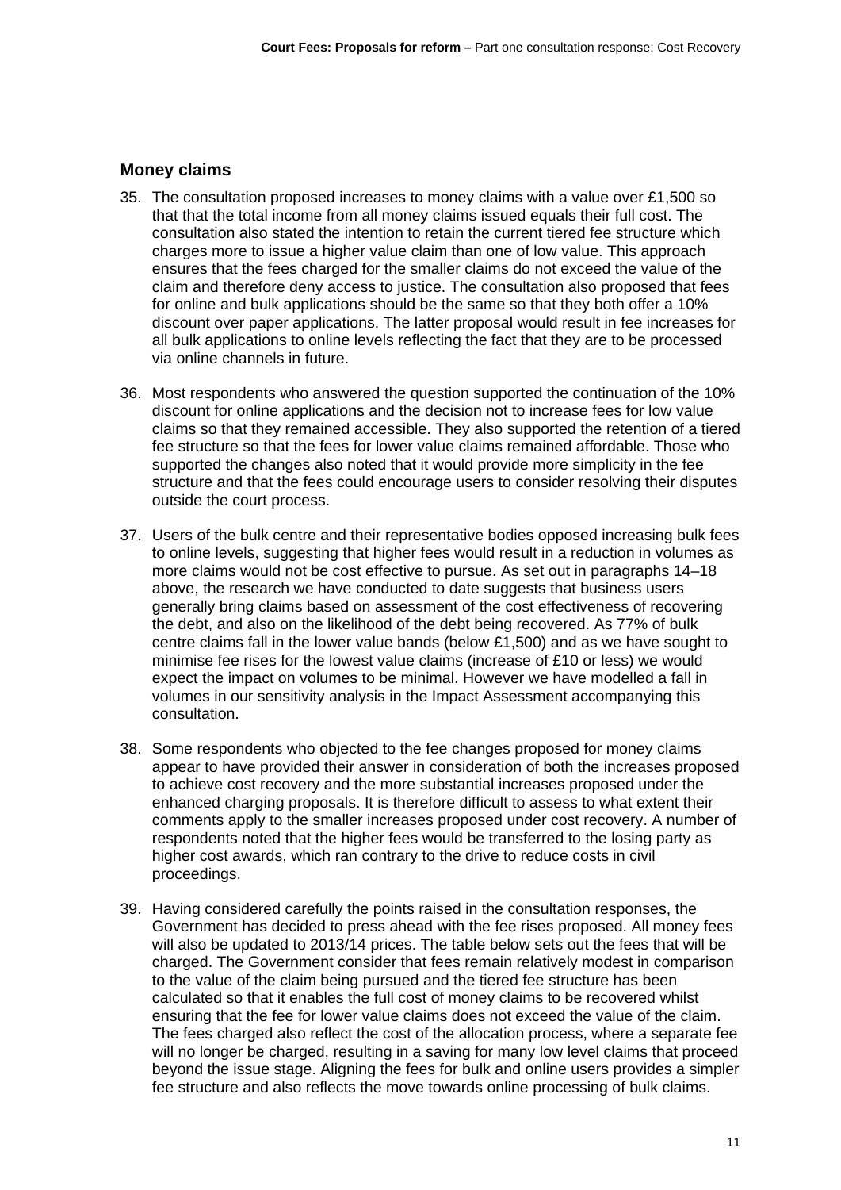## Money claims

35. The consultation proposed increases to money claims with a value over £1,500 so that that the total income from all money claims issued equals their full cost. The consultation also stated the intention to retain the current tiered fee structure which charges more to issue a higher value claim than one of low value. This approach ensures that the fees charged for the smaller claims do not exceed the value of the claim and therefore deny access to justice. The consultation also proposed that fees for online and bulk applications should be the same so that they both offer a 10% discount over paper applications. The latter proposal would result in fee increases for all bulk applications to online levels reflecting the fact that they are to be processed via online channels in future.

36. Most respondents who answered the question supported the continuation of the 10% discount for online applications and the decision not to increase fees for low value claims so that they remained accessible. They also supported the retention of a tiered fee structure so that the fees for lower value claims remained affordable. Those who supported the changes also noted that it would provide more simplicity in the fee structure and that the fees could encourage users to consider resolving their disputes outside the court process.

37. Users of the bulk centre and their representative bodies opposed increasing bulk fees to online levels, suggesting that higher fees would result in a reduction in volumes as more claims would not be cost effective to pursue. As set out in paragraphs 14–18 above, the research we have conducted to date suggests that business users generally bring claims based on assessment of the cost effectiveness of recovering the debt, and also on the likelihood of the debt being recovered. As 77% of bulk centre claims fall in the lower value bands (below £1,500) and as we have sought to minimise fee rises for the lowest value claims (increase of £10 or less) we would expect the impact on volumes to be minimal. However we have modelled a fall in volumes in our sensitivity analysis in the Impact Assessment accompanying this consultation.

38. Some respondents who objected to the fee changes proposed for money claims appear to have provided their answer in consideration of both the increases proposed to achieve cost recovery and the more substantial increases proposed under the enhanced charging proposals. It is therefore difficult to assess to what extent their comments apply to the smaller increases proposed under cost recovery. A number of respondents noted that the higher fees would be transferred to the losing party as higher cost awards, which ran contrary to the drive to reduce costs in civil proceedings.

39. Having considered carefully the points raised in the consultation responses, the Government has decided to press ahead with the fee rises proposed. All money fees will also be updated to 2013/14 prices. The table below sets out the fees that will be charged. The Government consider that fees remain relatively modest in comparison to the value of the claim being pursued and the tiered fee structure has been calculated so that it enables the full cost of money claims to be recovered whilst ensuring that the fee for lower value claims does not exceed the value of the claim. The fees charged also reflect the cost of the allocation process, where a separate fee will no longer be charged, resulting in a saving for many low level claims that proceed beyond the issue stage. Aligning the fees for bulk and online users provides a simpler fee structure and also reflects the move towards online processing of bulk claims.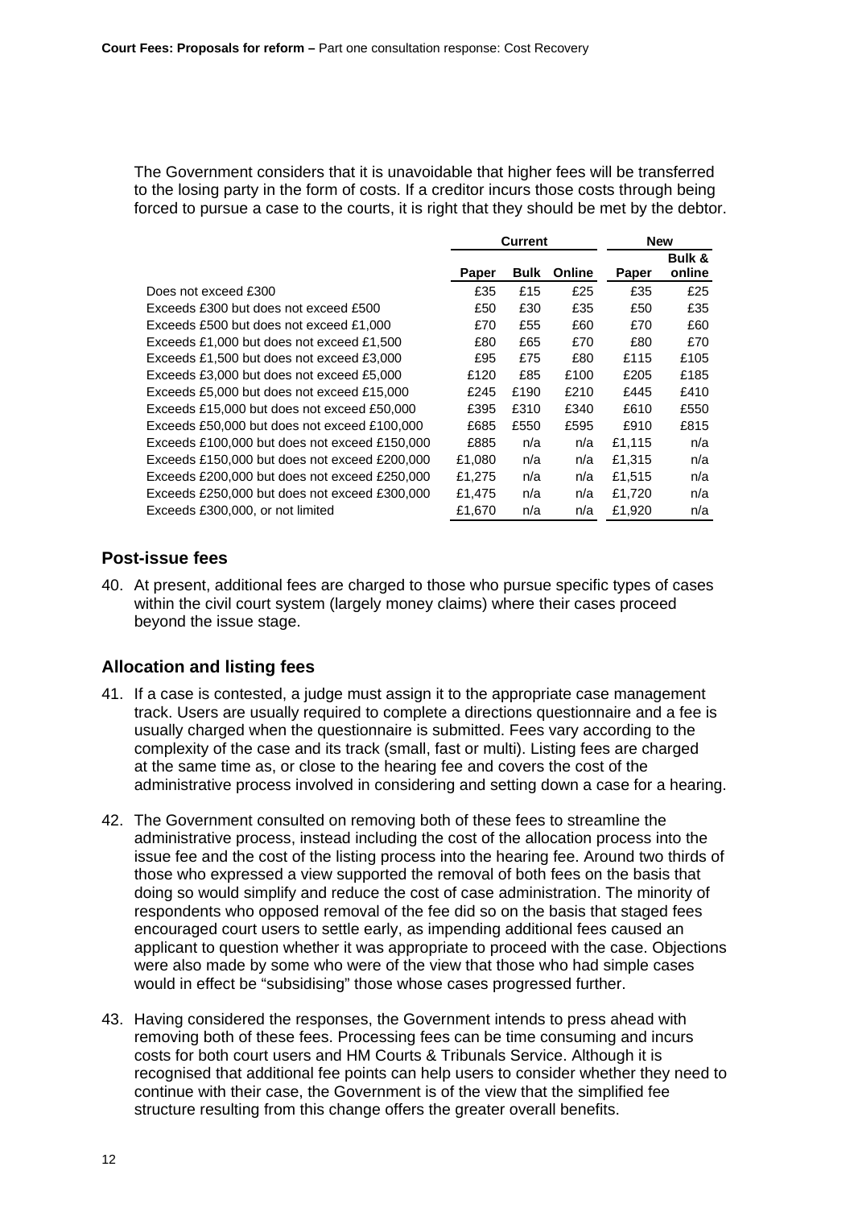The Government considers that it is unavoidable that higher fees will be transferred to the losing party in the form of costs. If a creditor incurs those costs through being forced to pursue a case to the courts, it is right that they should be met by the debtor.

| | Current | | | New | |
|---|---|---|---|---|---|
| | Paper | Bulk | Online | Paper | Bulk & online |
| Does not exceed £300 | £35 | £15 | £25 | £35 | £25 |
| Exceeds £300 but does not exceed £500 | £50 | £30 | £35 | £50 | £35 |
| Exceeds £500 but does not exceed £1,000 | £70 | £55 | £60 | £70 | £60 |
| Exceeds £1,000 but does not exceed £1,500 | £80 | £65 | £70 | £80 | £70 |
| Exceeds £1,500 but does not exceed £3,000 | £95 | £75 | £80 | £115 | £105 |
| Exceeds £3,000 but does not exceed £5,000 | £120 | £85 | £100 | £205 | £185 |
| Exceeds £5,000 but does not exceed £15,000 | £245 | £190 | £210 | £445 | £410 |
| Exceeds £15,000 but does not exceed £50,000 | £395 | £310 | £340 | £610 | £550 |
| Exceeds £50,000 but does not exceed £100,000 | £685 | £550 | £595 | £910 | £815 |
| Exceeds £100,000 but does not exceed £150,000 | £885 | n/a | n/a | £1,115 | n/a |
| Exceeds £150,000 but does not exceed £200,000 | £1,080 | n/a | n/a | £1,315 | n/a |
| Exceeds £200,000 but does not exceed £250,000 | £1,275 | n/a | n/a | £1,515 | n/a |
| Exceeds £250,000 but does not exceed £300,000 | £1,475 | n/a | n/a | £1,720 | n/a |
| Exceeds £300,000, or not limited | £1,670 | n/a | n/a | £1,920 | n/a |

## Post-issue fees

40. At present, additional fees are charged to those who pursue specific types of cases within the civil court system (largely money claims) where their cases proceed beyond the issue stage.

## Allocation and listing fees

41. If a case is contested, a judge must assign it to the appropriate case management track. Users are usually required to complete a directions questionnaire and a fee is usually charged when the questionnaire is submitted. Fees vary according to the complexity of the case and its track (small, fast or multi). Listing fees are charged at the same time as, or close to the hearing fee and covers the cost of the administrative process involved in considering and setting down a case for a hearing.

42. The Government consulted on removing both of these fees to streamline the administrative process, instead including the cost of the allocation process into the issue fee and the cost of the listing process into the hearing fee. Around two thirds of those who expressed a view supported the removal of both fees on the basis that doing so would simplify and reduce the cost of case administration. The minority of respondents who opposed removal of the fee did so on the basis that staged fees encouraged court users to settle early, as impending additional fees caused an applicant to question whether it was appropriate to proceed with the case. Objections were also made by some who were of the view that those who had simple cases would in effect be "subsidising" those whose cases progressed further.

43. Having considered the responses, the Government intends to press ahead with removing both of these fees. Processing fees can be time consuming and incurs costs for both court users and HM Courts & Tribunals Service. Although it is recognised that additional fee points can help users to consider whether they need to continue with their case, the Government is of the view that the simplified fee structure resulting from this change offers the greater overall benefits.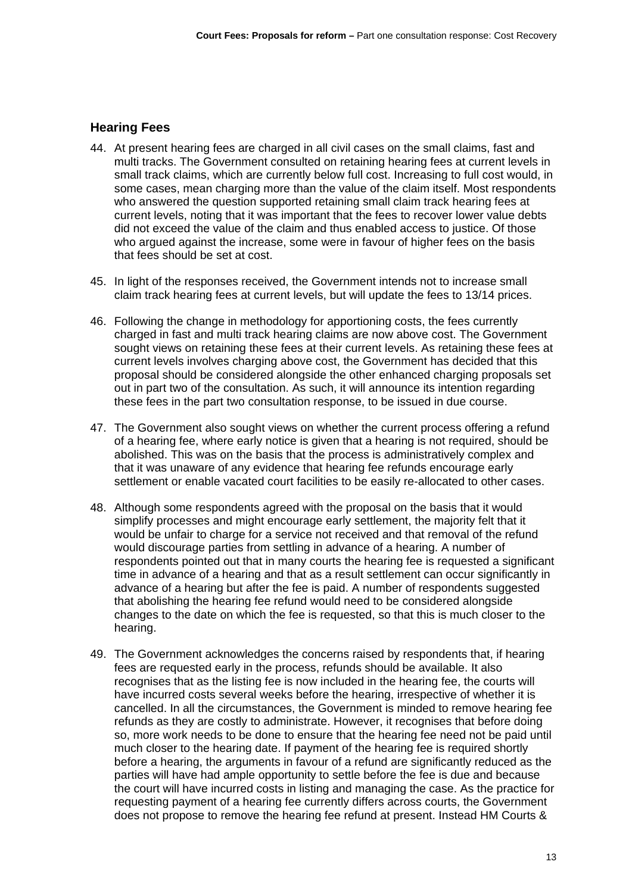## Hearing Fees

44. At present hearing fees are charged in all civil cases on the small claims, fast and multi tracks. The Government consulted on retaining hearing fees at current levels in small track claims, which are currently below full cost. Increasing to full cost would, in some cases, mean charging more than the value of the claim itself. Most respondents who answered the question supported retaining small claim track hearing fees at current levels, noting that it was important that the fees to recover lower value debts did not exceed the value of the claim and thus enabled access to justice. Of those who argued against the increase, some were in favour of higher fees on the basis that fees should be set at cost.

45. In light of the responses received, the Government intends not to increase small claim track hearing fees at current levels, but will update the fees to 13/14 prices.

46. Following the change in methodology for apportioning costs, the fees currently charged in fast and multi track hearing claims are now above cost. The Government sought views on retaining these fees at their current levels. As retaining these fees at current levels involves charging above cost, the Government has decided that this proposal should be considered alongside the other enhanced charging proposals set out in part two of the consultation. As such, it will announce its intention regarding these fees in the part two consultation response, to be issued in due course.

47. The Government also sought views on whether the current process offering a refund of a hearing fee, where early notice is given that a hearing is not required, should be abolished. This was on the basis that the process is administratively complex and that it was unaware of any evidence that hearing fee refunds encourage early settlement or enable vacated court facilities to be easily re-allocated to other cases.

48. Although some respondents agreed with the proposal on the basis that it would simplify processes and might encourage early settlement, the majority felt that it would be unfair to charge for a service not received and that removal of the refund would discourage parties from settling in advance of a hearing. A number of respondents pointed out that in many courts the hearing fee is requested a significant time in advance of a hearing and that as a result settlement can occur significantly in advance of a hearing but after the fee is paid. A number of respondents suggested that abolishing the hearing fee refund would need to be considered alongside changes to the date on which the fee is requested, so that this is much closer to the hearing.

49. The Government acknowledges the concerns raised by respondents that, if hearing fees are requested early in the process, refunds should be available. It also recognises that as the listing fee is now included in the hearing fee, the courts will have incurred costs several weeks before the hearing, irrespective of whether it is cancelled. In all the circumstances, the Government is minded to remove hearing fee refunds as they are costly to administrate. However, it recognises that before doing so, more work needs to be done to ensure that the hearing fee need not be paid until much closer to the hearing date. If payment of the hearing fee is required shortly before a hearing, the arguments in favour of a refund are significantly reduced as the parties will have had ample opportunity to settle before the fee is due and because the court will have incurred costs in listing and managing the case. As the practice for requesting payment of a hearing fee currently differs across courts, the Government does not propose to remove the hearing fee refund at present. Instead HM Courts &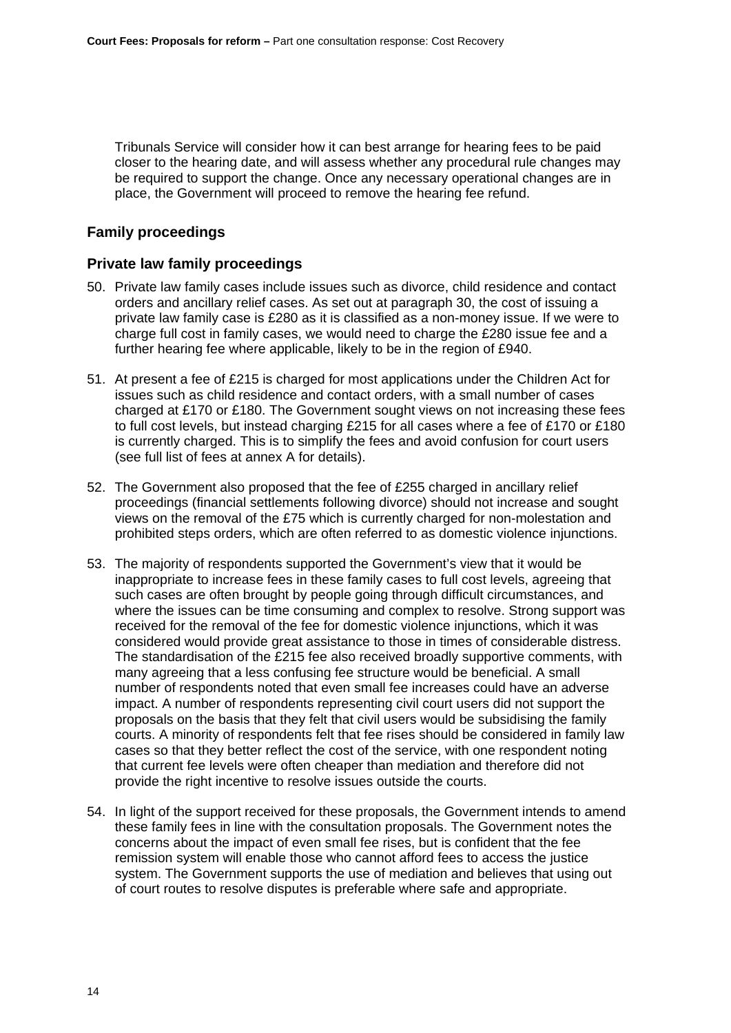Tribunals Service will consider how it can best arrange for hearing fees to be paid closer to the hearing date, and will assess whether any procedural rule changes may be required to support the change. Once any necessary operational changes are in place, the Government will proceed to remove the hearing fee refund.

## Family proceedings

### Private law family proceedings

50. Private law family cases include issues such as divorce, child residence and contact orders and ancillary relief cases. As set out at paragraph 30, the cost of issuing a private law family case is £280 as it is classified as a non-money issue. If we were to charge full cost in family cases, we would need to charge the £280 issue fee and a further hearing fee where applicable, likely to be in the region of £940.

51. At present a fee of £215 is charged for most applications under the Children Act for issues such as child residence and contact orders, with a small number of cases charged at £170 or £180. The Government sought views on not increasing these fees to full cost levels, but instead charging £215 for all cases where a fee of £170 or £180 is currently charged. This is to simplify the fees and avoid confusion for court users (see full list of fees at annex A for details).

52. The Government also proposed that the fee of £255 charged in ancillary relief proceedings (financial settlements following divorce) should not increase and sought views on the removal of the £75 which is currently charged for non-molestation and prohibited steps orders, which are often referred to as domestic violence injunctions.

53. The majority of respondents supported the Government's view that it would be inappropriate to increase fees in these family cases to full cost levels, agreeing that such cases are often brought by people going through difficult circumstances, and where the issues can be time consuming and complex to resolve. Strong support was received for the removal of the fee for domestic violence injunctions, which it was considered would provide great assistance to those in times of considerable distress. The standardisation of the £215 fee also received broadly supportive comments, with many agreeing that a less confusing fee structure would be beneficial. A small number of respondents noted that even small fee increases could have an adverse impact. A number of respondents representing civil court users did not support the proposals on the basis that they felt that civil users would be subsidising the family courts. A minority of respondents felt that fee rises should be considered in family law cases so that they better reflect the cost of the service, with one respondent noting that current fee levels were often cheaper than mediation and therefore did not provide the right incentive to resolve issues outside the courts.

54. In light of the support received for these proposals, the Government intends to amend these family fees in line with the consultation proposals. The Government notes the concerns about the impact of even small fee rises, but is confident that the fee remission system will enable those who cannot afford fees to access the justice system. The Government supports the use of mediation and believes that using out of court routes to resolve disputes is preferable where safe and appropriate.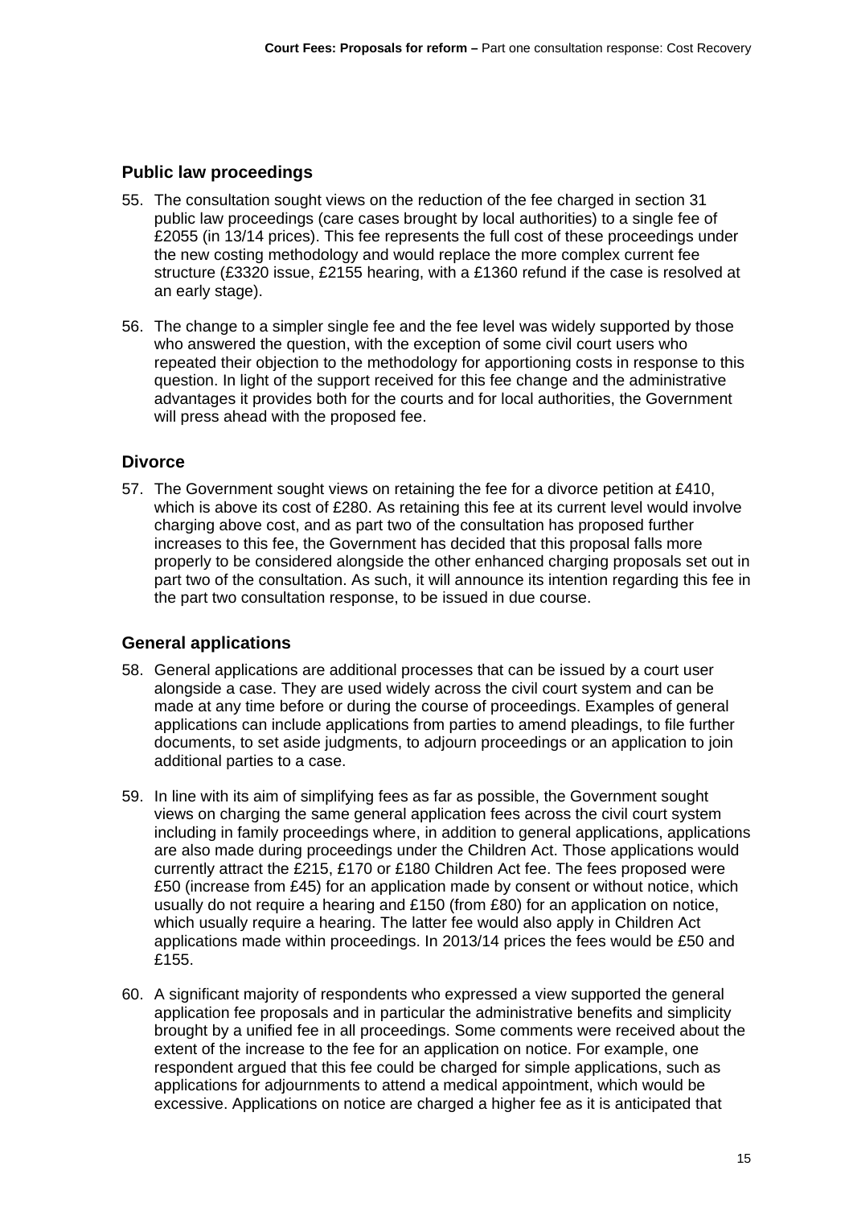## Public law proceedings

55. The consultation sought views on the reduction of the fee charged in section 31 public law proceedings (care cases brought by local authorities) to a single fee of £2055 (in 13/14 prices). This fee represents the full cost of these proceedings under the new costing methodology and would replace the more complex current fee structure (£3320 issue, £2155 hearing, with a £1360 refund if the case is resolved at an early stage).

56. The change to a simpler single fee and the fee level was widely supported by those who answered the question, with the exception of some civil court users who repeated their objection to the methodology for apportioning costs in response to this question. In light of the support received for this fee change and the administrative advantages it provides both for the courts and for local authorities, the Government will press ahead with the proposed fee.

## Divorce

57. The Government sought views on retaining the fee for a divorce petition at £410, which is above its cost of £280. As retaining this fee at its current level would involve charging above cost, and as part two of the consultation has proposed further increases to this fee, the Government has decided that this proposal falls more properly to be considered alongside the other enhanced charging proposals set out in part two of the consultation. As such, it will announce its intention regarding this fee in the part two consultation response, to be issued in due course.

## General applications

58. General applications are additional processes that can be issued by a court user alongside a case. They are used widely across the civil court system and can be made at any time before or during the course of proceedings. Examples of general applications can include applications from parties to amend pleadings, to file further documents, to set aside judgments, to adjourn proceedings or an application to join additional parties to a case.

59. In line with its aim of simplifying fees as far as possible, the Government sought views on charging the same general application fees across the civil court system including in family proceedings where, in addition to general applications, applications are also made during proceedings under the Children Act. Those applications would currently attract the £215, £170 or £180 Children Act fee. The fees proposed were £50 (increase from £45) for an application made by consent or without notice, which usually do not require a hearing and £150 (from £80) for an application on notice, which usually require a hearing. The latter fee would also apply in Children Act applications made within proceedings. In 2013/14 prices the fees would be £50 and £155.

60. A significant majority of respondents who expressed a view supported the general application fee proposals and in particular the administrative benefits and simplicity brought by a unified fee in all proceedings. Some comments were received about the extent of the increase to the fee for an application on notice. For example, one respondent argued that this fee could be charged for simple applications, such as applications for adjournments to attend a medical appointment, which would be excessive. Applications on notice are charged a higher fee as it is anticipated that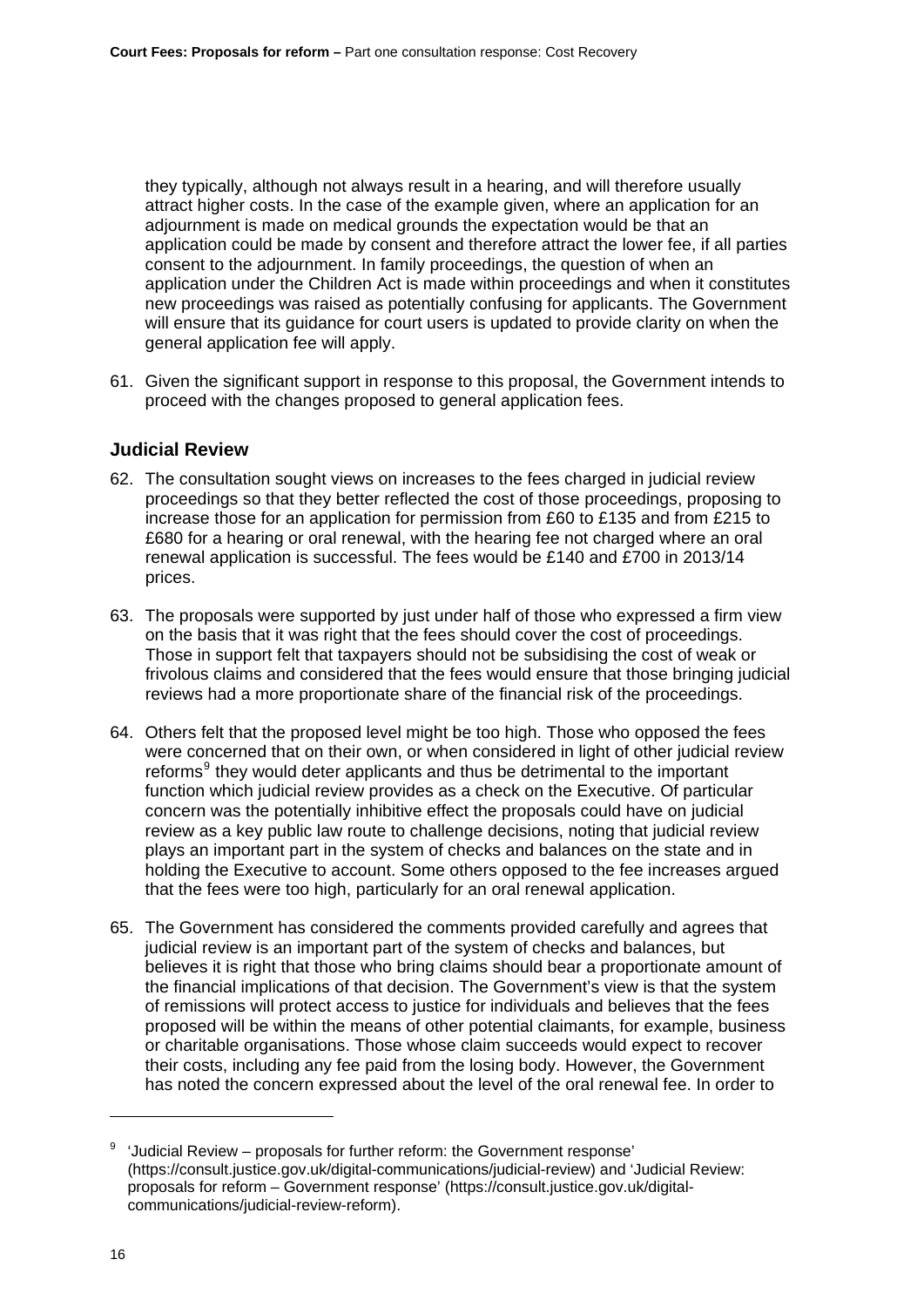they typically, although not always result in a hearing, and will therefore usually attract higher costs. In the case of the example given, where an application for an adjournment is made on medical grounds the expectation would be that an application could be made by consent and therefore attract the lower fee, if all parties consent to the adjournment. In family proceedings, the question of when an application under the Children Act is made within proceedings and when it constitutes new proceedings was raised as potentially confusing for applicants. The Government will ensure that its guidance for court users is updated to provide clarity on when the general application fee will apply.

61. Given the significant support in response to this proposal, the Government intends to proceed with the changes proposed to general application fees.

### Judicial Review

62. The consultation sought views on increases to the fees charged in judicial review proceedings so that they better reflected the cost of those proceedings, proposing to increase those for an application for permission from £60 to £135 and from £215 to £680 for a hearing or oral renewal, with the hearing fee not charged where an oral renewal application is successful. The fees would be £140 and £700 in 2013/14 prices.

63. The proposals were supported by just under half of those who expressed a firm view on the basis that it was right that the fees should cover the cost of proceedings. Those in support felt that taxpayers should not be subsidising the cost of weak or frivolous claims and considered that the fees would ensure that those bringing judicial reviews had a more proportionate share of the financial risk of the proceedings.

64. Others felt that the proposed level might be too high. Those who opposed the fees were concerned that on their own, or when considered in light of other judicial review reforms[9] they would deter applicants and thus be detrimental to the important function which judicial review provides as a check on the Executive. Of particular concern was the potentially inhibitive effect the proposals could have on judicial review as a key public law route to challenge decisions, noting that judicial review plays an important part in the system of checks and balances on the state and in holding the Executive to account. Some others opposed to the fee increases argued that the fees were too high, particularly for an oral renewal application.

65. The Government has considered the comments provided carefully and agrees that judicial review is an important part of the system of checks and balances, but believes it is right that those who bring claims should bear a proportionate amount of the financial implications of that decision. The Government's view is that the system of remissions will protect access to justice for individuals and believes that the fees proposed will be within the means of other potential claimants, for example, business or charitable organisations. Those whose claim succeeds would expect to recover their costs, including any fee paid from the losing body. However, the Government has noted the concern expressed about the level of the oral renewal fee. In order to

---

[9] 'Judicial Review – proposals for further reform: the Government response' (https://consult.justice.gov.uk/digital-communications/judicial-review) and 'Judicial Review: proposals for reform – Government response' (https://consult.justice.gov.uk/digital-communications/judicial-review-reform).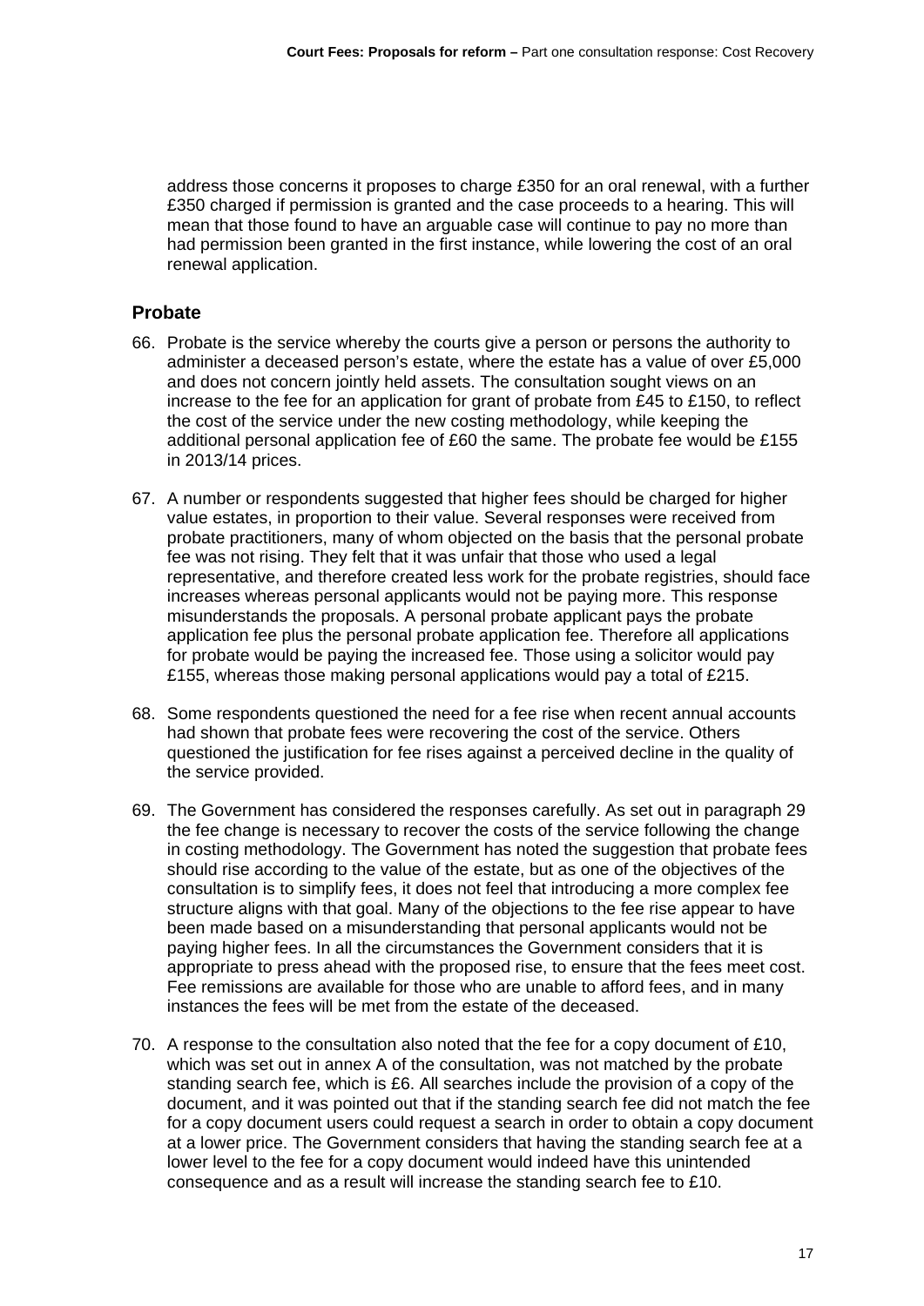address those concerns it proposes to charge £350 for an oral renewal, with a further £350 charged if permission is granted and the case proceeds to a hearing. This will mean that those found to have an arguable case will continue to pay no more than had permission been granted in the first instance, while lowering the cost of an oral renewal application.

## Probate

66. Probate is the service whereby the courts give a person or persons the authority to administer a deceased person's estate, where the estate has a value of over £5,000 and does not concern jointly held assets. The consultation sought views on an increase to the fee for an application for grant of probate from £45 to £150, to reflect the cost of the service under the new costing methodology, while keeping the additional personal application fee of £60 the same. The probate fee would be £155 in 2013/14 prices.

67. A number or respondents suggested that higher fees should be charged for higher value estates, in proportion to their value. Several responses were received from probate practitioners, many of whom objected on the basis that the personal probate fee was not rising. They felt that it was unfair that those who used a legal representative, and therefore created less work for the probate registries, should face increases whereas personal applicants would not be paying more. This response misunderstands the proposals. A personal probate applicant pays the probate application fee plus the personal probate application fee. Therefore all applications for probate would be paying the increased fee. Those using a solicitor would pay £155, whereas those making personal applications would pay a total of £215.

68. Some respondents questioned the need for a fee rise when recent annual accounts had shown that probate fees were recovering the cost of the service. Others questioned the justification for fee rises against a perceived decline in the quality of the service provided.

69. The Government has considered the responses carefully. As set out in paragraph 29 the fee change is necessary to recover the costs of the service following the change in costing methodology. The Government has noted the suggestion that probate fees should rise according to the value of the estate, but as one of the objectives of the consultation is to simplify fees, it does not feel that introducing a more complex fee structure aligns with that goal. Many of the objections to the fee rise appear to have been made based on a misunderstanding that personal applicants would not be paying higher fees. In all the circumstances the Government considers that it is appropriate to press ahead with the proposed rise, to ensure that the fees meet cost. Fee remissions are available for those who are unable to afford fees, and in many instances the fees will be met from the estate of the deceased.

70. A response to the consultation also noted that the fee for a copy document of £10, which was set out in annex A of the consultation, was not matched by the probate standing search fee, which is £6. All searches include the provision of a copy of the document, and it was pointed out that if the standing search fee did not match the fee for a copy document users could request a search in order to obtain a copy document at a lower price. The Government considers that having the standing search fee at a lower level to the fee for a copy document would indeed have this unintended consequence and as a result will increase the standing search fee to £10.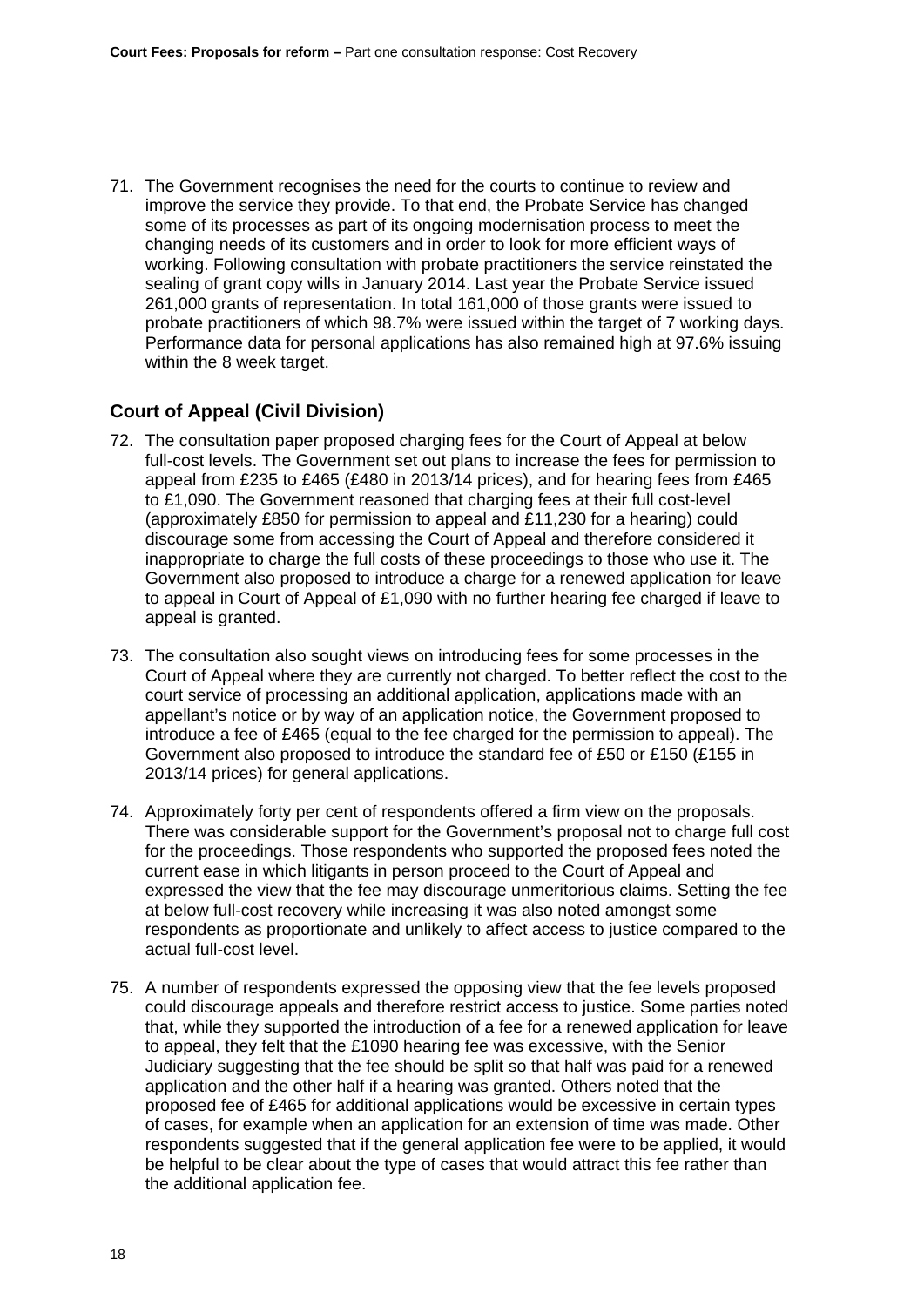71. The Government recognises the need for the courts to continue to review and improve the service they provide. To that end, the Probate Service has changed some of its processes as part of its ongoing modernisation process to meet the changing needs of its customers and in order to look for more efficient ways of working. Following consultation with probate practitioners the service reinstated the sealing of grant copy wills in January 2014. Last year the Probate Service issued 261,000 grants of representation. In total 161,000 of those grants were issued to probate practitioners of which 98.7% were issued within the target of 7 working days. Performance data for personal applications has also remained high at 97.6% issuing within the 8 week target.

## Court of Appeal (Civil Division)

72. The consultation paper proposed charging fees for the Court of Appeal at below full-cost levels. The Government set out plans to increase the fees for permission to appeal from £235 to £465 (£480 in 2013/14 prices), and for hearing fees from £465 to £1,090. The Government reasoned that charging fees at their full cost-level (approximately £850 for permission to appeal and £11,230 for a hearing) could discourage some from accessing the Court of Appeal and therefore considered it inappropriate to charge the full costs of these proceedings to those who use it. The Government also proposed to introduce a charge for a renewed application for leave to appeal in Court of Appeal of £1,090 with no further hearing fee charged if leave to appeal is granted.

73. The consultation also sought views on introducing fees for some processes in the Court of Appeal where they are currently not charged. To better reflect the cost to the court service of processing an additional application, applications made with an appellant's notice or by way of an application notice, the Government proposed to introduce a fee of £465 (equal to the fee charged for the permission to appeal). The Government also proposed to introduce the standard fee of £50 or £150 (£155 in 2013/14 prices) for general applications.

74. Approximately forty per cent of respondents offered a firm view on the proposals. There was considerable support for the Government's proposal not to charge full cost for the proceedings. Those respondents who supported the proposed fees noted the current ease in which litigants in person proceed to the Court of Appeal and expressed the view that the fee may discourage unmeritorious claims. Setting the fee at below full-cost recovery while increasing it was also noted amongst some respondents as proportionate and unlikely to affect access to justice compared to the actual full-cost level.

75. A number of respondents expressed the opposing view that the fee levels proposed could discourage appeals and therefore restrict access to justice. Some parties noted that, while they supported the introduction of a fee for a renewed application for leave to appeal, they felt that the £1090 hearing fee was excessive, with the Senior Judiciary suggesting that the fee should be split so that half was paid for a renewed application and the other half if a hearing was granted. Others noted that the proposed fee of £465 for additional applications would be excessive in certain types of cases, for example when an application for an extension of time was made. Other respondents suggested that if the general application fee were to be applied, it would be helpful to be clear about the type of cases that would attract this fee rather than the additional application fee.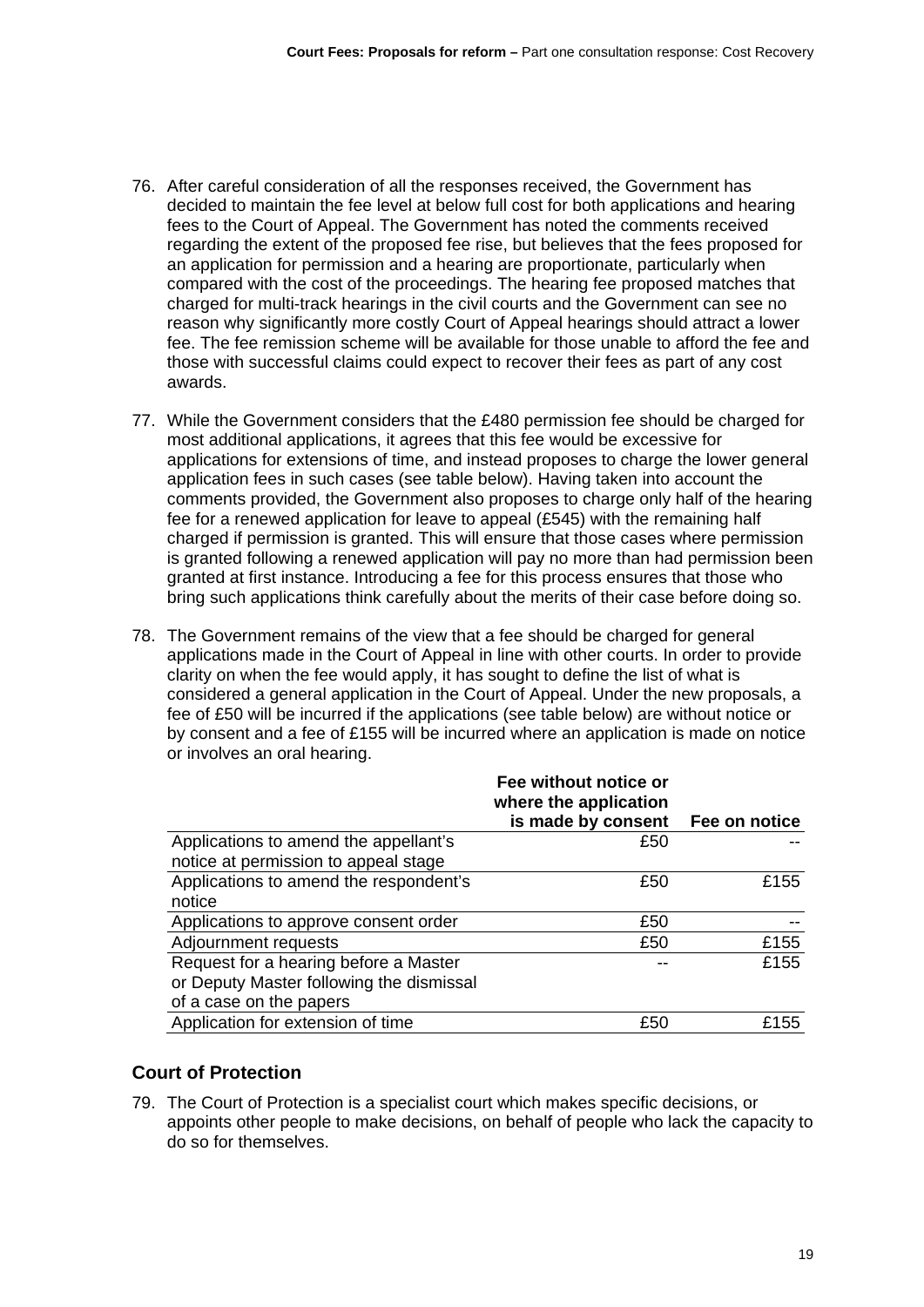76. After careful consideration of all the responses received, the Government has decided to maintain the fee level at below full cost for both applications and hearing fees to the Court of Appeal. The Government has noted the comments received regarding the extent of the proposed fee rise, but believes that the fees proposed for an application for permission and a hearing are proportionate, particularly when compared with the cost of the proceedings. The hearing fee proposed matches that charged for multi-track hearings in the civil courts and the Government can see no reason why significantly more costly Court of Appeal hearings should attract a lower fee. The fee remission scheme will be available for those unable to afford the fee and those with successful claims could expect to recover their fees as part of any cost awards.

77. While the Government considers that the £480 permission fee should be charged for most additional applications, it agrees that this fee would be excessive for applications for extensions of time, and instead proposes to charge the lower general application fees in such cases (see table below). Having taken into account the comments provided, the Government also proposes to charge only half of the hearing fee for a renewed application for leave to appeal (£545) with the remaining half charged if permission is granted. This will ensure that those cases where permission is granted following a renewed application will pay no more than had permission been granted at first instance. Introducing a fee for this process ensures that those who bring such applications think carefully about the merits of their case before doing so.

78. The Government remains of the view that a fee should be charged for general applications made in the Court of Appeal in line with other courts. In order to provide clarity on when the fee would apply, it has sought to define the list of what is considered a general application in the Court of Appeal. Under the new proposals, a fee of £50 will be incurred if the applications (see table below) are without notice or by consent and a fee of £155 will be incurred where an application is made on notice or involves an oral hearing.

| | Fee without notice or where the application is made by consent | Fee on notice |
|---|---|---|
| Applications to amend the appellant's notice at permission to appeal stage | £50 | -- |
| Applications to amend the respondent's notice | £50 | £155 |
| Applications to approve consent order | £50 | -- |
| Adjournment requests | £50 | £155 |
| Request for a hearing before a Master or Deputy Master following the dismissal of a case on the papers | -- | £155 |
| Application for extension of time | £50 | £155 |

## Court of Protection

79. The Court of Protection is a specialist court which makes specific decisions, or appoints other people to make decisions, on behalf of people who lack the capacity to do so for themselves.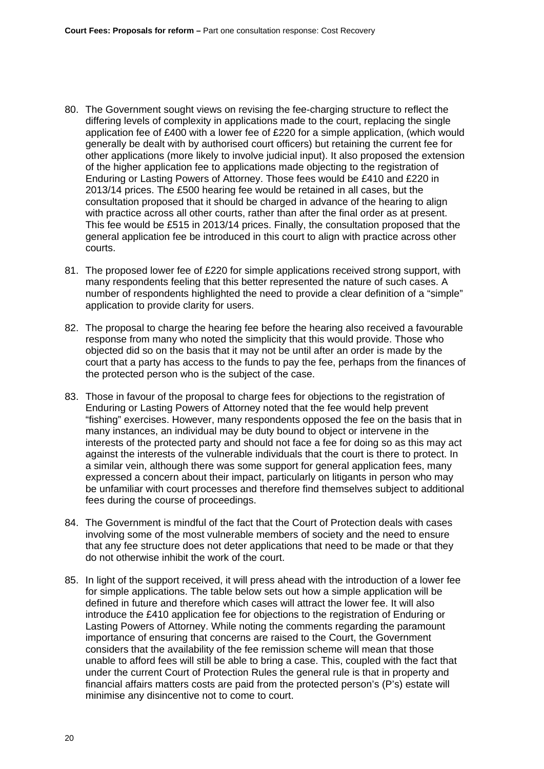80. The Government sought views on revising the fee-charging structure to reflect the differing levels of complexity in applications made to the court, replacing the single application fee of £400 with a lower fee of £220 for a simple application, (which would generally be dealt with by authorised court officers) but retaining the current fee for other applications (more likely to involve judicial input). It also proposed the extension of the higher application fee to applications made objecting to the registration of Enduring or Lasting Powers of Attorney. Those fees would be £410 and £220 in 2013/14 prices. The £500 hearing fee would be retained in all cases, but the consultation proposed that it should be charged in advance of the hearing to align with practice across all other courts, rather than after the final order as at present. This fee would be £515 in 2013/14 prices. Finally, the consultation proposed that the general application fee be introduced in this court to align with practice across other courts.

81. The proposed lower fee of £220 for simple applications received strong support, with many respondents feeling that this better represented the nature of such cases. A number of respondents highlighted the need to provide a clear definition of a "simple" application to provide clarity for users.

82. The proposal to charge the hearing fee before the hearing also received a favourable response from many who noted the simplicity that this would provide. Those who objected did so on the basis that it may not be until after an order is made by the court that a party has access to the funds to pay the fee, perhaps from the finances of the protected person who is the subject of the case.

83. Those in favour of the proposal to charge fees for objections to the registration of Enduring or Lasting Powers of Attorney noted that the fee would help prevent "fishing" exercises. However, many respondents opposed the fee on the basis that in many instances, an individual may be duty bound to object or intervene in the interests of the protected party and should not face a fee for doing so as this may act against the interests of the vulnerable individuals that the court is there to protect. In a similar vein, although there was some support for general application fees, many expressed a concern about their impact, particularly on litigants in person who may be unfamiliar with court processes and therefore find themselves subject to additional fees during the course of proceedings.

84. The Government is mindful of the fact that the Court of Protection deals with cases involving some of the most vulnerable members of society and the need to ensure that any fee structure does not deter applications that need to be made or that they do not otherwise inhibit the work of the court.

85. In light of the support received, it will press ahead with the introduction of a lower fee for simple applications. The table below sets out how a simple application will be defined in future and therefore which cases will attract the lower fee. It will also introduce the £410 application fee for objections to the registration of Enduring or Lasting Powers of Attorney. While noting the comments regarding the paramount importance of ensuring that concerns are raised to the Court, the Government considers that the availability of the fee remission scheme will mean that those unable to afford fees will still be able to bring a case. This, coupled with the fact that under the current Court of Protection Rules the general rule is that in property and financial affairs matters costs are paid from the protected person's (P's) estate will minimise any disincentive not to come to court.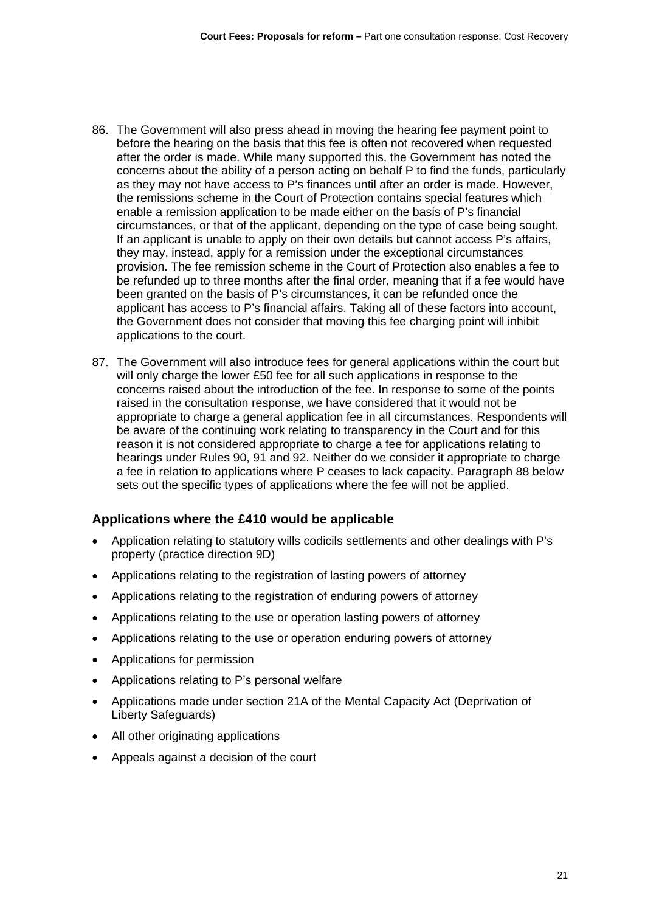86. The Government will also press ahead in moving the hearing fee payment point to before the hearing on the basis that this fee is often not recovered when requested after the order is made. While many supported this, the Government has noted the concerns about the ability of a person acting on behalf P to find the funds, particularly as they may not have access to P's finances until after an order is made. However, the remissions scheme in the Court of Protection contains special features which enable a remission application to be made either on the basis of P's financial circumstances, or that of the applicant, depending on the type of case being sought. If an applicant is unable to apply on their own details but cannot access P's affairs, they may, instead, apply for a remission under the exceptional circumstances provision. The fee remission scheme in the Court of Protection also enables a fee to be refunded up to three months after the final order, meaning that if a fee would have been granted on the basis of P's circumstances, it can be refunded once the applicant has access to P's financial affairs. Taking all of these factors into account, the Government does not consider that moving this fee charging point will inhibit applications to the court.

87. The Government will also introduce fees for general applications within the court but will only charge the lower £50 fee for all such applications in response to the concerns raised about the introduction of the fee. In response to some of the points raised in the consultation response, we have considered that it would not be appropriate to charge a general application fee in all circumstances. Respondents will be aware of the continuing work relating to transparency in the Court and for this reason it is not considered appropriate to charge a fee for applications relating to hearings under Rules 90, 91 and 92. Neither do we consider it appropriate to charge a fee in relation to applications where P ceases to lack capacity. Paragraph 88 below sets out the specific types of applications where the fee will not be applied.

### Applications where the £410 would be applicable

- Application relating to statutory wills codicils settlements and other dealings with P's property (practice direction 9D)
- Applications relating to the registration of lasting powers of attorney
- Applications relating to the registration of enduring powers of attorney
- Applications relating to the use or operation lasting powers of attorney
- Applications relating to the use or operation enduring powers of attorney
- Applications for permission
- Applications relating to P's personal welfare
- Applications made under section 21A of the Mental Capacity Act (Deprivation of Liberty Safeguards)
- All other originating applications
- Appeals against a decision of the court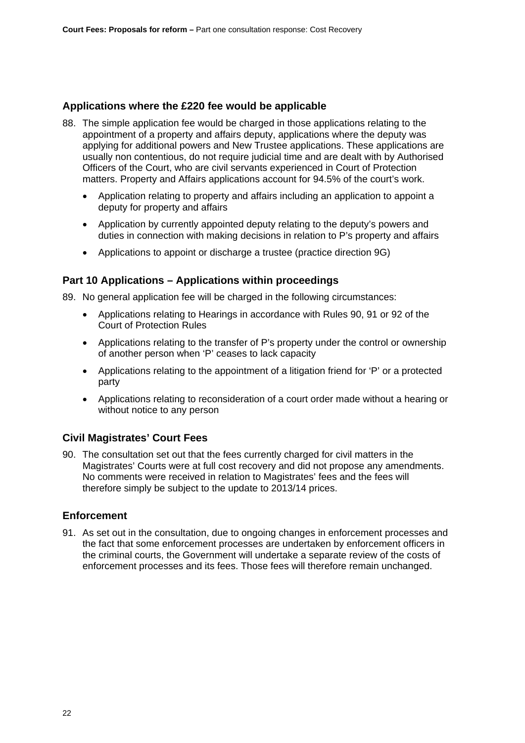### Applications where the £220 fee would be applicable

88. The simple application fee would be charged in those applications relating to the appointment of a property and affairs deputy, applications where the deputy was applying for additional powers and New Trustee applications. These applications are usually non contentious, do not require judicial time and are dealt with by Authorised Officers of the Court, who are civil servants experienced in Court of Protection matters. Property and Affairs applications account for 94.5% of the court's work.

    - Application relating to property and affairs including an application to appoint a deputy for property and affairs
    - Application by currently appointed deputy relating to the deputy's powers and duties in connection with making decisions in relation to P's property and affairs
    - Applications to appoint or discharge a trustee (practice direction 9G)

### Part 10 Applications – Applications within proceedings

89. No general application fee will be charged in the following circumstances:

    - Applications relating to Hearings in accordance with Rules 90, 91 or 92 of the Court of Protection Rules
    - Applications relating to the transfer of P's property under the control or ownership of another person when 'P' ceases to lack capacity
    - Applications relating to the appointment of a litigation friend for 'P' or a protected party
    - Applications relating to reconsideration of a court order made without a hearing or without notice to any person

### Civil Magistrates' Court Fees

90. The consultation set out that the fees currently charged for civil matters in the Magistrates' Courts were at full cost recovery and did not propose any amendments. No comments were received in relation to Magistrates' fees and the fees will therefore simply be subject to the update to 2013/14 prices.

### Enforcement

91. As set out in the consultation, due to ongoing changes in enforcement processes and the fact that some enforcement processes are undertaken by enforcement officers in the criminal courts, the Government will undertake a separate review of the costs of enforcement processes and its fees. Those fees will therefore remain unchanged.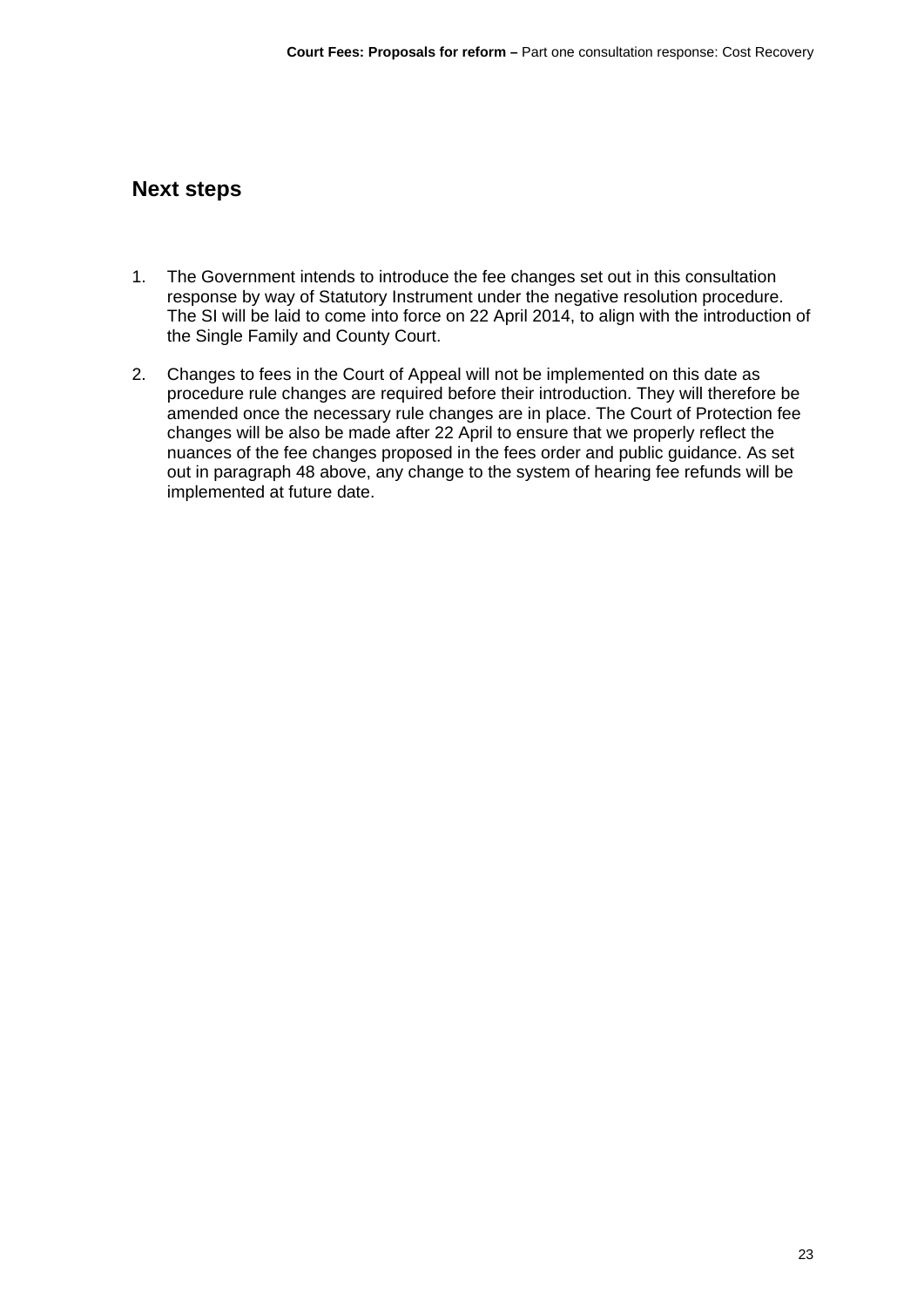## Next steps

1. The Government intends to introduce the fee changes set out in this consultation response by way of Statutory Instrument under the negative resolution procedure. The SI will be laid to come into force on 22 April 2014, to align with the introduction of the Single Family and County Court.

2. Changes to fees in the Court of Appeal will not be implemented on this date as procedure rule changes are required before their introduction. They will therefore be amended once the necessary rule changes are in place. The Court of Protection fee changes will be also be made after 22 April to ensure that we properly reflect the nuances of the fee changes proposed in the fees order and public guidance. As set out in paragraph 48 above, any change to the system of hearing fee refunds will be implemented at future date.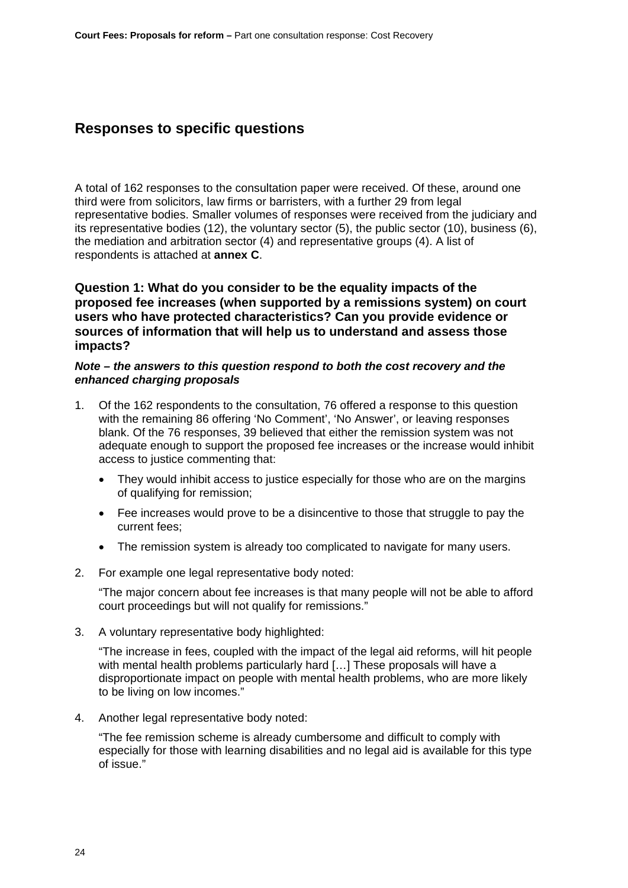## Responses to specific questions

A total of 162 responses to the consultation paper were received. Of these, around one third were from solicitors, law firms or barristers, with a further 29 from legal representative bodies. Smaller volumes of responses were received from the judiciary and its representative bodies (12), the voluntary sector (5), the public sector (10), business (6), the mediation and arbitration sector (4) and representative groups (4). A list of respondents is attached at **annex C**.

### Question 1: What do you consider to be the equality impacts of the proposed fee increases (when supported by a remissions system) on court users who have protected characteristics? Can you provide evidence or sources of information that will help us to understand and assess those impacts?

***Note – the answers to this question respond to both the cost recovery and the enhanced charging proposals***

1. Of the 162 respondents to the consultation, 76 offered a response to this question with the remaining 86 offering ‘No Comment’, ‘No Answer’, or leaving responses blank. Of the 76 responses, 39 believed that either the remission system was not adequate enough to support the proposed fee increases or the increase would inhibit access to justice commenting that:

   - They would inhibit access to justice especially for those who are on the margins of qualifying for remission;
   - Fee increases would prove to be a disincentive to those that struggle to pay the current fees;
   - The remission system is already too complicated to navigate for many users.

2. For example one legal representative body noted:

   “The major concern about fee increases is that many people will not be able to afford court proceedings but will not qualify for remissions.”

3. A voluntary representative body highlighted:

   “The increase in fees, coupled with the impact of the legal aid reforms, will hit people with mental health problems particularly hard […] These proposals will have a disproportionate impact on people with mental health problems, who are more likely to be living on low incomes.”

4. Another legal representative body noted:

   “The fee remission scheme is already cumbersome and difficult to comply with especially for those with learning disabilities and no legal aid is available for this type of issue.”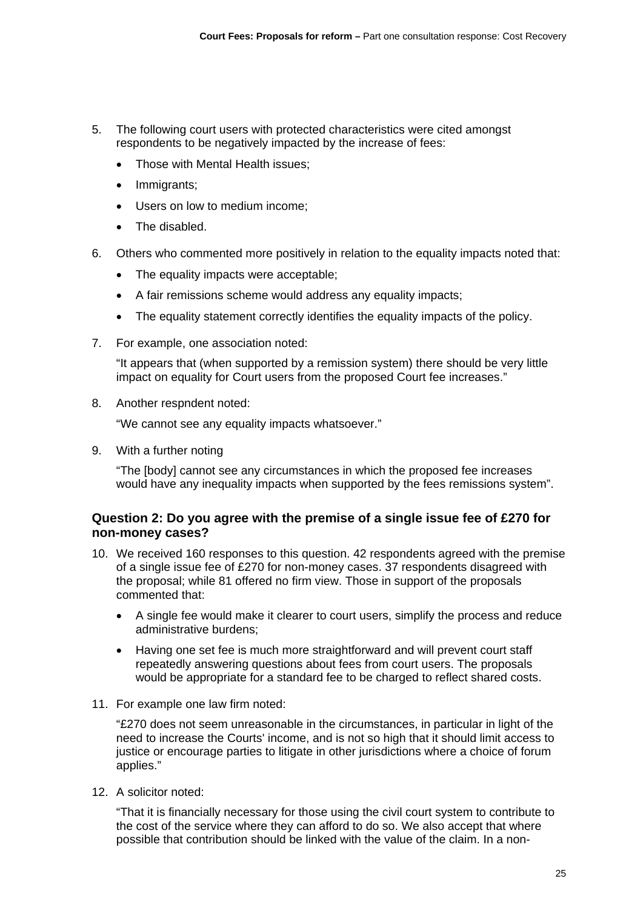5. The following court users with protected characteristics were cited amongst respondents to be negatively impacted by the increase of fees:

    - Those with Mental Health issues;
    - Immigrants;
    - Users on low to medium income;
    - The disabled.

6. Others who commented more positively in relation to the equality impacts noted that:

    - The equality impacts were acceptable;
    - A fair remissions scheme would address any equality impacts;
    - The equality statement correctly identifies the equality impacts of the policy.

7. For example, one association noted:

    "It appears that (when supported by a remission system) there should be very little impact on equality for Court users from the proposed Court fee increases."

8. Another respndent noted:

    "We cannot see any equality impacts whatsoever."

9. With a further noting

    "The [body] cannot see any circumstances in which the proposed fee increases would have any inequality impacts when supported by the fees remissions system".

### Question 2: Do you agree with the premise of a single issue fee of £270 for non-money cases?

10. We received 160 responses to this question. 42 respondents agreed with the premise of a single issue fee of £270 for non-money cases. 37 respondents disagreed with the proposal; while 81 offered no firm view. Those in support of the proposals commented that:

    - A single fee would make it clearer to court users, simplify the process and reduce administrative burdens;
    - Having one set fee is much more straightforward and will prevent court staff repeatedly answering questions about fees from court users. The proposals would be appropriate for a standard fee to be charged to reflect shared costs.

11. For example one law firm noted:

    "£270 does not seem unreasonable in the circumstances, in particular in light of the need to increase the Courts' income, and is not so high that it should limit access to justice or encourage parties to litigate in other jurisdictions where a choice of forum applies."

12. A solicitor noted:

    "That it is financially necessary for those using the civil court system to contribute to the cost of the service where they can afford to do so. We also accept that where possible that contribution should be linked with the value of the claim. In a non-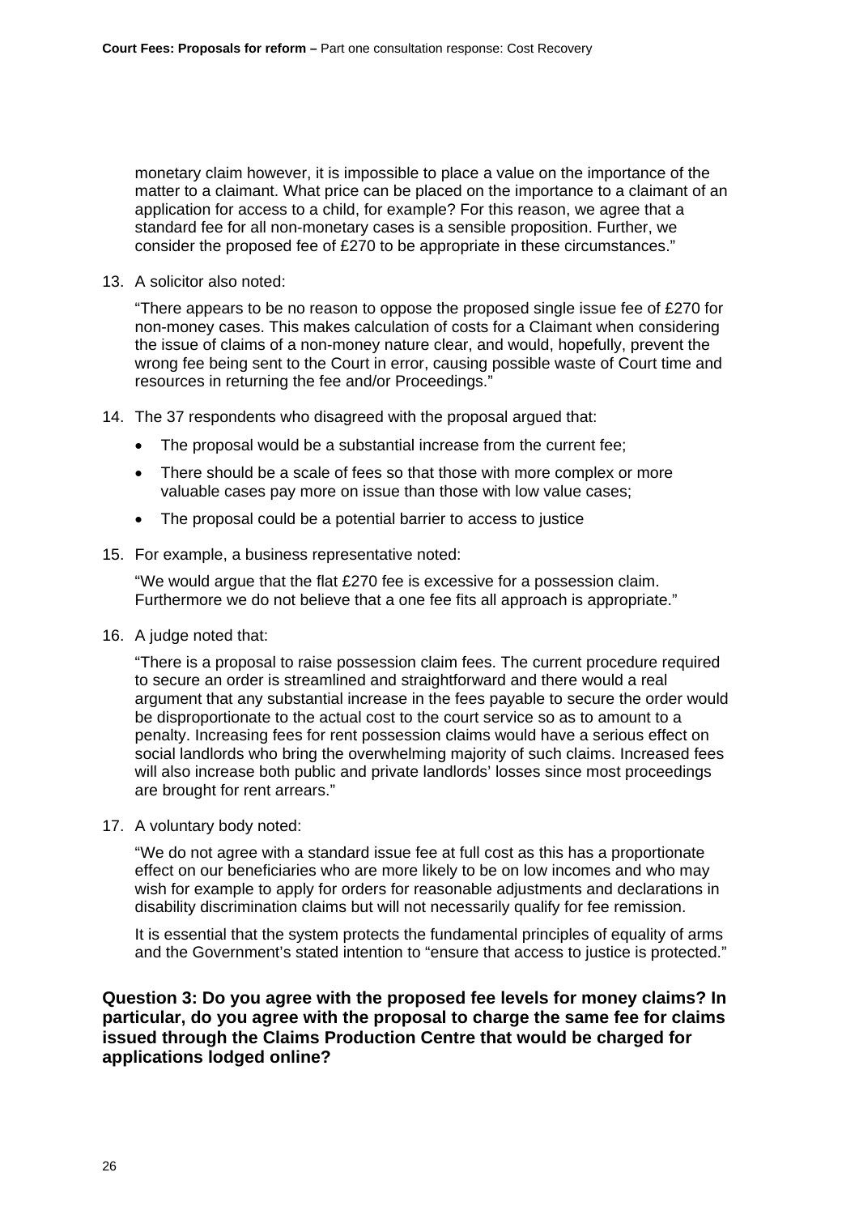monetary claim however, it is impossible to place a value on the importance of the matter to a claimant. What price can be placed on the importance to a claimant of an application for access to a child, for example? For this reason, we agree that a standard fee for all non-monetary cases is a sensible proposition. Further, we consider the proposed fee of £270 to be appropriate in these circumstances."

13. A solicitor also noted:

    "There appears to be no reason to oppose the proposed single issue fee of £270 for non-money cases. This makes calculation of costs for a Claimant when considering the issue of claims of a non-money nature clear, and would, hopefully, prevent the wrong fee being sent to the Court in error, causing possible waste of Court time and resources in returning the fee and/or Proceedings."

14. The 37 respondents who disagreed with the proposal argued that:

    - The proposal would be a substantial increase from the current fee;
    - There should be a scale of fees so that those with more complex or more valuable cases pay more on issue than those with low value cases;
    - The proposal could be a potential barrier to access to justice

15. For example, a business representative noted:

    "We would argue that the flat £270 fee is excessive for a possession claim. Furthermore we do not believe that a one fee fits all approach is appropriate."

16. A judge noted that:

    "There is a proposal to raise possession claim fees. The current procedure required to secure an order is streamlined and straightforward and there would a real argument that any substantial increase in the fees payable to secure the order would be disproportionate to the actual cost to the court service so as to amount to a penalty. Increasing fees for rent possession claims would have a serious effect on social landlords who bring the overwhelming majority of such claims. Increased fees will also increase both public and private landlords' losses since most proceedings are brought for rent arrears."

17. A voluntary body noted:

    "We do not agree with a standard issue fee at full cost as this has a proportionate effect on our beneficiaries who are more likely to be on low incomes and who may wish for example to apply for orders for reasonable adjustments and declarations in disability discrimination claims but will not necessarily qualify for fee remission.

    It is essential that the system protects the fundamental principles of equality of arms and the Government's stated intention to "ensure that access to justice is protected."

**Question 3: Do you agree with the proposed fee levels for money claims? In particular, do you agree with the proposal to charge the same fee for claims issued through the Claims Production Centre that would be charged for applications lodged online?**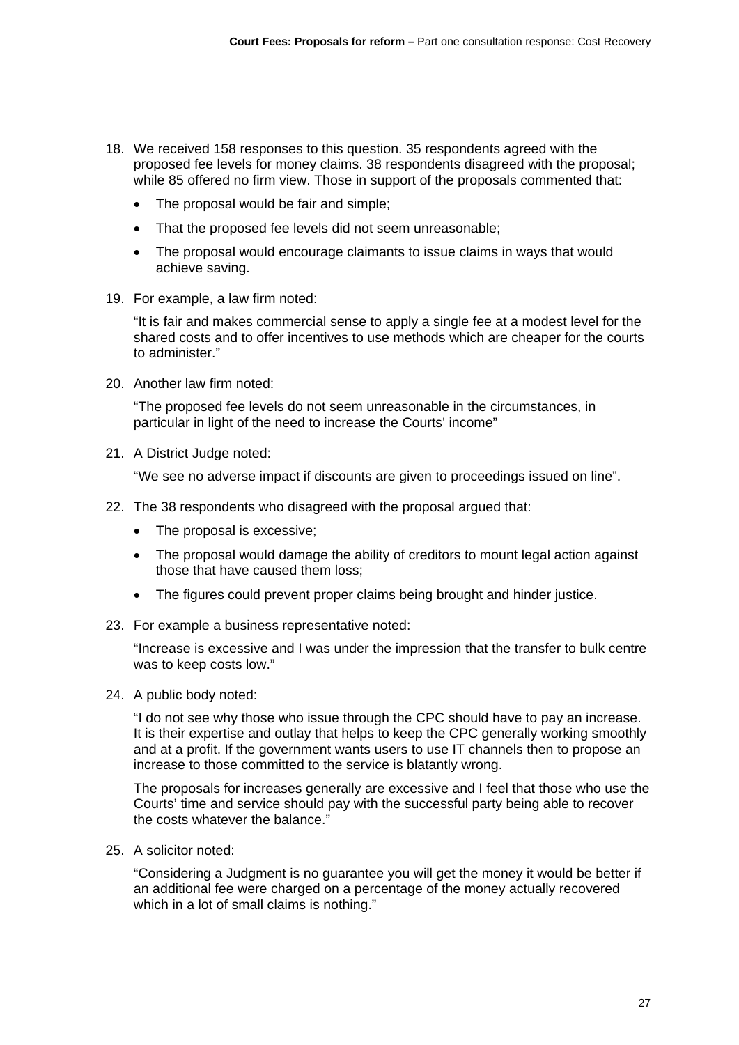18. We received 158 responses to this question. 35 respondents agreed with the proposed fee levels for money claims. 38 respondents disagreed with the proposal; while 85 offered no firm view. Those in support of the proposals commented that:

    - The proposal would be fair and simple;
    - That the proposed fee levels did not seem unreasonable;
    - The proposal would encourage claimants to issue claims in ways that would achieve saving.

19. For example, a law firm noted:

    "It is fair and makes commercial sense to apply a single fee at a modest level for the shared costs and to offer incentives to use methods which are cheaper for the courts to administer."

20. Another law firm noted:

    "The proposed fee levels do not seem unreasonable in the circumstances, in particular in light of the need to increase the Courts' income"

21. A District Judge noted:

    "We see no adverse impact if discounts are given to proceedings issued on line".

22. The 38 respondents who disagreed with the proposal argued that:

    - The proposal is excessive;
    - The proposal would damage the ability of creditors to mount legal action against those that have caused them loss;
    - The figures could prevent proper claims being brought and hinder justice.

23. For example a business representative noted:

    "Increase is excessive and I was under the impression that the transfer to bulk centre was to keep costs low."

24. A public body noted:

    "I do not see why those who issue through the CPC should have to pay an increase. It is their expertise and outlay that helps to keep the CPC generally working smoothly and at a profit. If the government wants users to use IT channels then to propose an increase to those committed to the service is blatantly wrong.

    The proposals for increases generally are excessive and I feel that those who use the Courts' time and service should pay with the successful party being able to recover the costs whatever the balance."

25. A solicitor noted:

    "Considering a Judgment is no guarantee you will get the money it would be better if an additional fee were charged on a percentage of the money actually recovered which in a lot of small claims is nothing."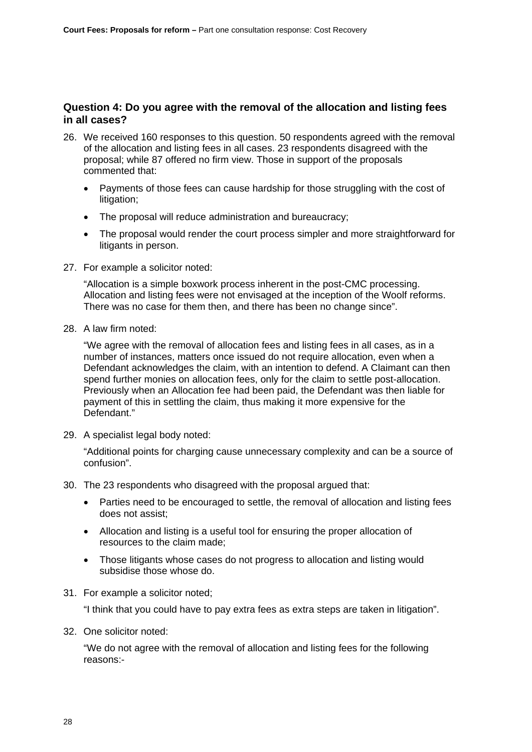### Question 4: Do you agree with the removal of the allocation and listing fees in all cases?

26. We received 160 responses to this question. 50 respondents agreed with the removal of the allocation and listing fees in all cases. 23 respondents disagreed with the proposal; while 87 offered no firm view. Those in support of the proposals commented that:

    - Payments of those fees can cause hardship for those struggling with the cost of litigation;
    - The proposal will reduce administration and bureaucracy;
    - The proposal would render the court process simpler and more straightforward for litigants in person.

27. For example a solicitor noted:

    "Allocation is a simple boxwork process inherent in the post-CMC processing. Allocation and listing fees were not envisaged at the inception of the Woolf reforms. There was no case for them then, and there has been no change since".

28. A law firm noted:

    "We agree with the removal of allocation fees and listing fees in all cases, as in a number of instances, matters once issued do not require allocation, even when a Defendant acknowledges the claim, with an intention to defend. A Claimant can then spend further monies on allocation fees, only for the claim to settle post-allocation. Previously when an Allocation fee had been paid, the Defendant was then liable for payment of this in settling the claim, thus making it more expensive for the Defendant."

29. A specialist legal body noted:

    "Additional points for charging cause unnecessary complexity and can be a source of confusion".

30. The 23 respondents who disagreed with the proposal argued that:

    - Parties need to be encouraged to settle, the removal of allocation and listing fees does not assist;
    - Allocation and listing is a useful tool for ensuring the proper allocation of resources to the claim made;
    - Those litigants whose cases do not progress to allocation and listing would subsidise those whose do.

31. For example a solicitor noted;

    "I think that you could have to pay extra fees as extra steps are taken in litigation".

32. One solicitor noted:

    "We do not agree with the removal of allocation and listing fees for the following reasons:-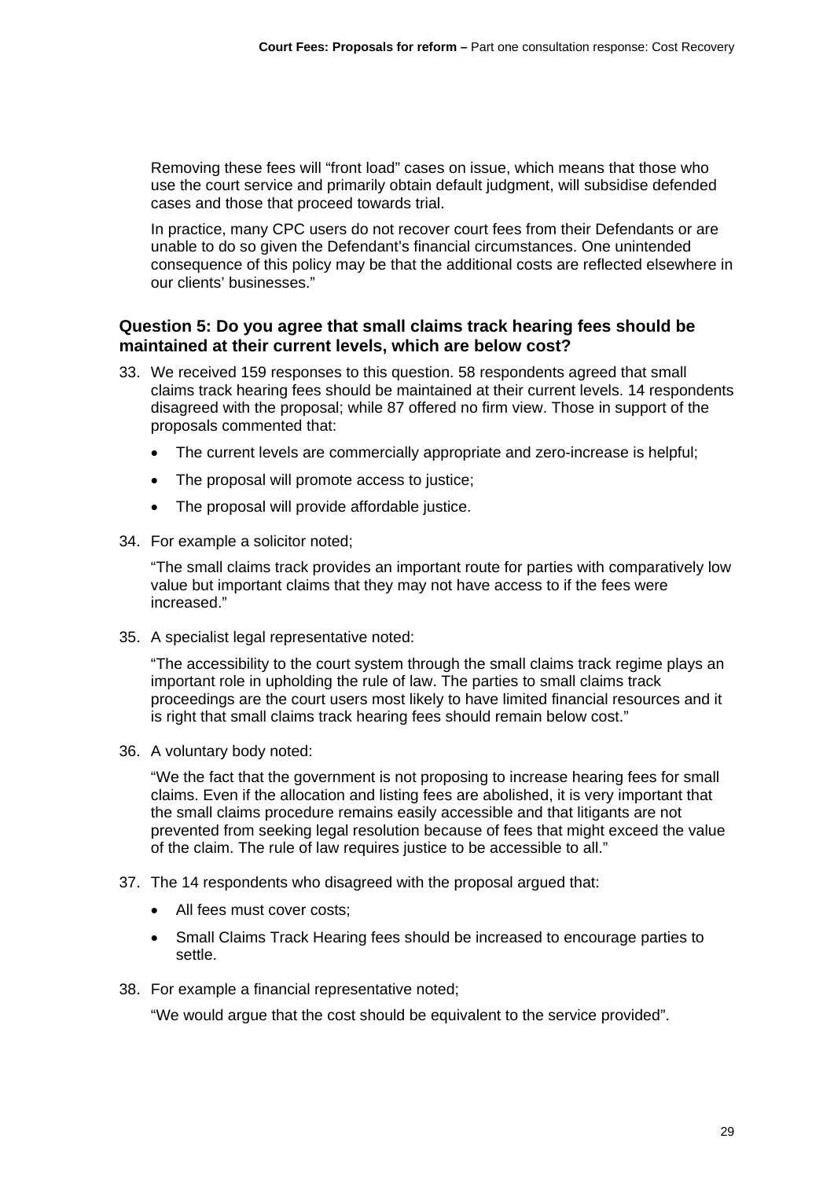Removing these fees will "front load" cases on issue, which means that those who use the court service and primarily obtain default judgment, will subsidise defended cases and those that proceed towards trial.

In practice, many CPC users do not recover court fees from their Defendants or are unable to do so given the Defendant's financial circumstances. One unintended consequence of this policy may be that the additional costs are reflected elsewhere in our clients' businesses."

### Question 5: Do you agree that small claims track hearing fees should be maintained at their current levels, which are below cost?

33. We received 159 responses to this question. 58 respondents agreed that small claims track hearing fees should be maintained at their current levels. 14 respondents disagreed with the proposal; while 87 offered no firm view. Those in support of the proposals commented that:

    - The current levels are commercially appropriate and zero-increase is helpful;
    - The proposal will promote access to justice;
    - The proposal will provide affordable justice.

34. For example a solicitor noted;

    "The small claims track provides an important route for parties with comparatively low value but important claims that they may not have access to if the fees were increased."

35. A specialist legal representative noted:

    "The accessibility to the court system through the small claims track regime plays an important role in upholding the rule of law. The parties to small claims track proceedings are the court users most likely to have limited financial resources and it is right that small claims track hearing fees should remain below cost."

36. A voluntary body noted:

    "We the fact that the government is not proposing to increase hearing fees for small claims. Even if the allocation and listing fees are abolished, it is very important that the small claims procedure remains easily accessible and that litigants are not prevented from seeking legal resolution because of fees that might exceed the value of the claim. The rule of law requires justice to be accessible to all."

37. The 14 respondents who disagreed with the proposal argued that:

    - All fees must cover costs;
    - Small Claims Track Hearing fees should be increased to encourage parties to settle.

38. For example a financial representative noted;

    "We would argue that the cost should be equivalent to the service provided".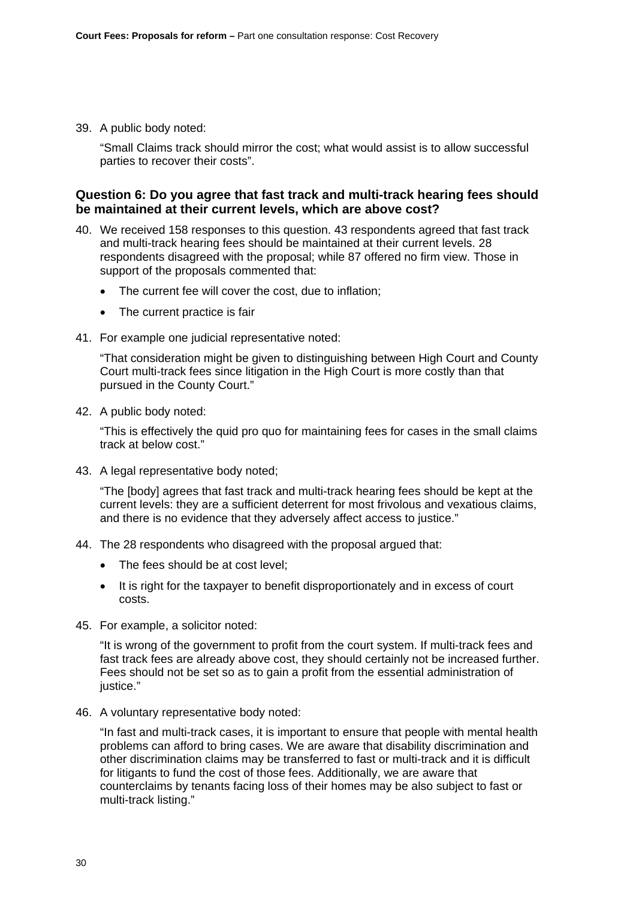39. A public body noted:

    "Small Claims track should mirror the cost; what would assist is to allow successful parties to recover their costs".

### Question 6: Do you agree that fast track and multi-track hearing fees should be maintained at their current levels, which are above cost?

40. We received 158 responses to this question. 43 respondents agreed that fast track and multi-track hearing fees should be maintained at their current levels. 28 respondents disagreed with the proposal; while 87 offered no firm view. Those in support of the proposals commented that:

    - The current fee will cover the cost, due to inflation;
    - The current practice is fair

41. For example one judicial representative noted:

    "That consideration might be given to distinguishing between High Court and County Court multi-track fees since litigation in the High Court is more costly than that pursued in the County Court."

42. A public body noted:

    "This is effectively the quid pro quo for maintaining fees for cases in the small claims track at below cost."

43. A legal representative body noted;

    "The [body] agrees that fast track and multi-track hearing fees should be kept at the current levels: they are a sufficient deterrent for most frivolous and vexatious claims, and there is no evidence that they adversely affect access to justice."

44. The 28 respondents who disagreed with the proposal argued that:

    - The fees should be at cost level;
    - It is right for the taxpayer to benefit disproportionately and in excess of court costs.

45. For example, a solicitor noted:

    "It is wrong of the government to profit from the court system. If multi-track fees and fast track fees are already above cost, they should certainly not be increased further. Fees should not be set so as to gain a profit from the essential administration of justice."

46. A voluntary representative body noted:

    "In fast and multi-track cases, it is important to ensure that people with mental health problems can afford to bring cases. We are aware that disability discrimination and other discrimination claims may be transferred to fast or multi-track and it is difficult for litigants to fund the cost of those fees. Additionally, we are aware that counterclaims by tenants facing loss of their homes may be also subject to fast or multi-track listing."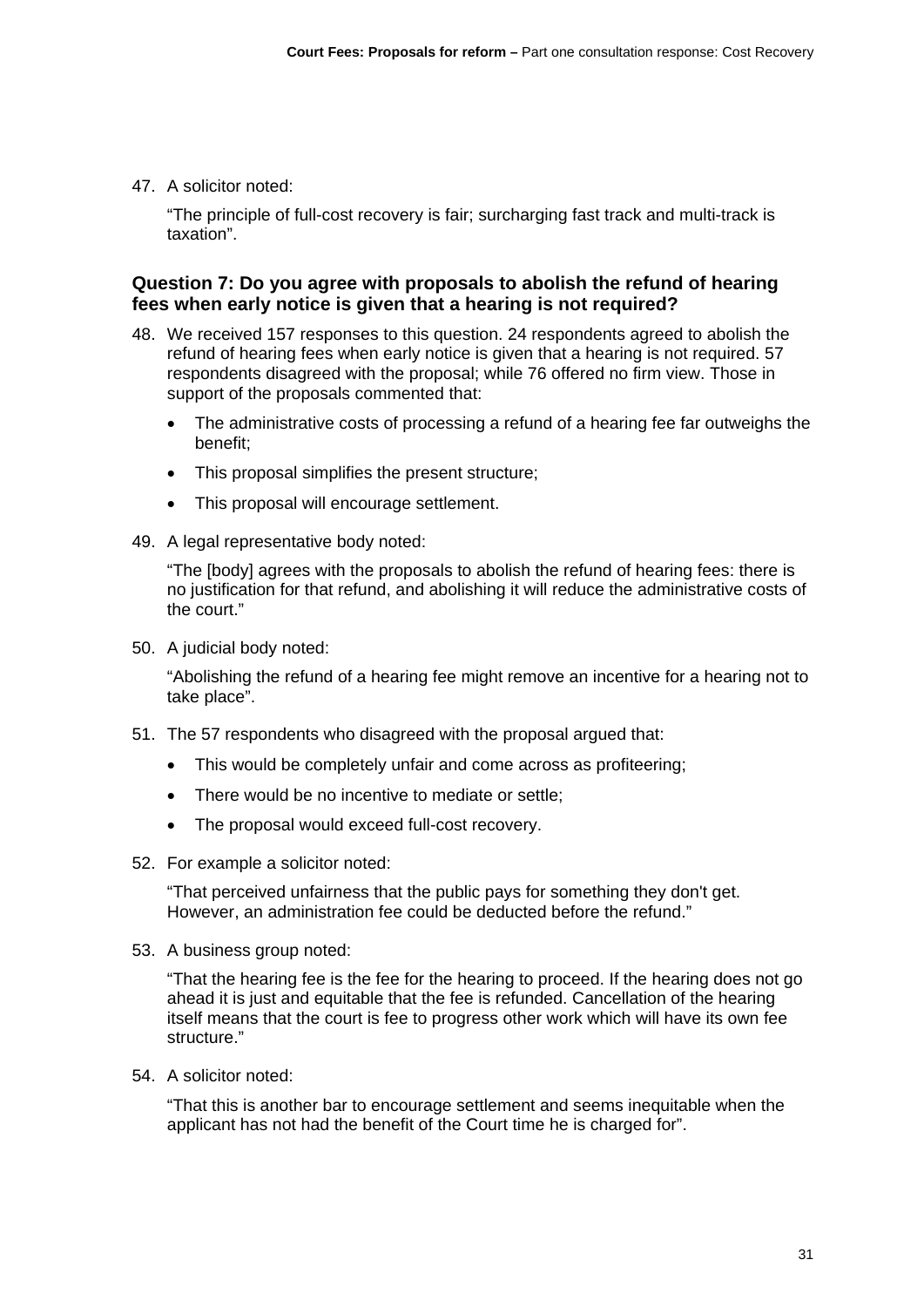47. A solicitor noted:

    "The principle of full-cost recovery is fair; surcharging fast track and multi-track is taxation".

### Question 7: Do you agree with proposals to abolish the refund of hearing fees when early notice is given that a hearing is not required?

48. We received 157 responses to this question. 24 respondents agreed to abolish the refund of hearing fees when early notice is given that a hearing is not required. 57 respondents disagreed with the proposal; while 76 offered no firm view. Those in support of the proposals commented that:

    - The administrative costs of processing a refund of a hearing fee far outweighs the benefit;
    - This proposal simplifies the present structure;
    - This proposal will encourage settlement.

49. A legal representative body noted:

    "The [body] agrees with the proposals to abolish the refund of hearing fees: there is no justification for that refund, and abolishing it will reduce the administrative costs of the court."

50. A judicial body noted:

    "Abolishing the refund of a hearing fee might remove an incentive for a hearing not to take place".

51. The 57 respondents who disagreed with the proposal argued that:

    - This would be completely unfair and come across as profiteering;
    - There would be no incentive to mediate or settle;
    - The proposal would exceed full-cost recovery.

52. For example a solicitor noted:

    "That perceived unfairness that the public pays for something they don't get. However, an administration fee could be deducted before the refund."

53. A business group noted:

    "That the hearing fee is the fee for the hearing to proceed. If the hearing does not go ahead it is just and equitable that the fee is refunded. Cancellation of the hearing itself means that the court is fee to progress other work which will have its own fee structure."

54. A solicitor noted:

    "That this is another bar to encourage settlement and seems inequitable when the applicant has not had the benefit of the Court time he is charged for".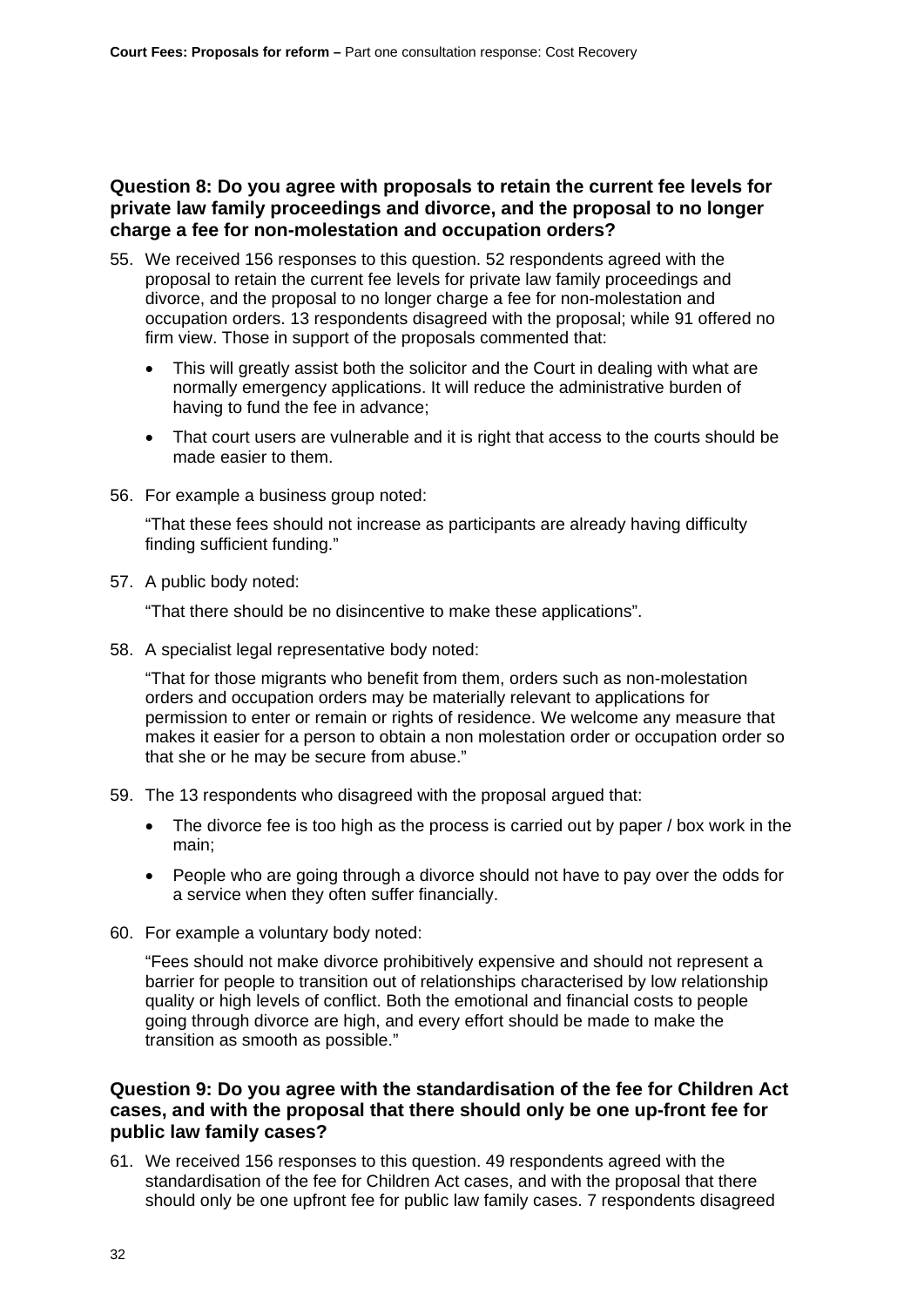### Question 8: Do you agree with proposals to retain the current fee levels for private law family proceedings and divorce, and the proposal to no longer charge a fee for non-molestation and occupation orders?

55. We received 156 responses to this question. 52 respondents agreed with the proposal to retain the current fee levels for private law family proceedings and divorce, and the proposal to no longer charge a fee for non-molestation and occupation orders. 13 respondents disagreed with the proposal; while 91 offered no firm view. Those in support of the proposals commented that:

    - This will greatly assist both the solicitor and the Court in dealing with what are normally emergency applications. It will reduce the administrative burden of having to fund the fee in advance;
    - That court users are vulnerable and it is right that access to the courts should be made easier to them.

56. For example a business group noted:

    "That these fees should not increase as participants are already having difficulty finding sufficient funding."

57. A public body noted:

    "That there should be no disincentive to make these applications".

58. A specialist legal representative body noted:

    "That for those migrants who benefit from them, orders such as non-molestation orders and occupation orders may be materially relevant to applications for permission to enter or remain or rights of residence. We welcome any measure that makes it easier for a person to obtain a non molestation order or occupation order so that she or he may be secure from abuse."

59. The 13 respondents who disagreed with the proposal argued that:

    - The divorce fee is too high as the process is carried out by paper / box work in the main;
    - People who are going through a divorce should not have to pay over the odds for a service when they often suffer financially.

60. For example a voluntary body noted:

    "Fees should not make divorce prohibitively expensive and should not represent a barrier for people to transition out of relationships characterised by low relationship quality or high levels of conflict. Both the emotional and financial costs to people going through divorce are high, and every effort should be made to make the transition as smooth as possible."

### Question 9: Do you agree with the standardisation of the fee for Children Act cases, and with the proposal that there should only be one up-front fee for public law family cases?

61. We received 156 responses to this question. 49 respondents agreed with the standardisation of the fee for Children Act cases, and with the proposal that there should only be one upfront fee for public law family cases. 7 respondents disagreed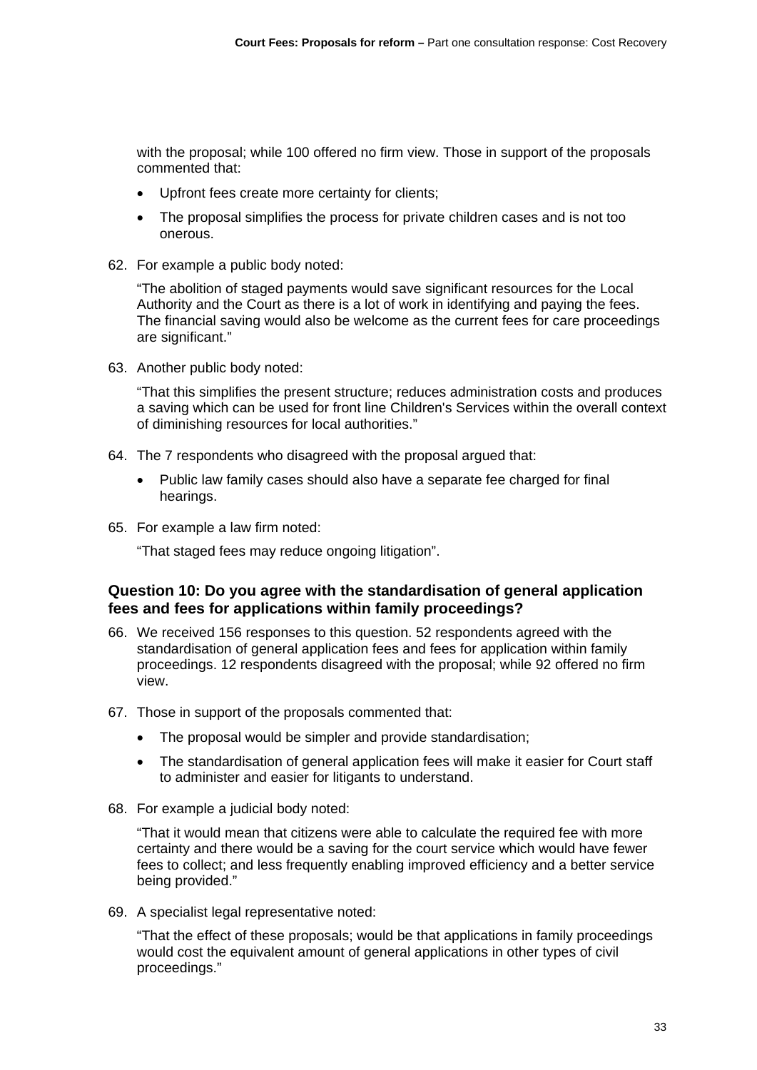with the proposal; while 100 offered no firm view. Those in support of the proposals commented that:

- Upfront fees create more certainty for clients;
- The proposal simplifies the process for private children cases and is not too onerous.

62. For example a public body noted:

    "The abolition of staged payments would save significant resources for the Local Authority and the Court as there is a lot of work in identifying and paying the fees. The financial saving would also be welcome as the current fees for care proceedings are significant."

63. Another public body noted:

    "That this simplifies the present structure; reduces administration costs and produces a saving which can be used for front line Children's Services within the overall context of diminishing resources for local authorities."

64. The 7 respondents who disagreed with the proposal argued that:

    - Public law family cases should also have a separate fee charged for final hearings.

65. For example a law firm noted:

    "That staged fees may reduce ongoing litigation".

### Question 10: Do you agree with the standardisation of general application fees and fees for applications within family proceedings?

66. We received 156 responses to this question. 52 respondents agreed with the standardisation of general application fees and fees for application within family proceedings. 12 respondents disagreed with the proposal; while 92 offered no firm view.

67. Those in support of the proposals commented that:

    - The proposal would be simpler and provide standardisation;
    - The standardisation of general application fees will make it easier for Court staff to administer and easier for litigants to understand.

68. For example a judicial body noted:

    "That it would mean that citizens were able to calculate the required fee with more certainty and there would be a saving for the court service which would have fewer fees to collect; and less frequently enabling improved efficiency and a better service being provided."

69. A specialist legal representative noted:

    "That the effect of these proposals; would be that applications in family proceedings would cost the equivalent amount of general applications in other types of civil proceedings."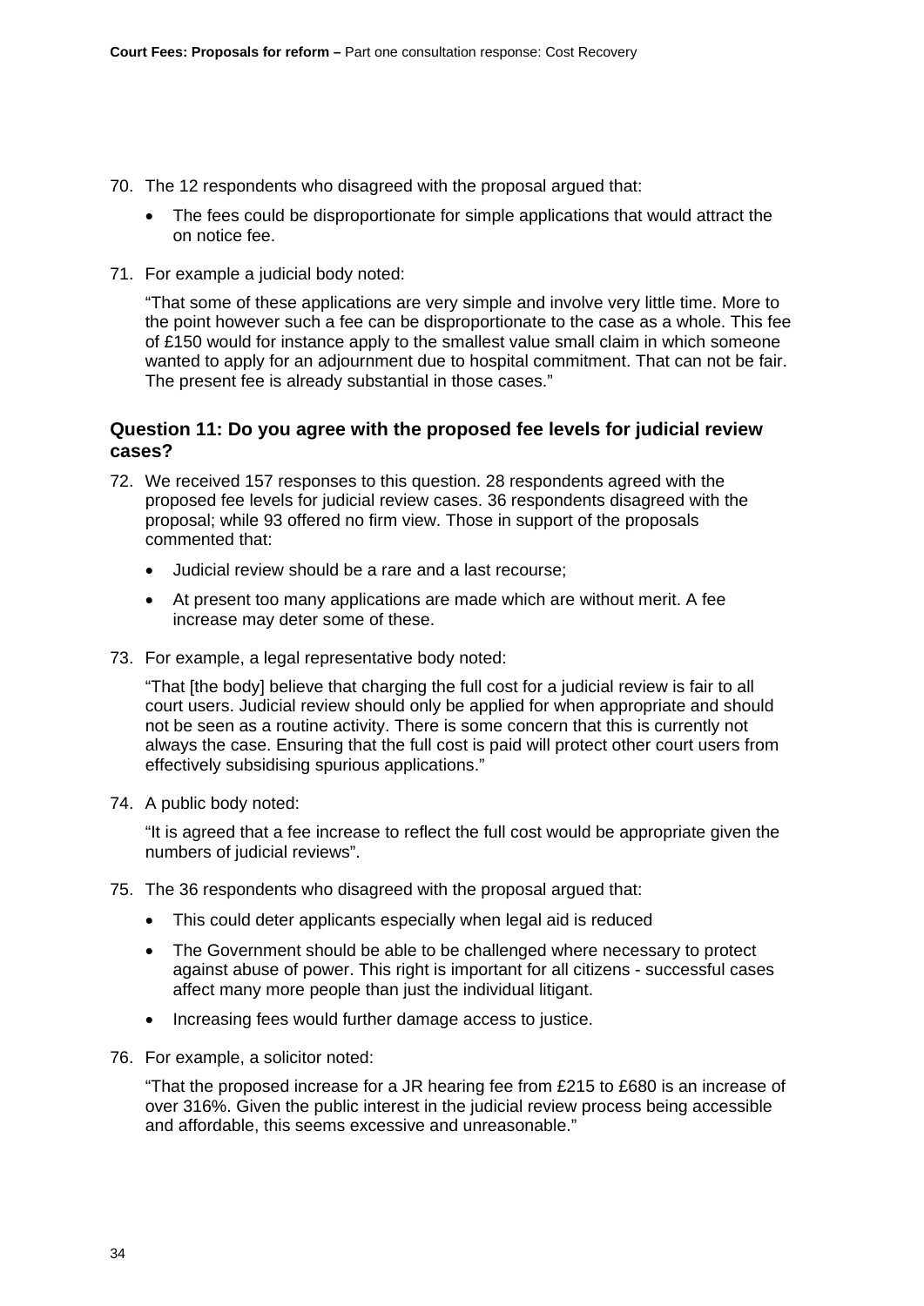70. The 12 respondents who disagreed with the proposal argued that:

    - The fees could be disproportionate for simple applications that would attract the on notice fee.

71. For example a judicial body noted:

    "That some of these applications are very simple and involve very little time. More to the point however such a fee can be disproportionate to the case as a whole. This fee of £150 would for instance apply to the smallest value small claim in which someone wanted to apply for an adjournment due to hospital commitment. That can not be fair. The present fee is already substantial in those cases."

### Question 11: Do you agree with the proposed fee levels for judicial review cases?

72. We received 157 responses to this question. 28 respondents agreed with the proposed fee levels for judicial review cases. 36 respondents disagreed with the proposal; while 93 offered no firm view. Those in support of the proposals commented that:

    - Judicial review should be a rare and a last recourse;
    - At present too many applications are made which are without merit. A fee increase may deter some of these.

73. For example, a legal representative body noted:

    "That [the body] believe that charging the full cost for a judicial review is fair to all court users. Judicial review should only be applied for when appropriate and should not be seen as a routine activity. There is some concern that this is currently not always the case. Ensuring that the full cost is paid will protect other court users from effectively subsidising spurious applications."

74. A public body noted:

    "It is agreed that a fee increase to reflect the full cost would be appropriate given the numbers of judicial reviews".

75. The 36 respondents who disagreed with the proposal argued that:

    - This could deter applicants especially when legal aid is reduced
    - The Government should be able to be challenged where necessary to protect against abuse of power. This right is important for all citizens - successful cases affect many more people than just the individual litigant.
    - Increasing fees would further damage access to justice.

76. For example, a solicitor noted:

    "That the proposed increase for a JR hearing fee from £215 to £680 is an increase of over 316%. Given the public interest in the judicial review process being accessible and affordable, this seems excessive and unreasonable."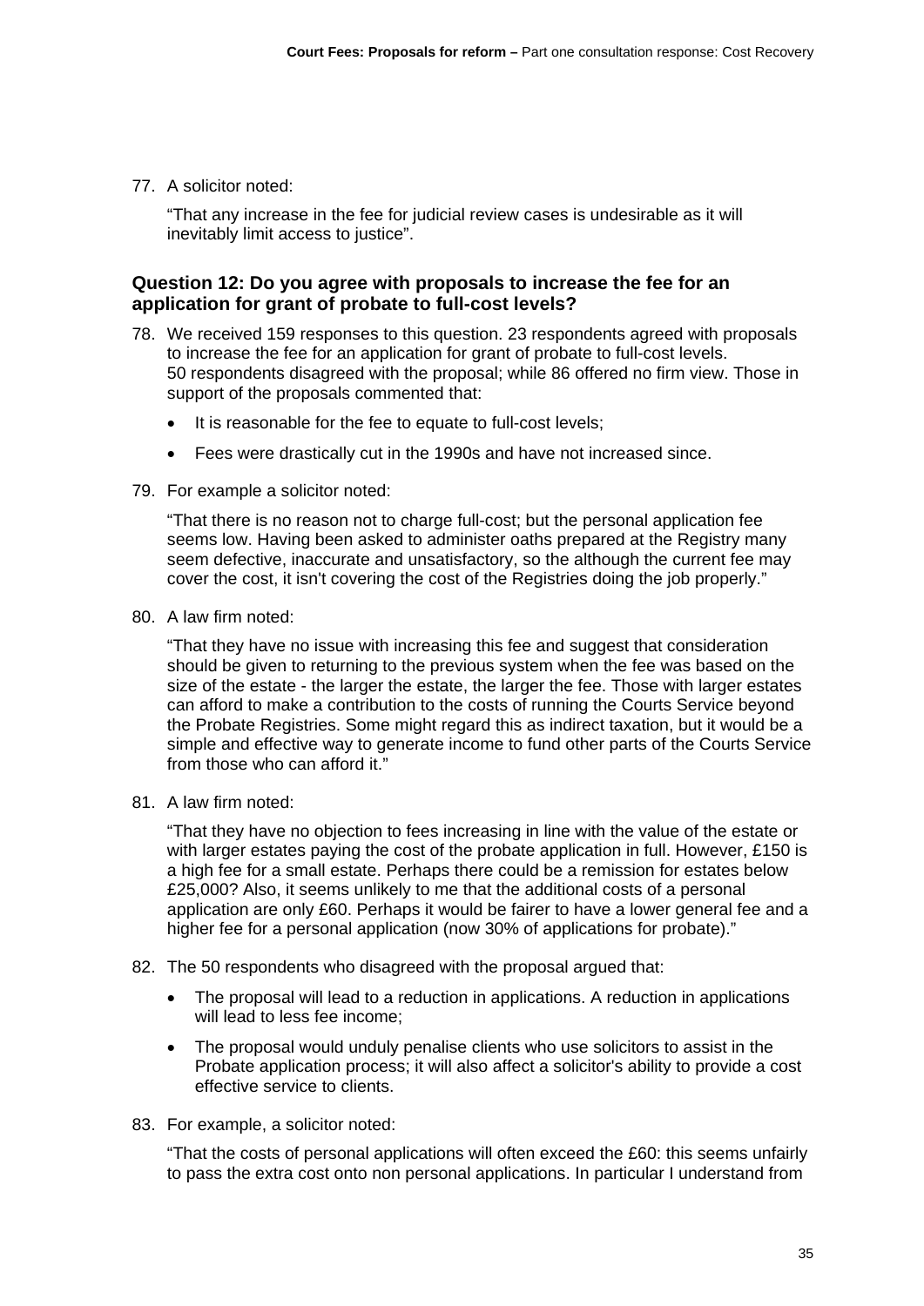77. A solicitor noted:

"That any increase in the fee for judicial review cases is undesirable as it will inevitably limit access to justice".

### Question 12: Do you agree with proposals to increase the fee for an application for grant of probate to full-cost levels?

78. We received 159 responses to this question. 23 respondents agreed with proposals to increase the fee for an application for grant of probate to full-cost levels. 50 respondents disagreed with the proposal; while 86 offered no firm view. Those in support of the proposals commented that:

    - It is reasonable for the fee to equate to full-cost levels;
    - Fees were drastically cut in the 1990s and have not increased since.

79. For example a solicitor noted:

"That there is no reason not to charge full-cost; but the personal application fee seems low. Having been asked to administer oaths prepared at the Registry many seem defective, inaccurate and unsatisfactory, so the although the current fee may cover the cost, it isn't covering the cost of the Registries doing the job properly."

80. A law firm noted:

"That they have no issue with increasing this fee and suggest that consideration should be given to returning to the previous system when the fee was based on the size of the estate - the larger the estate, the larger the fee. Those with larger estates can afford to make a contribution to the costs of running the Courts Service beyond the Probate Registries. Some might regard this as indirect taxation, but it would be a simple and effective way to generate income to fund other parts of the Courts Service from those who can afford it."

81. A law firm noted:

"That they have no objection to fees increasing in line with the value of the estate or with larger estates paying the cost of the probate application in full. However, £150 is a high fee for a small estate. Perhaps there could be a remission for estates below £25,000? Also, it seems unlikely to me that the additional costs of a personal application are only £60. Perhaps it would be fairer to have a lower general fee and a higher fee for a personal application (now 30% of applications for probate)."

82. The 50 respondents who disagreed with the proposal argued that:

    - The proposal will lead to a reduction in applications. A reduction in applications will lead to less fee income;
    - The proposal would unduly penalise clients who use solicitors to assist in the Probate application process; it will also affect a solicitor's ability to provide a cost effective service to clients.

83. For example, a solicitor noted:

"That the costs of personal applications will often exceed the £60: this seems unfairly to pass the extra cost onto non personal applications. In particular I understand from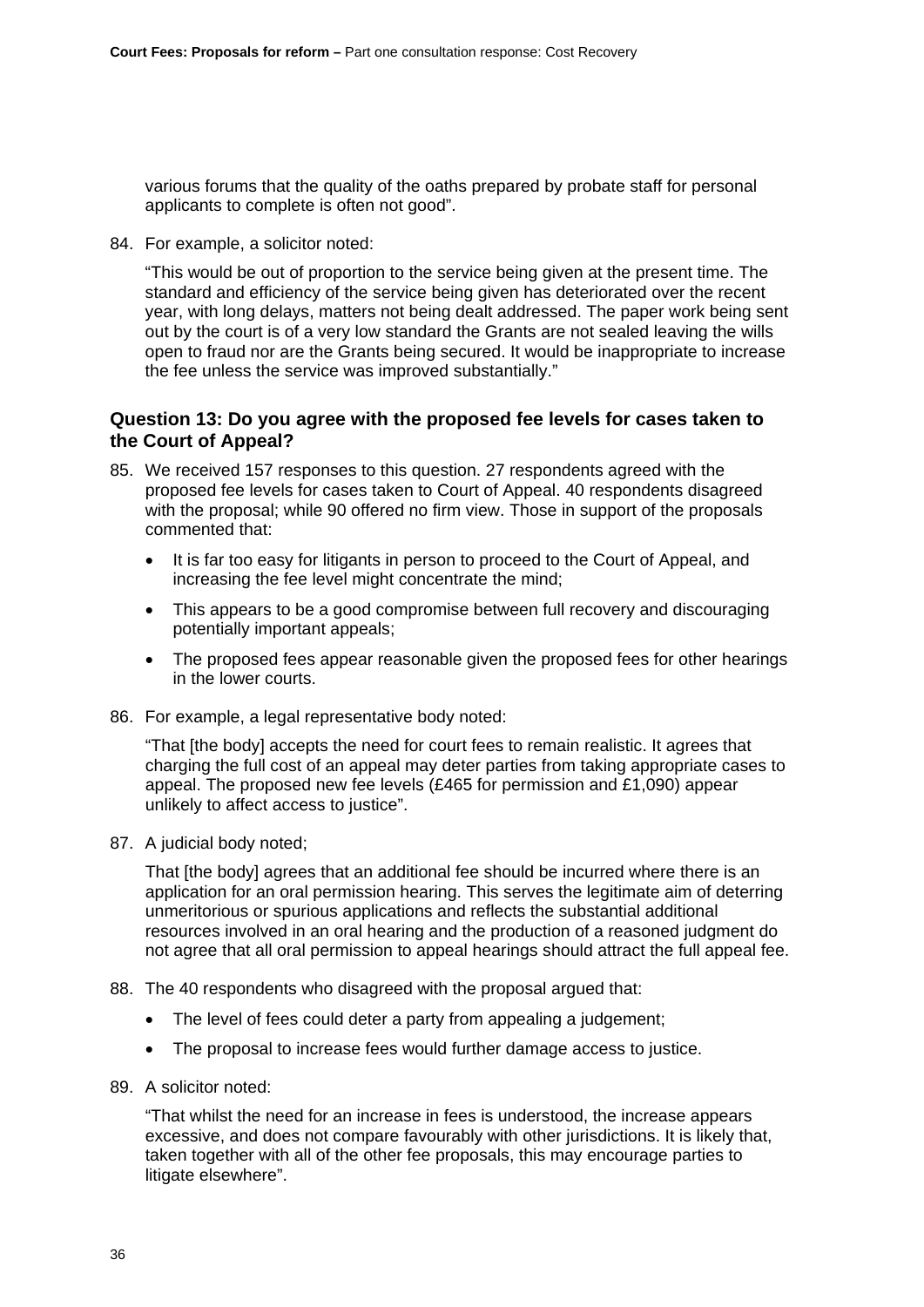various forums that the quality of the oaths prepared by probate staff for personal applicants to complete is often not good".

84. For example, a solicitor noted:

    "This would be out of proportion to the service being given at the present time. The standard and efficiency of the service being given has deteriorated over the recent year, with long delays, matters not being dealt addressed. The paper work being sent out by the court is of a very low standard the Grants are not sealed leaving the wills open to fraud nor are the Grants being secured. It would be inappropriate to increase the fee unless the service was improved substantially."

### Question 13: Do you agree with the proposed fee levels for cases taken to the Court of Appeal?

85. We received 157 responses to this question. 27 respondents agreed with the proposed fee levels for cases taken to Court of Appeal. 40 respondents disagreed with the proposal; while 90 offered no firm view. Those in support of the proposals commented that:

    - It is far too easy for litigants in person to proceed to the Court of Appeal, and increasing the fee level might concentrate the mind;
    - This appears to be a good compromise between full recovery and discouraging potentially important appeals;
    - The proposed fees appear reasonable given the proposed fees for other hearings in the lower courts.

86. For example, a legal representative body noted:

    "That [the body] accepts the need for court fees to remain realistic. It agrees that charging the full cost of an appeal may deter parties from taking appropriate cases to appeal. The proposed new fee levels (£465 for permission and £1,090) appear unlikely to affect access to justice".

87. A judicial body noted;

    That [the body] agrees that an additional fee should be incurred where there is an application for an oral permission hearing. This serves the legitimate aim of deterring unmeritorious or spurious applications and reflects the substantial additional resources involved in an oral hearing and the production of a reasoned judgment do not agree that all oral permission to appeal hearings should attract the full appeal fee.

88. The 40 respondents who disagreed with the proposal argued that:

    - The level of fees could deter a party from appealing a judgement;
    - The proposal to increase fees would further damage access to justice.

89. A solicitor noted:

    "That whilst the need for an increase in fees is understood, the increase appears excessive, and does not compare favourably with other jurisdictions. It is likely that, taken together with all of the other fee proposals, this may encourage parties to litigate elsewhere".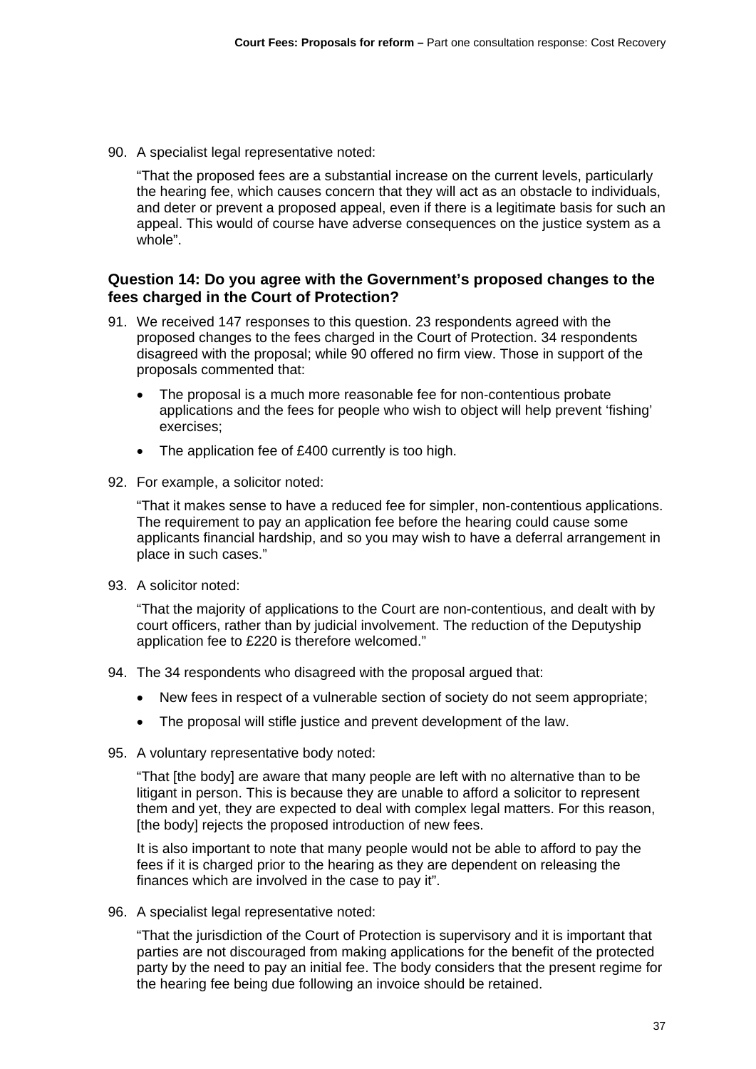90. A specialist legal representative noted:

    "That the proposed fees are a substantial increase on the current levels, particularly the hearing fee, which causes concern that they will act as an obstacle to individuals, and deter or prevent a proposed appeal, even if there is a legitimate basis for such an appeal. This would of course have adverse consequences on the justice system as a whole".

### Question 14: Do you agree with the Government's proposed changes to the fees charged in the Court of Protection?

91. We received 147 responses to this question. 23 respondents agreed with the proposed changes to the fees charged in the Court of Protection. 34 respondents disagreed with the proposal; while 90 offered no firm view. Those in support of the proposals commented that:

    - The proposal is a much more reasonable fee for non-contentious probate applications and the fees for people who wish to object will help prevent 'fishing' exercises;
    - The application fee of £400 currently is too high.

92. For example, a solicitor noted:

    "That it makes sense to have a reduced fee for simpler, non-contentious applications. The requirement to pay an application fee before the hearing could cause some applicants financial hardship, and so you may wish to have a deferral arrangement in place in such cases."

93. A solicitor noted:

    "That the majority of applications to the Court are non-contentious, and dealt with by court officers, rather than by judicial involvement. The reduction of the Deputyship application fee to £220 is therefore welcomed."

94. The 34 respondents who disagreed with the proposal argued that:

    - New fees in respect of a vulnerable section of society do not seem appropriate;
    - The proposal will stifle justice and prevent development of the law.

95. A voluntary representative body noted:

    "That [the body] are aware that many people are left with no alternative than to be litigant in person. This is because they are unable to afford a solicitor to represent them and yet, they are expected to deal with complex legal matters. For this reason, [the body] rejects the proposed introduction of new fees.

    It is also important to note that many people would not be able to afford to pay the fees if it is charged prior to the hearing as they are dependent on releasing the finances which are involved in the case to pay it".

96. A specialist legal representative noted:

    "That the jurisdiction of the Court of Protection is supervisory and it is important that parties are not discouraged from making applications for the benefit of the protected party by the need to pay an initial fee. The body considers that the present regime for the hearing fee being due following an invoice should be retained.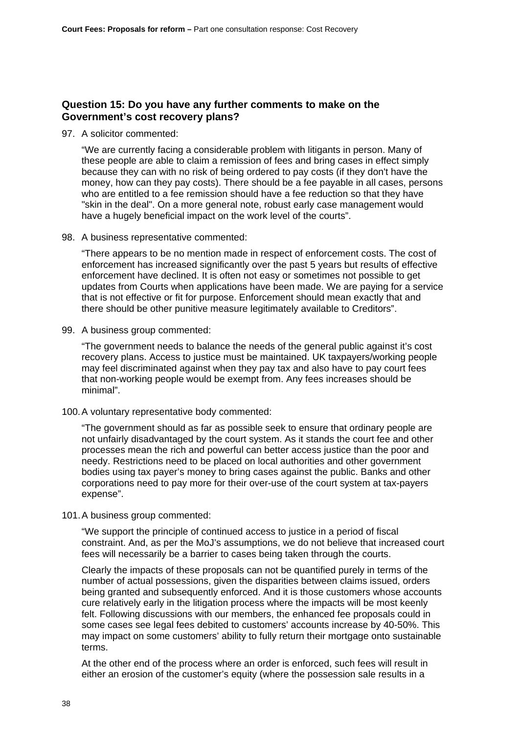### Question 15: Do you have any further comments to make on the Government's cost recovery plans?

97. A solicitor commented:

    "We are currently facing a considerable problem with litigants in person. Many of these people are able to claim a remission of fees and bring cases in effect simply because they can with no risk of being ordered to pay costs (if they don't have the money, how can they pay costs). There should be a fee payable in all cases, persons who are entitled to a fee remission should have a fee reduction so that they have "skin in the deal". On a more general note, robust early case management would have a hugely beneficial impact on the work level of the courts".

98. A business representative commented:

    "There appears to be no mention made in respect of enforcement costs. The cost of enforcement has increased significantly over the past 5 years but results of effective enforcement have declined. It is often not easy or sometimes not possible to get updates from Courts when applications have been made. We are paying for a service that is not effective or fit for purpose. Enforcement should mean exactly that and there should be other punitive measure legitimately available to Creditors".

99. A business group commented:

    "The government needs to balance the needs of the general public against it's cost recovery plans. Access to justice must be maintained. UK taxpayers/working people may feel discriminated against when they pay tax and also have to pay court fees that non-working people would be exempt from. Any fees increases should be minimal".

100. A voluntary representative body commented:

    "The government should as far as possible seek to ensure that ordinary people are not unfairly disadvantaged by the court system. As it stands the court fee and other processes mean the rich and powerful can better access justice than the poor and needy. Restrictions need to be placed on local authorities and other government bodies using tax payer's money to bring cases against the public. Banks and other corporations need to pay more for their over-use of the court system at tax-payers expense".

101. A business group commented:

    "We support the principle of continued access to justice in a period of fiscal constraint. And, as per the MoJ's assumptions, we do not believe that increased court fees will necessarily be a barrier to cases being taken through the courts.

    Clearly the impacts of these proposals can not be quantified purely in terms of the number of actual possessions, given the disparities between claims issued, orders being granted and subsequently enforced. And it is those customers whose accounts cure relatively early in the litigation process where the impacts will be most keenly felt. Following discussions with our members, the enhanced fee proposals could in some cases see legal fees debited to customers' accounts increase by 40-50%. This may impact on some customers' ability to fully return their mortgage onto sustainable terms.

    At the other end of the process where an order is enforced, such fees will result in either an erosion of the customer's equity (where the possession sale results in a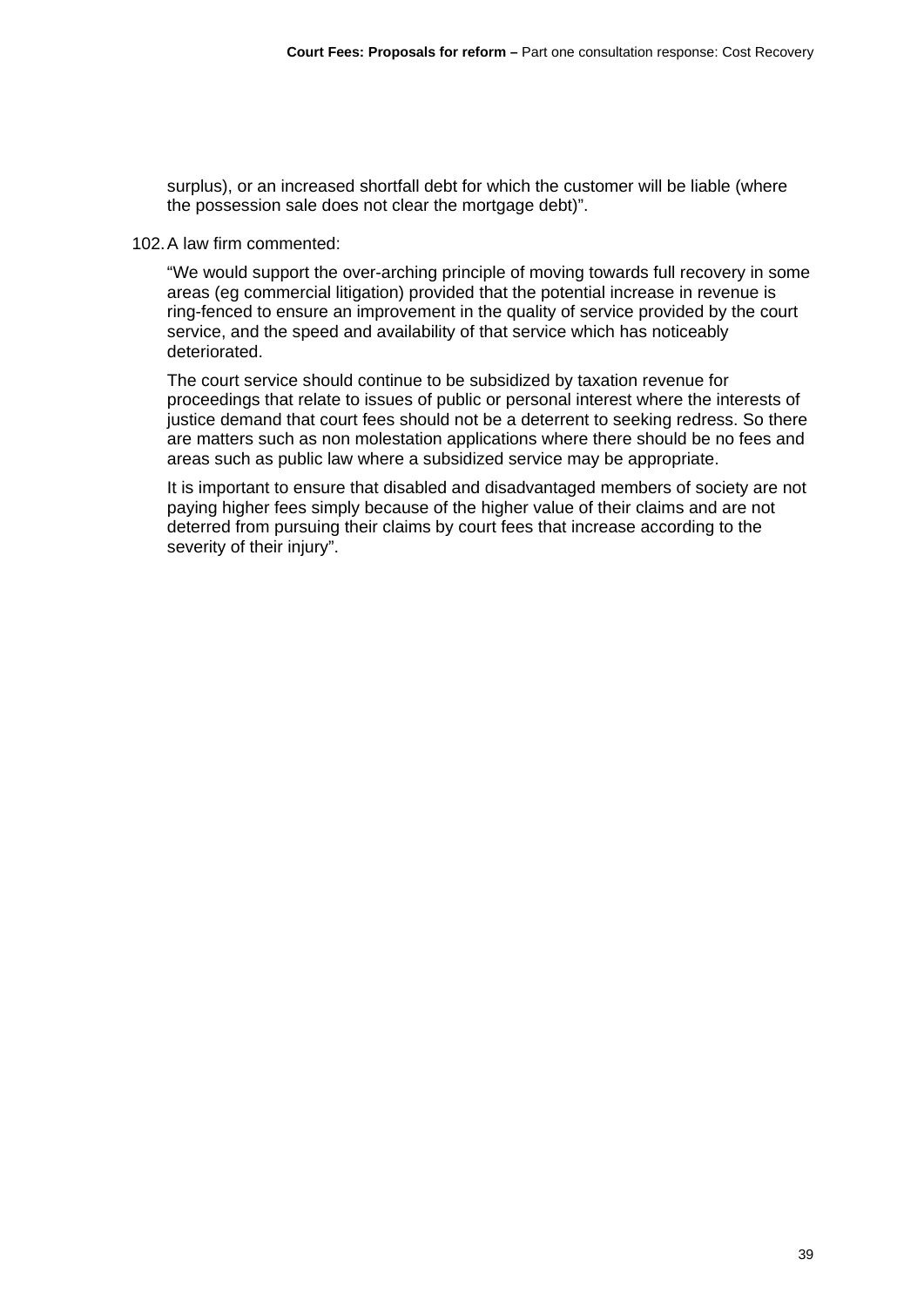surplus), or an increased shortfall debt for which the customer will be liable (where the possession sale does not clear the mortgage debt)".

102. A law firm commented:

"We would support the over-arching principle of moving towards full recovery in some areas (eg commercial litigation) provided that the potential increase in revenue is ring-fenced to ensure an improvement in the quality of service provided by the court service, and the speed and availability of that service which has noticeably deteriorated.

The court service should continue to be subsidized by taxation revenue for proceedings that relate to issues of public or personal interest where the interests of justice demand that court fees should not be a deterrent to seeking redress. So there are matters such as non molestation applications where there should be no fees and areas such as public law where a subsidized service may be appropriate.

It is important to ensure that disabled and disadvantaged members of society are not paying higher fees simply because of the higher value of their claims and are not deterred from pursuing their claims by court fees that increase according to the severity of their injury".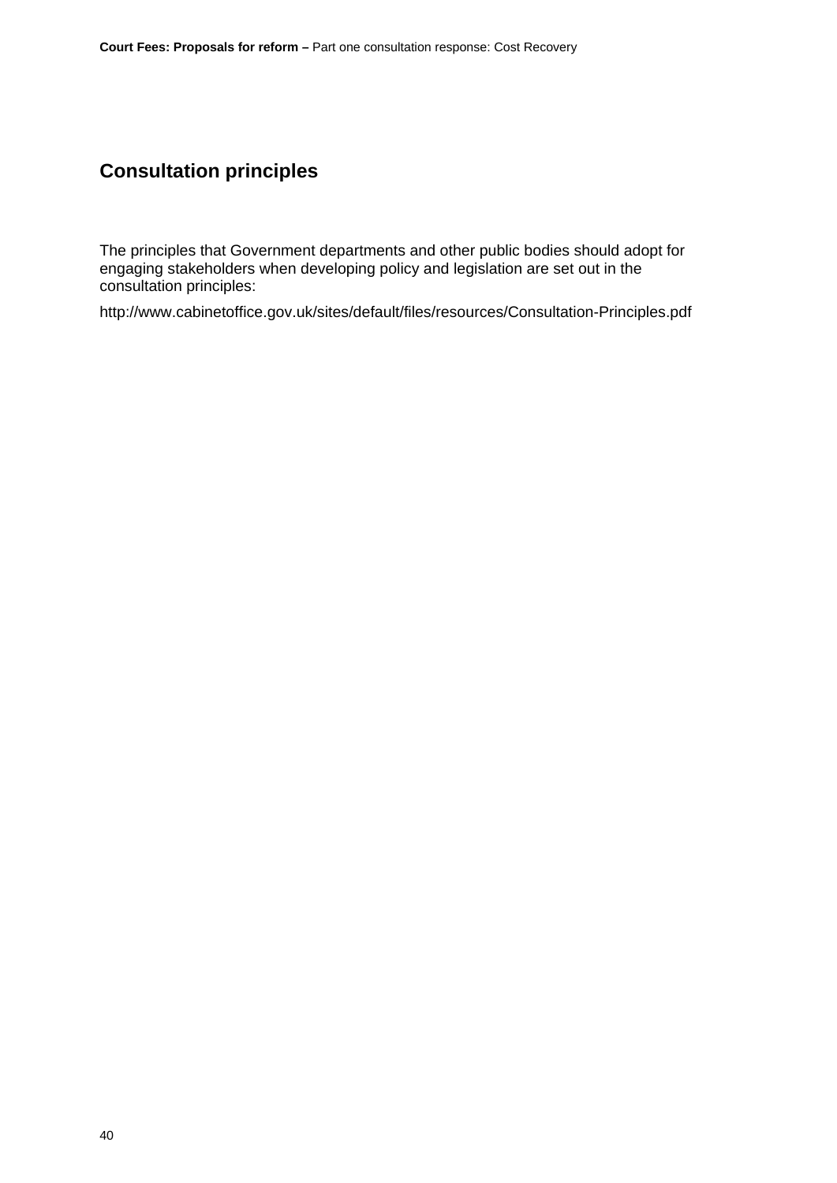## Consultation principles

The principles that Government departments and other public bodies should adopt for engaging stakeholders when developing policy and legislation are set out in the consultation principles:

http://www.cabinetoffice.gov.uk/sites/default/files/resources/Consultation-Principles.pdf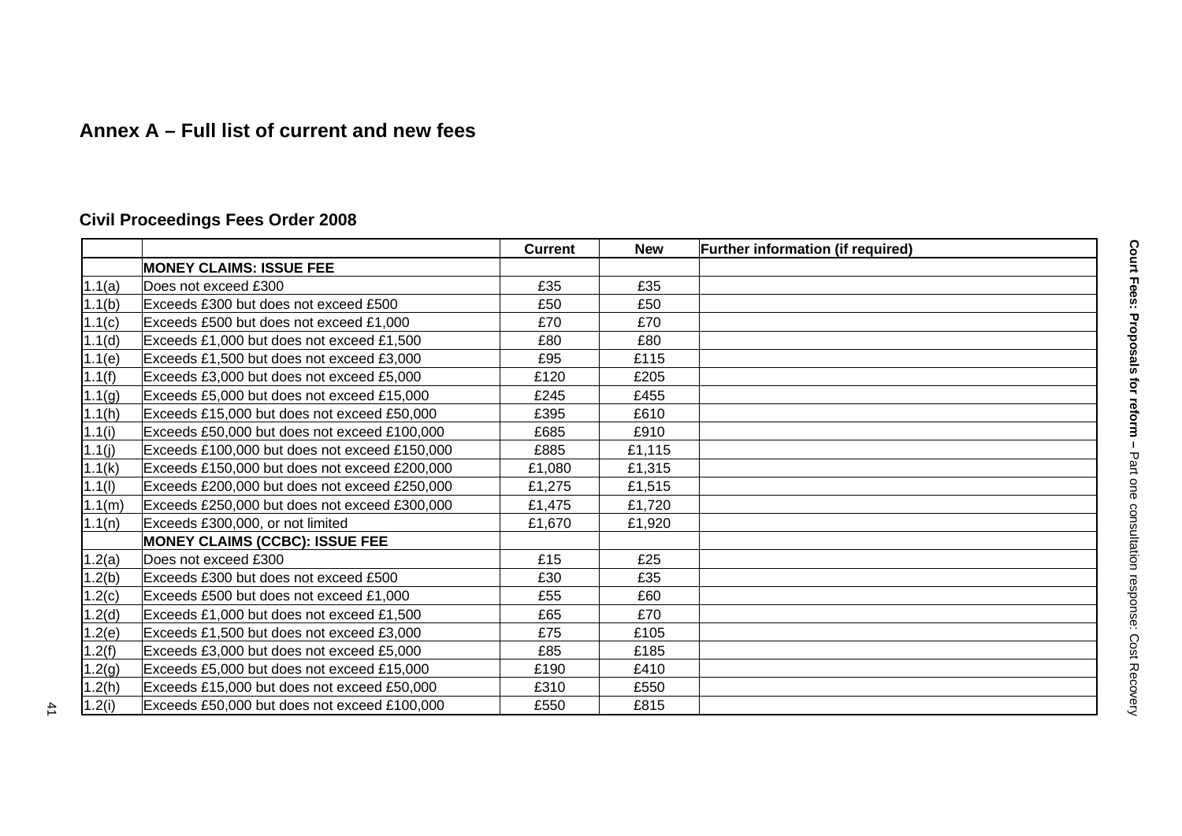## Annex A – Full list of current and new fees

### Civil Proceedings Fees Order 2008

| | | Current | New | Further information (if required) |
|---|---|---|---|---|
| | **MONEY CLAIMS: ISSUE FEE** | | | |
| 1.1(a) | Does not exceed £300 | £35 | £35 | |
| 1.1(b) | Exceeds £300 but does not exceed £500 | £50 | £50 | |
| 1.1(c) | Exceeds £500 but does not exceed £1,000 | £70 | £70 | |
| 1.1(d) | Exceeds £1,000 but does not exceed £1,500 | £80 | £80 | |
| 1.1(e) | Exceeds £1,500 but does not exceed £3,000 | £95 | £115 | |
| 1.1(f) | Exceeds £3,000 but does not exceed £5,000 | £120 | £205 | |
| 1.1(g) | Exceeds £5,000 but does not exceed £15,000 | £245 | £455 | |
| 1.1(h) | Exceeds £15,000 but does not exceed £50,000 | £395 | £610 | |
| 1.1(i) | Exceeds £50,000 but does not exceed £100,000 | £685 | £910 | |
| 1.1(j) | Exceeds £100,000 but does not exceed £150,000 | £885 | £1,115 | |
| 1.1(k) | Exceeds £150,000 but does not exceed £200,000 | £1,080 | £1,315 | |
| 1.1(l) | Exceeds £200,000 but does not exceed £250,000 | £1,275 | £1,515 | |
| 1.1(m) | Exceeds £250,000 but does not exceed £300,000 | £1,475 | £1,720 | |
| 1.1(n) | Exceeds £300,000, or not limited | £1,670 | £1,920 | |
| | **MONEY CLAIMS (CCBC): ISSUE FEE** | | | |
| 1.2(a) | Does not exceed £300 | £15 | £25 | |
| 1.2(b) | Exceeds £300 but does not exceed £500 | £30 | £35 | |
| 1.2(c) | Exceeds £500 but does not exceed £1,000 | £55 | £60 | |
| 1.2(d) | Exceeds £1,000 but does not exceed £1,500 | £65 | £70 | |
| 1.2(e) | Exceeds £1,500 but does not exceed £3,000 | £75 | £105 | |
| 1.2(f) | Exceeds £3,000 but does not exceed £5,000 | £85 | £185 | |
| 1.2(g) | Exceeds £5,000 but does not exceed £15,000 | £190 | £410 | |
| 1.2(h) | Exceeds £15,000 but does not exceed £50,000 | £310 | £550 | |
| 1.2(i) | Exceeds £50,000 but does not exceed £100,000 | £550 | £815 | |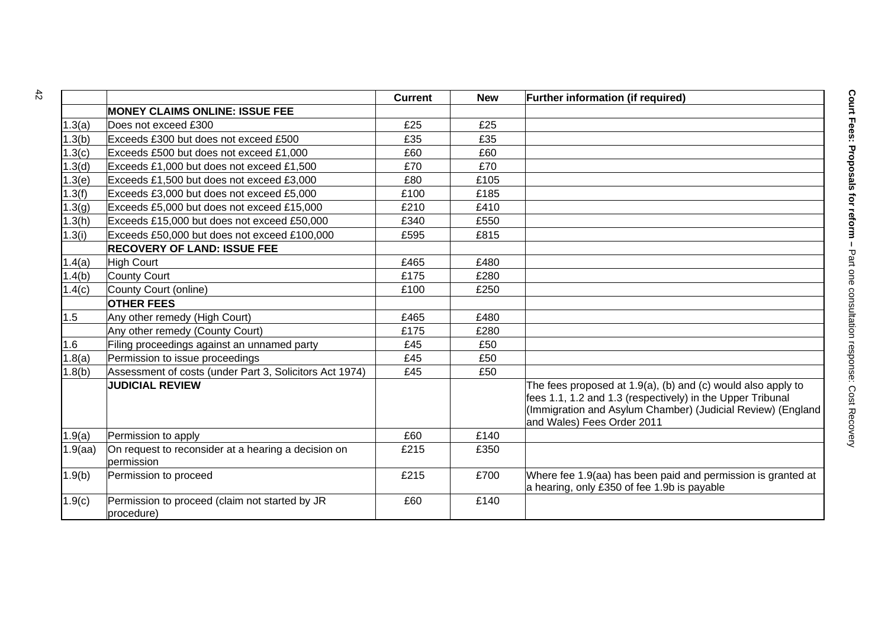| | | Current | New | Further information (if required) |
|---|---|---|---|---|
| | **MONEY CLAIMS ONLINE: ISSUE FEE** | | | |
| 1.3(a) | Does not exceed £300 | £25 | £25 | |
| 1.3(b) | Exceeds £300 but does not exceed £500 | £35 | £35 | |
| 1.3(c) | Exceeds £500 but does not exceed £1,000 | £60 | £60 | |
| 1.3(d) | Exceeds £1,000 but does not exceed £1,500 | £70 | £70 | |
| 1.3(e) | Exceeds £1,500 but does not exceed £3,000 | £80 | £105 | |
| 1.3(f) | Exceeds £3,000 but does not exceed £5,000 | £100 | £185 | |
| 1.3(g) | Exceeds £5,000 but does not exceed £15,000 | £210 | £410 | |
| 1.3(h) | Exceeds £15,000 but does not exceed £50,000 | £340 | £550 | |
| 1.3(i) | Exceeds £50,000 but does not exceed £100,000 | £595 | £815 | |
| | **RECOVERY OF LAND: ISSUE FEE** | | | |
| 1.4(a) | High Court | £465 | £480 | |
| 1.4(b) | County Court | £175 | £280 | |
| 1.4(c) | County Court (online) | £100 | £250 | |
| | **OTHER FEES** | | | |
| 1.5 | Any other remedy (High Court) | £465 | £480 | |
| | Any other remedy (County Court) | £175 | £280 | |
| 1.6 | Filing proceedings against an unnamed party | £45 | £50 | |
| 1.8(a) | Permission to issue proceedings | £45 | £50 | |
| 1.8(b) | Assessment of costs (under Part 3, Solicitors Act 1974) | £45 | £50 | |
| | **JUDICIAL REVIEW** | | | The fees proposed at 1.9(a), (b) and (c) would also apply to fees 1.1, 1.2 and 1.3 (respectively) in the Upper Tribunal (Immigration and Asylum Chamber) (Judicial Review) (England and Wales) Fees Order 2011 |
| 1.9(a) | Permission to apply | £60 | £140 | |
| 1.9(aa) | On request to reconsider at a hearing a decision on permission | £215 | £350 | |
| 1.9(b) | Permission to proceed | £215 | £700 | Where fee 1.9(aa) has been paid and permission is granted at a hearing, only £350 of fee 1.9b is payable |
| 1.9(c) | Permission to proceed (claim not started by JR procedure) | £60 | £140 | |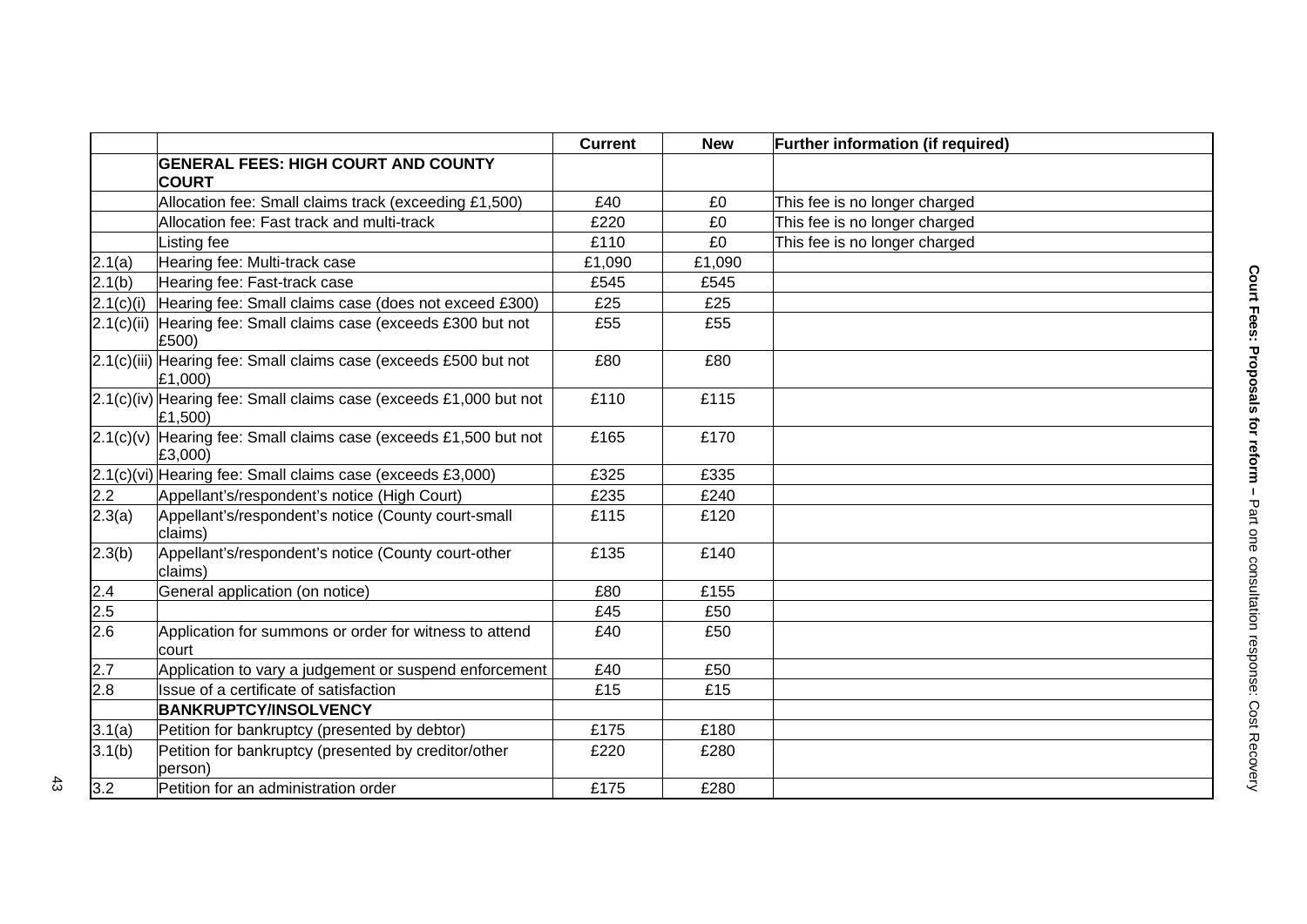| | | Current | New | Further information (if required) |
|---|---|---|---|---|
| | **GENERAL FEES: HIGH COURT AND COUNTY COURT** | | | |
| | Allocation fee: Small claims track (exceeding £1,500) | £40 | £0 | This fee is no longer charged |
| | Allocation fee: Fast track and multi-track | £220 | £0 | This fee is no longer charged |
| | Listing fee | £110 | £0 | This fee is no longer charged |
| 2.1(a) | Hearing fee: Multi-track case | £1,090 | £1,090 | |
| 2.1(b) | Hearing fee: Fast-track case | £545 | £545 | |
| 2.1(c)(i) | Hearing fee: Small claims case (does not exceed £300) | £25 | £25 | |
| 2.1(c)(ii) | Hearing fee: Small claims case (exceeds £300 but not £500) | £55 | £55 | |
| 2.1(c)(iii) | Hearing fee: Small claims case (exceeds £500 but not £1,000) | £80 | £80 | |
| 2.1(c)(iv) | Hearing fee: Small claims case (exceeds £1,000 but not £1,500) | £110 | £115 | |
| 2.1(c)(v) | Hearing fee: Small claims case (exceeds £1,500 but not £3,000) | £165 | £170 | |
| 2.1(c)(vi) | Hearing fee: Small claims case (exceeds £3,000) | £325 | £335 | |
| 2.2 | Appellant's/respondent's notice (High Court) | £235 | £240 | |
| 2.3(a) | Appellant's/respondent's notice (County court-small claims) | £115 | £120 | |
| 2.3(b) | Appellant's/respondent's notice (County court-other claims) | £135 | £140 | |
| 2.4 | General application (on notice) | £80 | £155 | |
| 2.5 | | £45 | £50 | |
| 2.6 | Application for summons or order for witness to attend court | £40 | £50 | |
| 2.7 | Application to vary a judgement or suspend enforcement | £40 | £50 | |
| 2.8 | Issue of a certificate of satisfaction | £15 | £15 | |
| | **BANKRUPTCY/INSOLVENCY** | | | |
| 3.1(a) | Petition for bankruptcy (presented by debtor) | £175 | £180 | |
| 3.1(b) | Petition for bankruptcy (presented by creditor/other person) | £220 | £280 | |
| 3.2 | Petition for an administration order | £175 | £280 | |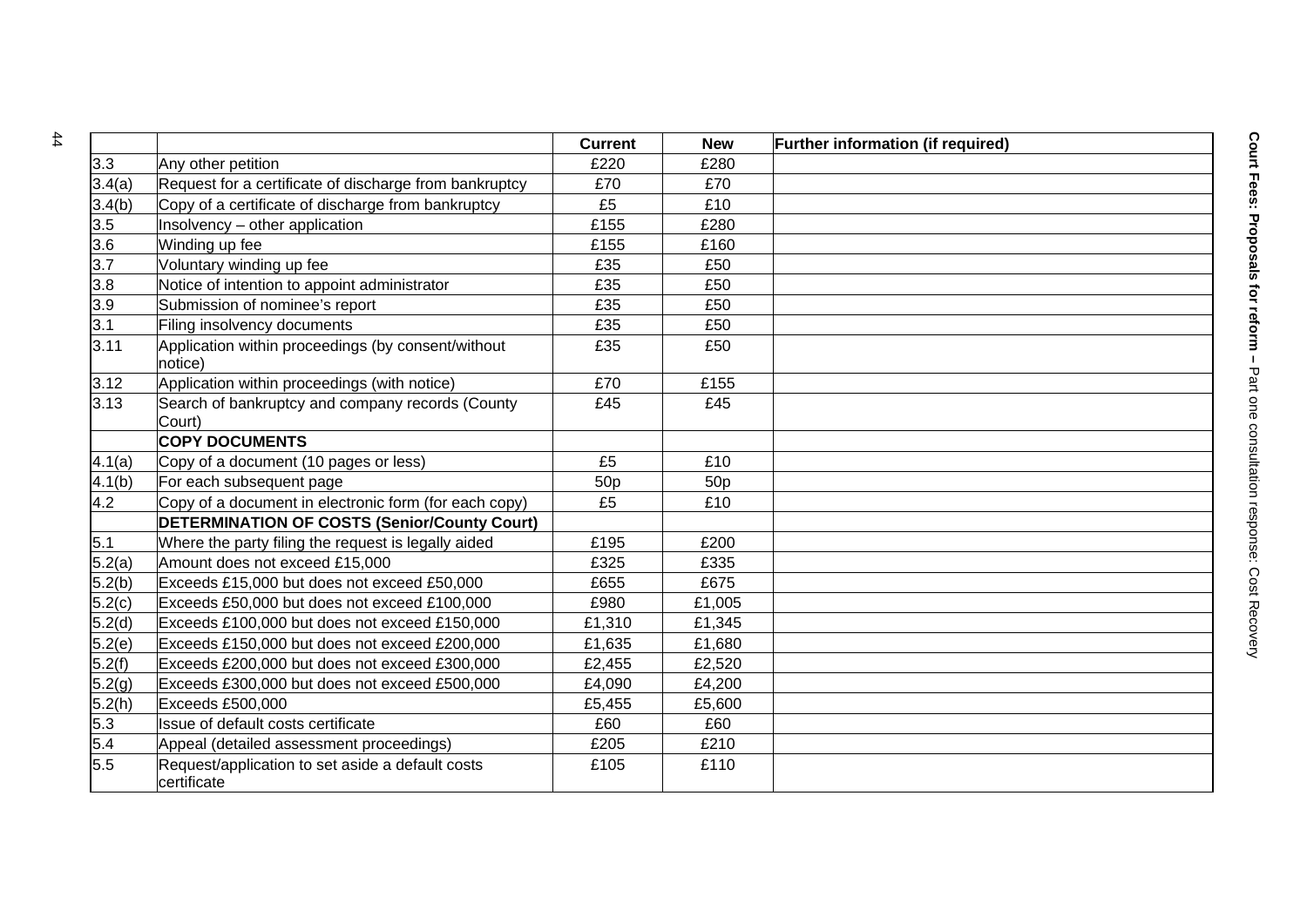| | | Current | New | Further information (if required) |
|---|---|---|---|---|
| 3.3 | Any other petition | £220 | £280 | |
| 3.4(a) | Request for a certificate of discharge from bankruptcy | £70 | £70 | |
| 3.4(b) | Copy of a certificate of discharge from bankruptcy | £5 | £10 | |
| 3.5 | Insolvency – other application | £155 | £280 | |
| 3.6 | Winding up fee | £155 | £160 | |
| 3.7 | Voluntary winding up fee | £35 | £50 | |
| 3.8 | Notice of intention to appoint administrator | £35 | £50 | |
| 3.9 | Submission of nominee's report | £35 | £50 | |
| 3.1 | Filing insolvency documents | £35 | £50 | |
| 3.11 | Application within proceedings (by consent/without notice) | £35 | £50 | |
| 3.12 | Application within proceedings (with notice) | £70 | £155 | |
| 3.13 | Search of bankruptcy and company records (County Court) | £45 | £45 | |
| | **COPY DOCUMENTS** | | | |
| 4.1(a) | Copy of a document (10 pages or less) | £5 | £10 | |
| 4.1(b) | For each subsequent page | 50p | 50p | |
| 4.2 | Copy of a document in electronic form (for each copy) | £5 | £10 | |
| | **DETERMINATION OF COSTS (Senior/County Court)** | | | |
| 5.1 | Where the party filing the request is legally aided | £195 | £200 | |
| 5.2(a) | Amount does not exceed £15,000 | £325 | £335 | |
| 5.2(b) | Exceeds £15,000 but does not exceed £50,000 | £655 | £675 | |
| 5.2(c) | Exceeds £50,000 but does not exceed £100,000 | £980 | £1,005 | |
| 5.2(d) | Exceeds £100,000 but does not exceed £150,000 | £1,310 | £1,345 | |
| 5.2(e) | Exceeds £150,000 but does not exceed £200,000 | £1,635 | £1,680 | |
| 5.2(f) | Exceeds £200,000 but does not exceed £300,000 | £2,455 | £2,520 | |
| 5.2(g) | Exceeds £300,000 but does not exceed £500,000 | £4,090 | £4,200 | |
| 5.2(h) | Exceeds £500,000 | £5,455 | £5,600 | |
| 5.3 | Issue of default costs certificate | £60 | £60 | |
| 5.4 | Appeal (detailed assessment proceedings) | £205 | £210 | |
| 5.5 | Request/application to set aside a default costs certificate | £105 | £110 | |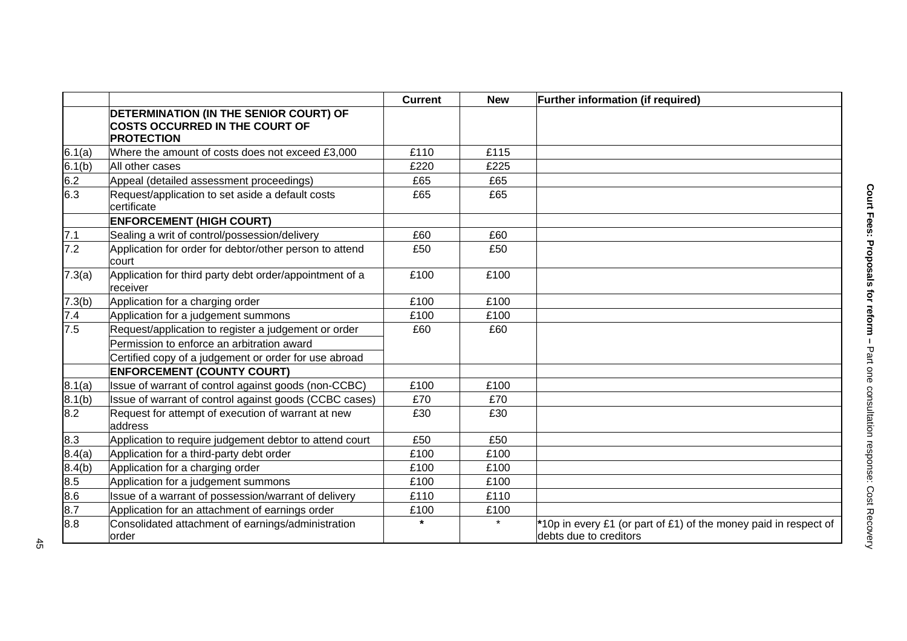| | | Current | New | Further information (if required) |
|---|---|---|---|---|
| | **DETERMINATION (IN THE SENIOR COURT) OF COSTS OCCURRED IN THE COURT OF PROTECTION** | | | |
| 6.1(a) | Where the amount of costs does not exceed £3,000 | £110 | £115 | |
| 6.1(b) | All other cases | £220 | £225 | |
| 6.2 | Appeal (detailed assessment proceedings) | £65 | £65 | |
| 6.3 | Request/application to set aside a default costs certificate | £65 | £65 | |
| | **ENFORCEMENT (HIGH COURT)** | | | |
| 7.1 | Sealing a writ of control/possession/delivery | £60 | £60 | |
| 7.2 | Application for order for debtor/other person to attend court | £50 | £50 | |
| 7.3(a) | Application for third party debt order/appointment of a receiver | £100 | £100 | |
| 7.3(b) | Application for a charging order | £100 | £100 | |
| 7.4 | Application for a judgement summons | £100 | £100 | |
| 7.5 | Request/application to register a judgement or order<br>Permission to enforce an arbitration award<br>Certified copy of a judgement or order for use abroad | £60 | £60 | |
| | **ENFORCEMENT (COUNTY COURT)** | | | |
| 8.1(a) | Issue of warrant of control against goods (non-CCBC) | £100 | £100 | |
| 8.1(b) | Issue of warrant of control against goods (CCBC cases) | £70 | £70 | |
| 8.2 | Request for attempt of execution of warrant at new address | £30 | £30 | |
| 8.3 | Application to require judgement debtor to attend court | £50 | £50 | |
| 8.4(a) | Application for a third-party debt order | £100 | £100 | |
| 8.4(b) | Application for a charging order | £100 | £100 | |
| 8.5 | Application for a judgement summons | £100 | £100 | |
| 8.6 | Issue of a warrant of possession/warrant of delivery | £110 | £110 | |
| 8.7 | Application for an attachment of earnings order | £100 | £100 | |
| 8.8 | Consolidated attachment of earnings/administration order | * | * | *10p in every £1 (or part of £1) of the money paid in respect of debts due to creditors |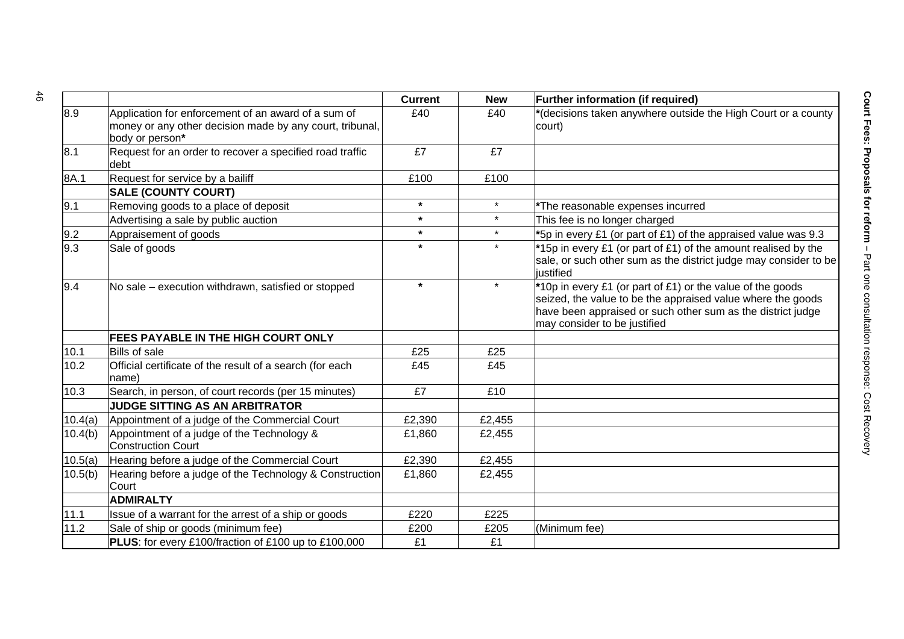| | | Current | New | Further information (if required) |
|---|---|---|---|---|
| 8.9 | Application for enforcement of an award of a sum of money or any other decision made by any court, tribunal, body or person* | £40 | £40 | *(decisions taken anywhere outside the High Court or a county court) |
| 8.1 | Request for an order to recover a specified road traffic debt | £7 | £7 | |
| 8A.1 | Request for service by a bailiff | £100 | £100 | |
| | **SALE (COUNTY COURT)** | | | |
| 9.1 | Removing goods to a place of deposit | * | * | *The reasonable expenses incurred |
| | Advertising a sale by public auction | * | * | This fee is no longer charged |
| 9.2 | Appraisement of goods | * | * | *5p in every £1 (or part of £1) of the appraised value was 9.3 |
| 9.3 | Sale of goods | * | * | *15p in every £1 (or part of £1) of the amount realised by the sale, or such other sum as the district judge may consider to be justified |
| 9.4 | No sale – execution withdrawn, satisfied or stopped | * | * | *10p in every £1 (or part of £1) or the value of the goods seized, the value to be the appraised value where the goods have been appraised or such other sum as the district judge may consider to be justified |
| | **FEES PAYABLE IN THE HIGH COURT ONLY** | | | |
| 10.1 | Bills of sale | £25 | £25 | |
| 10.2 | Official certificate of the result of a search (for each name) | £45 | £45 | |
| 10.3 | Search, in person, of court records (per 15 minutes) | £7 | £10 | |
| | **JUDGE SITTING AS AN ARBITRATOR** | | | |
| 10.4(a) | Appointment of a judge of the Commercial Court | £2,390 | £2,455 | |
| 10.4(b) | Appointment of a judge of the Technology & Construction Court | £1,860 | £2,455 | |
| 10.5(a) | Hearing before a judge of the Commercial Court | £2,390 | £2,455 | |
| 10.5(b) | Hearing before a judge of the Technology & Construction Court | £1,860 | £2,455 | |
| | **ADMIRALTY** | | | |
| 11.1 | Issue of a warrant for the arrest of a ship or goods | £220 | £225 | |
| 11.2 | Sale of ship or goods (minimum fee) | £200 | £205 | (Minimum fee) |
| | **PLUS**: for every £100/fraction of £100 up to £100,000 | £1 | £1 | |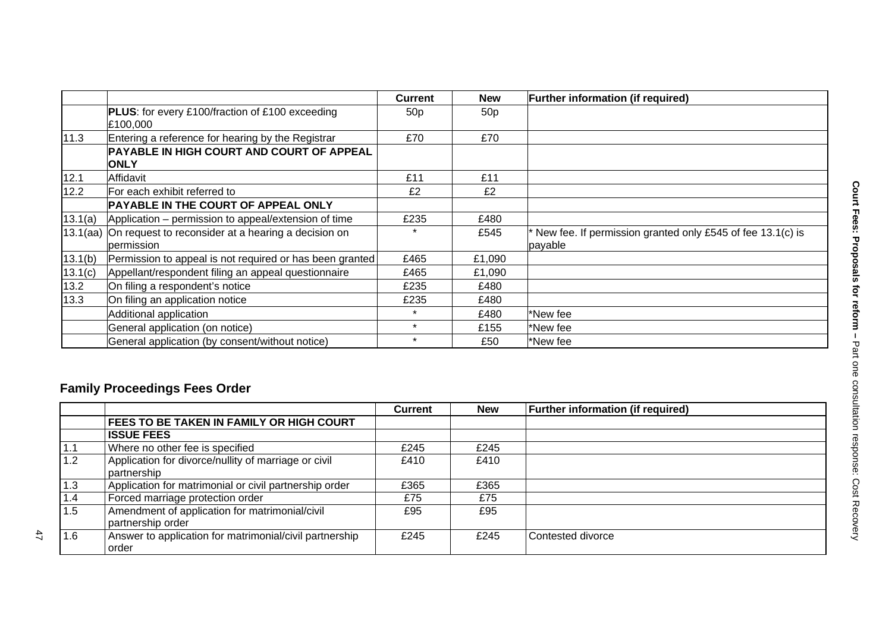| | | Current | New | Further information (if required) |
|---|---|---|---|---|
| | **PLUS**: for every £100/fraction of £100 exceeding £100,000 | 50p | 50p | |
| 11.3 | Entering a reference for hearing by the Registrar | £70 | £70 | |
| | **PAYABLE IN HIGH COURT AND COURT OF APPEAL ONLY** | | | |
| 12.1 | Affidavit | £11 | £11 | |
| 12.2 | For each exhibit referred to | £2 | £2 | |
| | **PAYABLE IN THE COURT OF APPEAL ONLY** | | | |
| 13.1(a) | Application – permission to appeal/extension of time | £235 | £480 | |
| 13.1(aa) | On request to reconsider at a hearing a decision on permission | * | £545 | * New fee. If permission granted only £545 of fee 13.1(c) is payable |
| 13.1(b) | Permission to appeal is not required or has been granted | £465 | £1,090 | |
| 13.1(c) | Appellant/respondent filing an appeal questionnaire | £465 | £1,090 | |
| 13.2 | On filing a respondent's notice | £235 | £480 | |
| 13.3 | On filing an application notice | £235 | £480 | |
| | Additional application | * | £480 | *New fee |
| | General application (on notice) | * | £155 | *New fee |
| | General application (by consent/without notice) | * | £50 | *New fee |

## Family Proceedings Fees Order

| | | Current | New | Further information (if required) |
|---|---|---|---|---|
| | **FEES TO BE TAKEN IN FAMILY OR HIGH COURT** | | | |
| | **ISSUE FEES** | | | |
| 1.1 | Where no other fee is specified | £245 | £245 | |
| 1.2 | Application for divorce/nullity of marriage or civil partnership | £410 | £410 | |
| 1.3 | Application for matrimonial or civil partnership order | £365 | £365 | |
| 1.4 | Forced marriage protection order | £75 | £75 | |
| 1.5 | Amendment of application for matrimonial/civil partnership order | £95 | £95 | |
| 1.6 | Answer to application for matrimonial/civil partnership order | £245 | £245 | Contested divorce |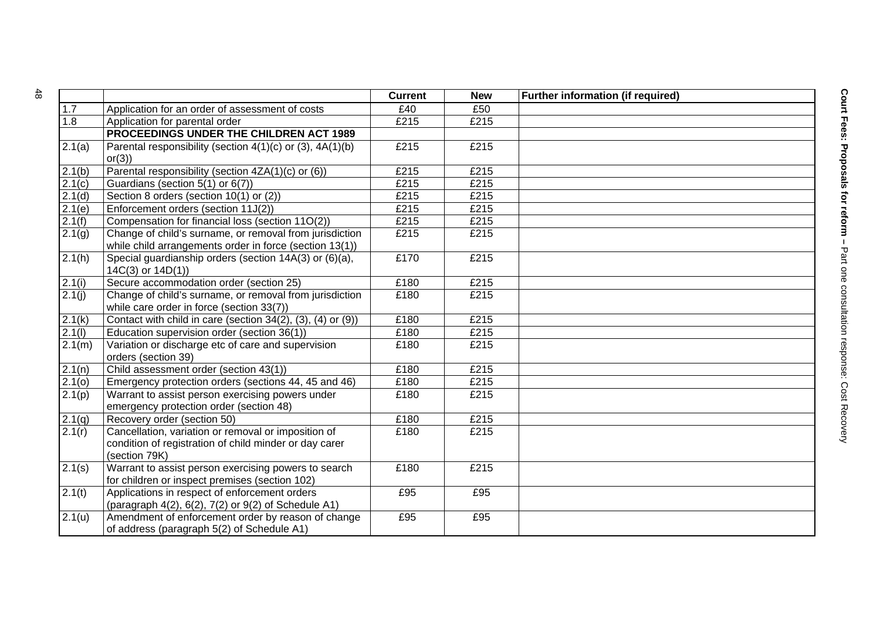| | | Current | New | Further information (if required) |
|---|---|---|---|---|
| 1.7 | Application for an order of assessment of costs | £40 | £50 | |
| 1.8 | Application for parental order | £215 | £215 | |
| | **PROCEEDINGS UNDER THE CHILDREN ACT 1989** | | | |
| 2.1(a) | Parental responsibility (section 4(1)(c) or (3), 4A(1)(b) or(3)) | £215 | £215 | |
| 2.1(b) | Parental responsibility (section 4ZA(1)(c) or (6)) | £215 | £215 | |
| 2.1(c) | Guardians (section 5(1) or 6(7)) | £215 | £215 | |
| 2.1(d) | Section 8 orders (section 10(1) or (2)) | £215 | £215 | |
| 2.1(e) | Enforcement orders (section 11J(2)) | £215 | £215 | |
| 2.1(f) | Compensation for financial loss (section 11O(2)) | £215 | £215 | |
| 2.1(g) | Change of child's surname, or removal from jurisdiction while child arrangements order in force (section 13(1)) | £215 | £215 | |
| 2.1(h) | Special guardianship orders (section 14A(3) or (6)(a), 14C(3) or 14D(1)) | £170 | £215 | |
| 2.1(i) | Secure accommodation order (section 25) | £180 | £215 | |
| 2.1(j) | Change of child's surname, or removal from jurisdiction while care order in force (section 33(7)) | £180 | £215 | |
| 2.1(k) | Contact with child in care (section 34(2), (3), (4) or (9)) | £180 | £215 | |
| 2.1(l) | Education supervision order (section 36(1)) | £180 | £215 | |
| 2.1(m) | Variation or discharge etc of care and supervision orders (section 39) | £180 | £215 | |
| 2.1(n) | Child assessment order (section 43(1)) | £180 | £215 | |
| 2.1(o) | Emergency protection orders (sections 44, 45 and 46) | £180 | £215 | |
| 2.1(p) | Warrant to assist person exercising powers under emergency protection order (section 48) | £180 | £215 | |
| 2.1(q) | Recovery order (section 50) | £180 | £215 | |
| 2.1(r) | Cancellation, variation or removal or imposition of condition of registration of child minder or day carer (section 79K) | £180 | £215 | |
| 2.1(s) | Warrant to assist person exercising powers to search for children or inspect premises (section 102) | £180 | £215 | |
| 2.1(t) | Applications in respect of enforcement orders (paragraph 4(2), 6(2), 7(2) or 9(2) of Schedule A1) | £95 | £95 | |
| 2.1(u) | Amendment of enforcement order by reason of change of address (paragraph 5(2) of Schedule A1) | £95 | £95 | |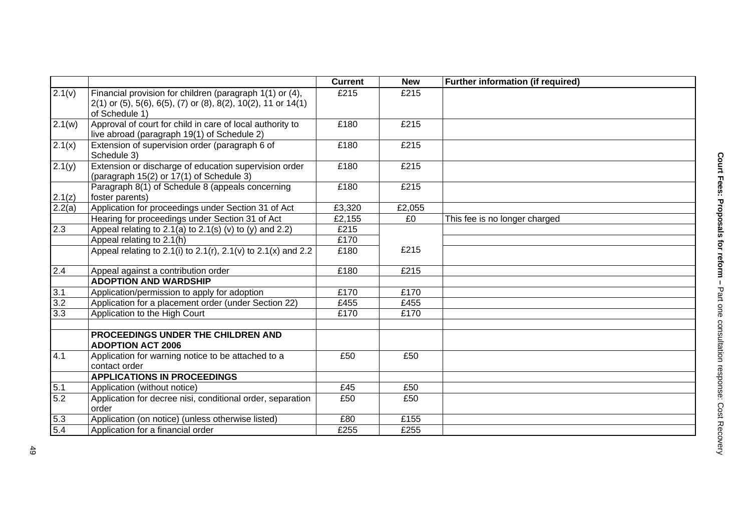| | | Current | New | Further information (if required) |
|---|---|---|---|---|
| 2.1(v) | Financial provision for children (paragraph 1(1) or (4), 2(1) or (5), 5(6), 6(5), (7) or (8), 8(2), 10(2), 11 or 14(1) of Schedule 1) | £215 | £215 | |
| 2.1(w) | Approval of court for child in care of local authority to live abroad (paragraph 19(1) of Schedule 2) | £180 | £215 | |
| 2.1(x) | Extension of supervision order (paragraph 6 of Schedule 3) | £180 | £215 | |
| 2.1(y) | Extension or discharge of education supervision order (paragraph 15(2) or 17(1) of Schedule 3) | £180 | £215 | |
| 2.1(z) | Paragraph 8(1) of Schedule 8 (appeals concerning foster parents) | £180 | £215 | |
| 2.2(a) | Application for proceedings under Section 31 of Act | £3,320 | £2,055 | |
| | Hearing for proceedings under Section 31 of Act | £2,155 | £0 | This fee is no longer charged |
| 2.3 | Appeal relating to 2.1(a) to 2.1(s) (v) to (y) and 2.2) | £215 | £215 | |
| | Appeal relating to 2.1(h) | £170 | | |
| | Appeal relating to 2.1(i) to 2.1(r), 2.1(v) to 2.1(x) and 2.2 | £180 | | |
| 2.4 | Appeal against a contribution order | £180 | £215 | |
| | **ADOPTION AND WARDSHIP** | | | |
| 3.1 | Application/permission to apply for adoption | £170 | £170 | |
| 3.2 | Application for a placement order (under Section 22) | £455 | £455 | |
| 3.3 | Application to the High Court | £170 | £170 | |
| | | | | |
| | **PROCEEDINGS UNDER THE CHILDREN AND ADOPTION ACT 2006** | | | |
| 4.1 | Application for warning notice to be attached to a contact order | £50 | £50 | |
| | **APPLICATIONS IN PROCEEDINGS** | | | |
| 5.1 | Application (without notice) | £45 | £50 | |
| 5.2 | Application for decree nisi, conditional order, separation order | £50 | £50 | |
| 5.3 | Application (on notice) (unless otherwise listed) | £80 | £155 | |
| 5.4 | Application for a financial order | £255 | £255 | |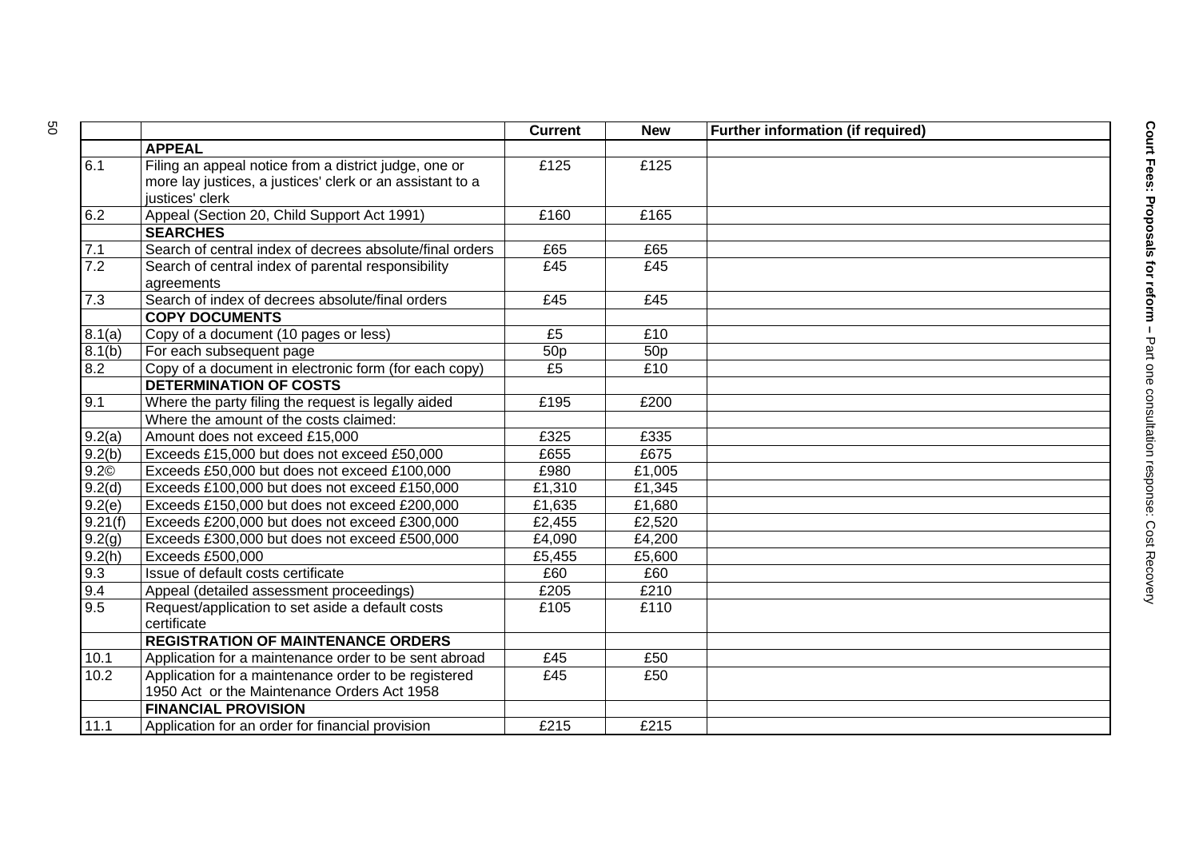| | | Current | New | Further information (if required) |
|---|---|---|---|---|
| | **APPEAL** | | | |
| 6.1 | Filing an appeal notice from a district judge, one or more lay justices, a justices' clerk or an assistant to a justices' clerk | £125 | £125 | |
| 6.2 | Appeal (Section 20, Child Support Act 1991) | £160 | £165 | |
| | **SEARCHES** | | | |
| 7.1 | Search of central index of decrees absolute/final orders | £65 | £65 | |
| 7.2 | Search of central index of parental responsibility agreements | £45 | £45 | |
| 7.3 | Search of index of decrees absolute/final orders | £45 | £45 | |
| | **COPY DOCUMENTS** | | | |
| 8.1(a) | Copy of a document (10 pages or less) | £5 | £10 | |
| 8.1(b) | For each subsequent page | 50p | 50p | |
| 8.2 | Copy of a document in electronic form (for each copy) | £5 | £10 | |
| | **DETERMINATION OF COSTS** | | | |
| 9.1 | Where the party filing the request is legally aided | £195 | £200 | |
| | Where the amount of the costs claimed: | | | |
| 9.2(a) | Amount does not exceed £15,000 | £325 | £335 | |
| 9.2(b) | Exceeds £15,000 but does not exceed £50,000 | £655 | £675 | |
| 9.2© | Exceeds £50,000 but does not exceed £100,000 | £980 | £1,005 | |
| 9.2(d) | Exceeds £100,000 but does not exceed £150,000 | £1,310 | £1,345 | |
| 9.2(e) | Exceeds £150,000 but does not exceed £200,000 | £1,635 | £1,680 | |
| 9.21(f) | Exceeds £200,000 but does not exceed £300,000 | £2,455 | £2,520 | |
| 9.2(g) | Exceeds £300,000 but does not exceed £500,000 | £4,090 | £4,200 | |
| 9.2(h) | Exceeds £500,000 | £5,455 | £5,600 | |
| 9.3 | Issue of default costs certificate | £60 | £60 | |
| 9.4 | Appeal (detailed assessment proceedings) | £205 | £210 | |
| 9.5 | Request/application to set aside a default costs certificate | £105 | £110 | |
| | **REGISTRATION OF MAINTENANCE ORDERS** | | | |
| 10.1 | Application for a maintenance order to be sent abroad | £45 | £50 | |
| 10.2 | Application for a maintenance order to be registered 1950 Act or the Maintenance Orders Act 1958 | £45 | £50 | |
| | **FINANCIAL PROVISION** | | | |
| 11.1 | Application for an order for financial provision | £215 | £215 | |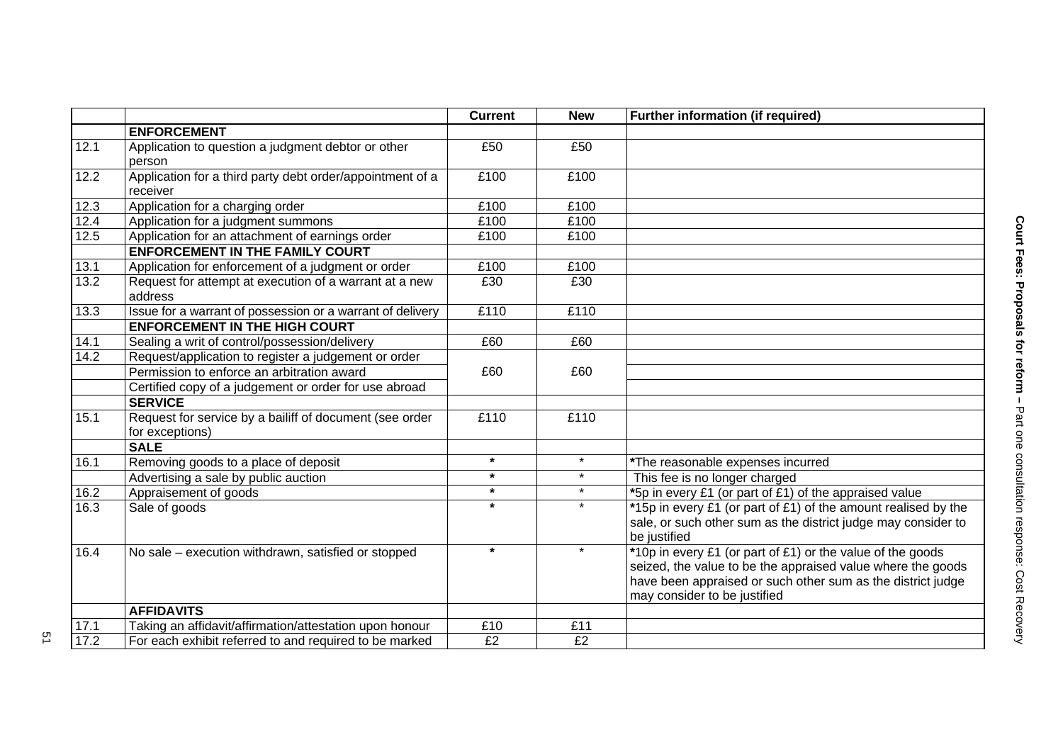| | | Current | New | Further information (if required) |
|---|---|---|---|---|
| | **ENFORCEMENT** | | | |
| 12.1 | Application to question a judgment debtor or other person | £50 | £50 | |
| 12.2 | Application for a third party debt order/appointment of a receiver | £100 | £100 | |
| 12.3 | Application for a charging order | £100 | £100 | |
| 12.4 | Application for a judgment summons | £100 | £100 | |
| 12.5 | Application for an attachment of earnings order | £100 | £100 | |
| | **ENFORCEMENT IN THE FAMILY COURT** | | | |
| 13.1 | Application for enforcement of a judgment or order | £100 | £100 | |
| 13.2 | Request for attempt at execution of a warrant at a new address | £30 | £30 | |
| 13.3 | Issue for a warrant of possession or a warrant of delivery | £110 | £110 | |
| | **ENFORCEMENT IN THE HIGH COURT** | | | |
| 14.1 | Sealing a writ of control/possession/delivery | £60 | £60 | |
| 14.2 | Request/application to register a judgement or order | £60 | £60 | |
| | Permission to enforce an arbitration award | | | |
| | Certified copy of a judgement or order for use abroad | | | |
| | **SERVICE** | | | |
| 15.1 | Request for service by a bailiff of document (see order for exceptions) | £110 | £110 | |
| | **SALE** | | | |
| 16.1 | Removing goods to a place of deposit | * | * | *The reasonable expenses incurred |
| | Advertising a sale by public auction | * | * | This fee is no longer charged |
| 16.2 | Appraisement of goods | * | * | *5p in every £1 (or part of £1) of the appraised value |
| 16.3 | Sale of goods | * | * | *15p in every £1 (or part of £1) of the amount realised by the sale, or such other sum as the district judge may consider to be justified |
| 16.4 | No sale – execution withdrawn, satisfied or stopped | * | * | *10p in every £1 (or part of £1) or the value of the goods seized, the value to be the appraised value where the goods have been appraised or such other sum as the district judge may consider to be justified |
| | **AFFIDAVITS** | | | |
| 17.1 | Taking an affidavit/affirmation/attestation upon honour | £10 | £11 | |
| 17.2 | For each exhibit referred to and required to be marked | £2 | £2 | |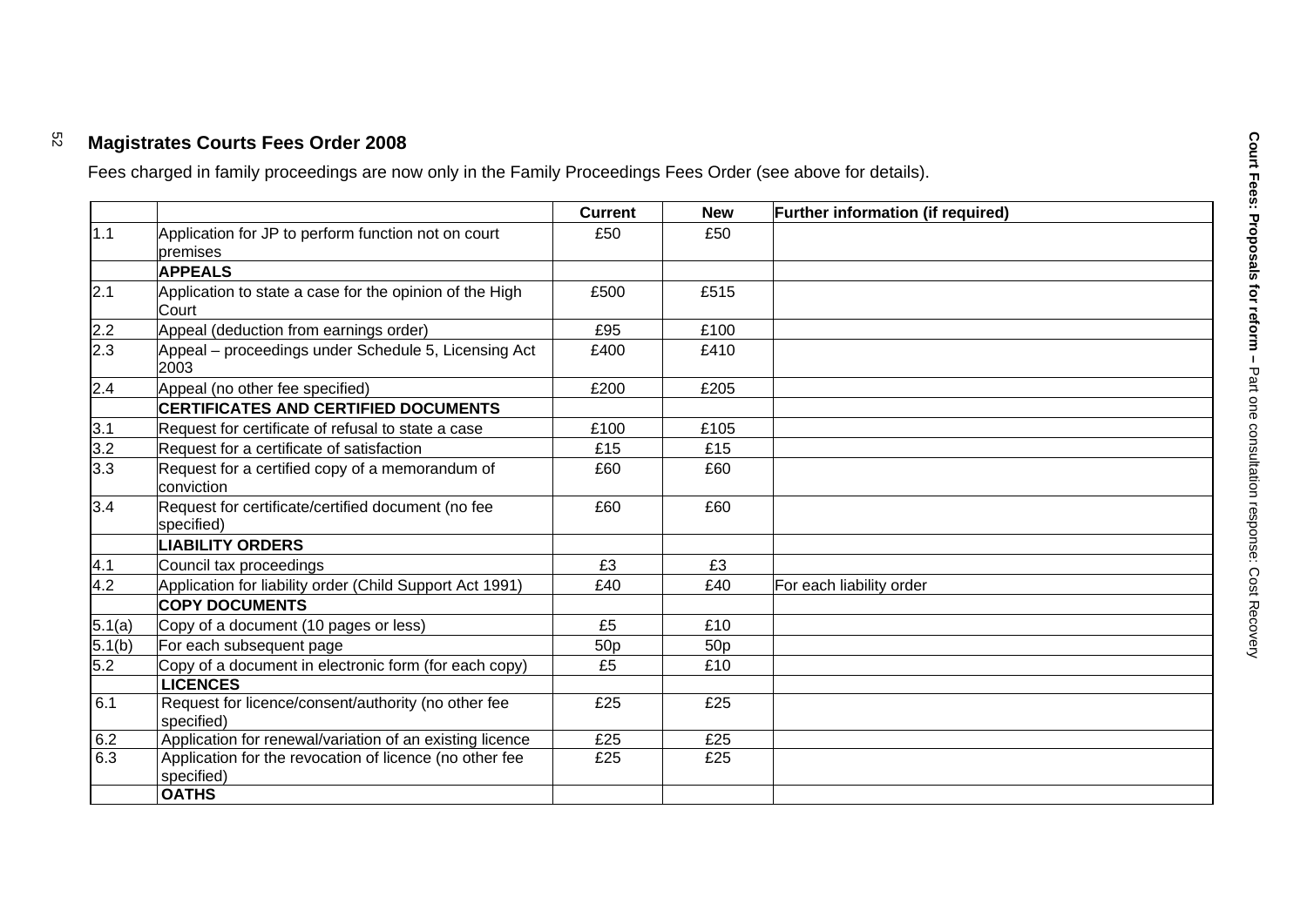## Magistrates Courts Fees Order 2008

Fees charged in family proceedings are now only in the Family Proceedings Fees Order (see above for details).

| | | Current | New | Further information (if required) |
|---|---|---|---|---|
| 1.1 | Application for JP to perform function not on court premises | £50 | £50 | |
| | **APPEALS** | | | |
| 2.1 | Application to state a case for the opinion of the High Court | £500 | £515 | |
| 2.2 | Appeal (deduction from earnings order) | £95 | £100 | |
| 2.3 | Appeal – proceedings under Schedule 5, Licensing Act 2003 | £400 | £410 | |
| 2.4 | Appeal (no other fee specified) | £200 | £205 | |
| | **CERTIFICATES AND CERTIFIED DOCUMENTS** | | | |
| 3.1 | Request for certificate of refusal to state a case | £100 | £105 | |
| 3.2 | Request for a certificate of satisfaction | £15 | £15 | |
| 3.3 | Request for a certified copy of a memorandum of conviction | £60 | £60 | |
| 3.4 | Request for certificate/certified document (no fee specified) | £60 | £60 | |
| | **LIABILITY ORDERS** | | | |
| 4.1 | Council tax proceedings | £3 | £3 | |
| 4.2 | Application for liability order (Child Support Act 1991) | £40 | £40 | For each liability order |
| | **COPY DOCUMENTS** | | | |
| 5.1(a) | Copy of a document (10 pages or less) | £5 | £10 | |
| 5.1(b) | For each subsequent page | 50p | 50p | |
| 5.2 | Copy of a document in electronic form (for each copy) | £5 | £10 | |
| | **LICENCES** | | | |
| 6.1 | Request for licence/consent/authority (no other fee specified) | £25 | £25 | |
| 6.2 | Application for renewal/variation of an existing licence | £25 | £25 | |
| 6.3 | Application for the revocation of licence (no other fee specified) | £25 | £25 | |
| | **OATHS** | | | |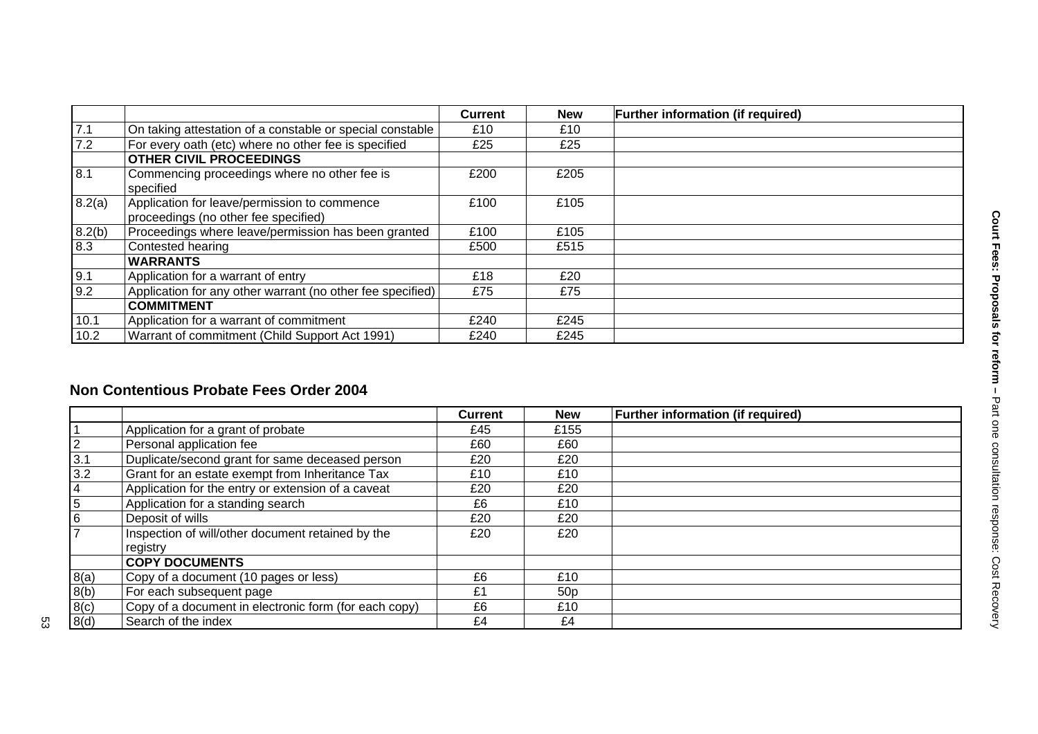| | | Current | New | Further information (if required) |
|---|---|---|---|---|
| 7.1 | On taking attestation of a constable or special constable | £10 | £10 | |
| 7.2 | For every oath (etc) where no other fee is specified | £25 | £25 | |
| | **OTHER CIVIL PROCEEDINGS** | | | |
| 8.1 | Commencing proceedings where no other fee is specified | £200 | £205 | |
| 8.2(a) | Application for leave/permission to commence proceedings (no other fee specified) | £100 | £105 | |
| 8.2(b) | Proceedings where leave/permission has been granted | £100 | £105 | |
| 8.3 | Contested hearing | £500 | £515 | |
| | **WARRANTS** | | | |
| 9.1 | Application for a warrant of entry | £18 | £20 | |
| 9.2 | Application for any other warrant (no other fee specified) | £75 | £75 | |
| | **COMMITMENT** | | | |
| 10.1 | Application for a warrant of commitment | £240 | £245 | |
| 10.2 | Warrant of commitment (Child Support Act 1991) | £240 | £245 | |

## Non Contentious Probate Fees Order 2004

| | | Current | New | Further information (if required) |
|---|---|---|---|---|
| 1 | Application for a grant of probate | £45 | £155 | |
| 2 | Personal application fee | £60 | £60 | |
| 3.1 | Duplicate/second grant for same deceased person | £20 | £20 | |
| 3.2 | Grant for an estate exempt from Inheritance Tax | £10 | £10 | |
| 4 | Application for the entry or extension of a caveat | £20 | £20 | |
| 5 | Application for a standing search | £6 | £10 | |
| 6 | Deposit of wills | £20 | £20 | |
| 7 | Inspection of will/other document retained by the registry | £20 | £20 | |
| | **COPY DOCUMENTS** | | | |
| 8(a) | Copy of a document (10 pages or less) | £6 | £10 | |
| 8(b) | For each subsequent page | £1 | 50p | |
| 8(c) | Copy of a document in electronic form (for each copy) | £6 | £10 | |
| 8(d) | Search of the index | £4 | £4 | |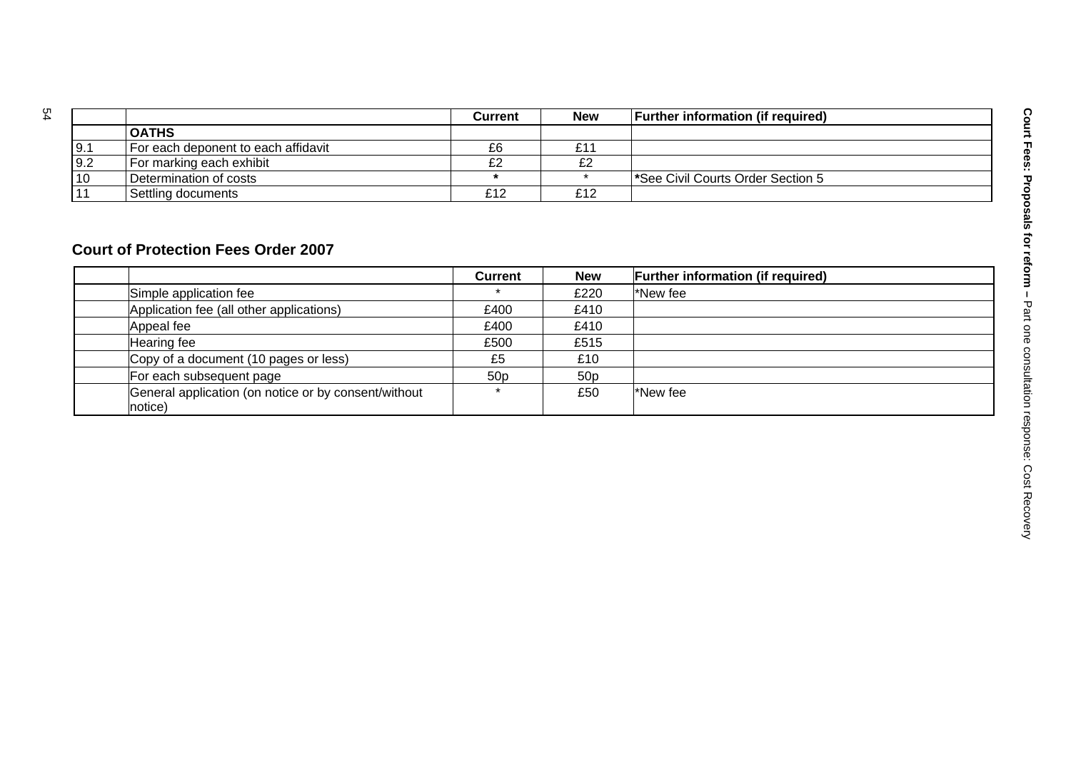| | | Current | New | Further information (if required) |
|---|---|---|---|---|
| | **OATHS** | | | |
| 9.1 | For each deponent to each affidavit | £6 | £11 | |
| 9.2 | For marking each exhibit | £2 | £2 | |
| 10 | Determination of costs | * | * | *See Civil Courts Order Section 5 |
| 11 | Settling documents | £12 | £12 | |

## Court of Protection Fees Order 2007

| | | Current | New | Further information (if required) |
|---|---|---|---|---|
| | Simple application fee | * | £220 | *New fee |
| | Application fee (all other applications) | £400 | £410 | |
| | Appeal fee | £400 | £410 | |
| | Hearing fee | £500 | £515 | |
| | Copy of a document (10 pages or less) | £5 | £10 | |
| | For each subsequent page | 50p | 50p | |
| | General application (on notice or by consent/without notice) | * | £50 | *New fee |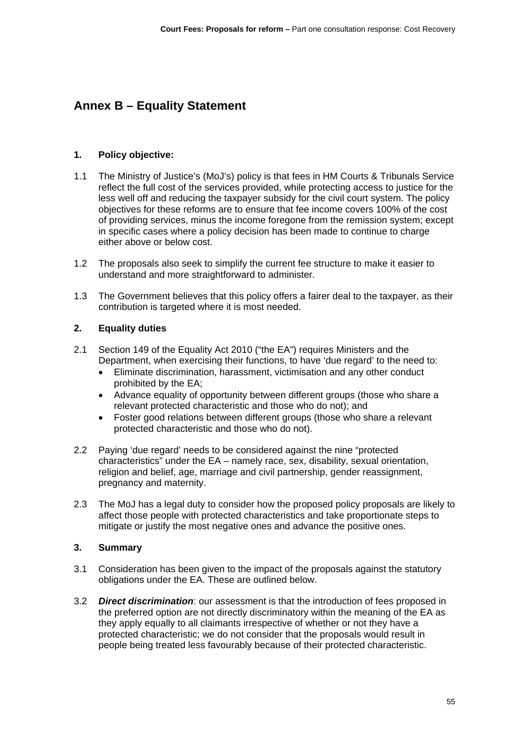## Annex B – Equality Statement

### 1. Policy objective:

1.1 The Ministry of Justice's (MoJ's) policy is that fees in HM Courts & Tribunals Service reflect the full cost of the services provided, while protecting access to justice for the less well off and reducing the taxpayer subsidy for the civil court system. The policy objectives for these reforms are to ensure that fee income covers 100% of the cost of providing services, minus the income foregone from the remission system; except in specific cases where a policy decision has been made to continue to charge either above or below cost.

1.2 The proposals also seek to simplify the current fee structure to make it easier to understand and more straightforward to administer.

1.3 The Government believes that this policy offers a fairer deal to the taxpayer, as their contribution is targeted where it is most needed.

### 2. Equality duties

2.1 Section 149 of the Equality Act 2010 ("the EA") requires Ministers and the Department, when exercising their functions, to have 'due regard' to the need to:

- Eliminate discrimination, harassment, victimisation and any other conduct prohibited by the EA;
- Advance equality of opportunity between different groups (those who share a relevant protected characteristic and those who do not); and
- Foster good relations between different groups (those who share a relevant protected characteristic and those who do not).

2.2 Paying 'due regard' needs to be considered against the nine "protected characteristics" under the EA – namely race, sex, disability, sexual orientation, religion and belief, age, marriage and civil partnership, gender reassignment, pregnancy and maternity.

2.3 The MoJ has a legal duty to consider how the proposed policy proposals are likely to affect those people with protected characteristics and take proportionate steps to mitigate or justify the most negative ones and advance the positive ones.

### 3. Summary

3.1 Consideration has been given to the impact of the proposals against the statutory obligations under the EA. These are outlined below.

3.2 ***Direct discrimination***: our assessment is that the introduction of fees proposed in the preferred option are not directly discriminatory within the meaning of the EA as they apply equally to all claimants irrespective of whether or not they have a protected characteristic; we do not consider that the proposals would result in people being treated less favourably because of their protected characteristic.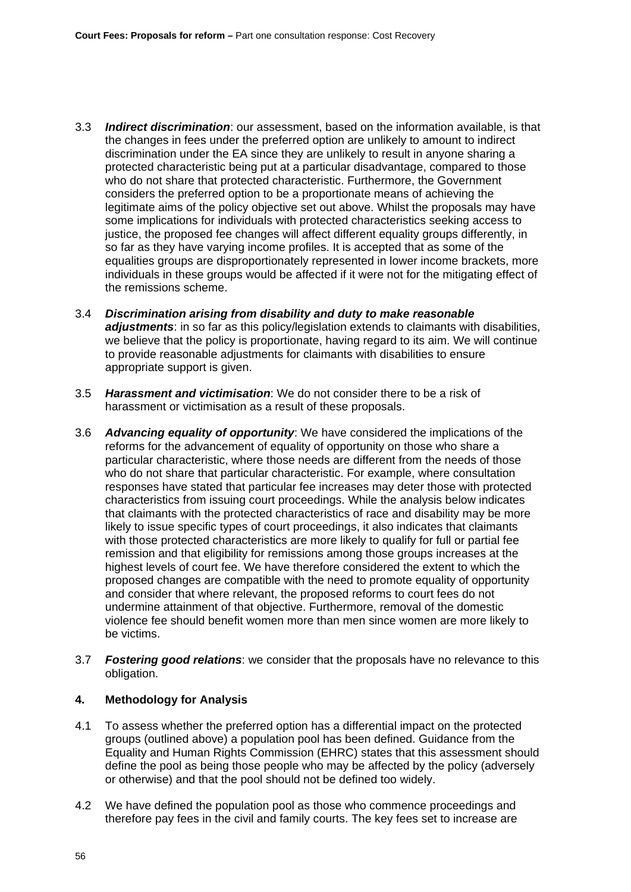3.3 ***Indirect discrimination***: our assessment, based on the information available, is that the changes in fees under the preferred option are unlikely to amount to indirect discrimination under the EA since they are unlikely to result in anyone sharing a protected characteristic being put at a particular disadvantage, compared to those who do not share that protected characteristic. Furthermore, the Government considers the preferred option to be a proportionate means of achieving the legitimate aims of the policy objective set out above. Whilst the proposals may have some implications for individuals with protected characteristics seeking access to justice, the proposed fee changes will affect different equality groups differently, in so far as they have varying income profiles. It is accepted that as some of the equalities groups are disproportionately represented in lower income brackets, more individuals in these groups would be affected if it were not for the mitigating effect of the remissions scheme.

3.4 ***Discrimination arising from disability and duty to make reasonable adjustments***: in so far as this policy/legislation extends to claimants with disabilities, we believe that the policy is proportionate, having regard to its aim. We will continue to provide reasonable adjustments for claimants with disabilities to ensure appropriate support is given.

3.5 ***Harassment and victimisation***: We do not consider there to be a risk of harassment or victimisation as a result of these proposals.

3.6 ***Advancing equality of opportunity***: We have considered the implications of the reforms for the advancement of equality of opportunity on those who share a particular characteristic, where those needs are different from the needs of those who do not share that particular characteristic. For example, where consultation responses have stated that particular fee increases may deter those with protected characteristics from issuing court proceedings. While the analysis below indicates that claimants with the protected characteristics of race and disability may be more likely to issue specific types of court proceedings, it also indicates that claimants with those protected characteristics are more likely to qualify for full or partial fee remission and that eligibility for remissions among those groups increases at the highest levels of court fee. We have therefore considered the extent to which the proposed changes are compatible with the need to promote equality of opportunity and consider that where relevant, the proposed reforms to court fees do not undermine attainment of that objective. Furthermore, removal of the domestic violence fee should benefit women more than men since women are more likely to be victims.

3.7 ***Fostering good relations***: we consider that the proposals have no relevance to this obligation.

## 4. Methodology for Analysis

4.1 To assess whether the preferred option has a differential impact on the protected groups (outlined above) a population pool has been defined. Guidance from the Equality and Human Rights Commission (EHRC) states that this assessment should define the pool as being those people who may be affected by the policy (adversely or otherwise) and that the pool should not be defined too widely.

4.2 We have defined the population pool as those who commence proceedings and therefore pay fees in the civil and family courts. The key fees set to increase are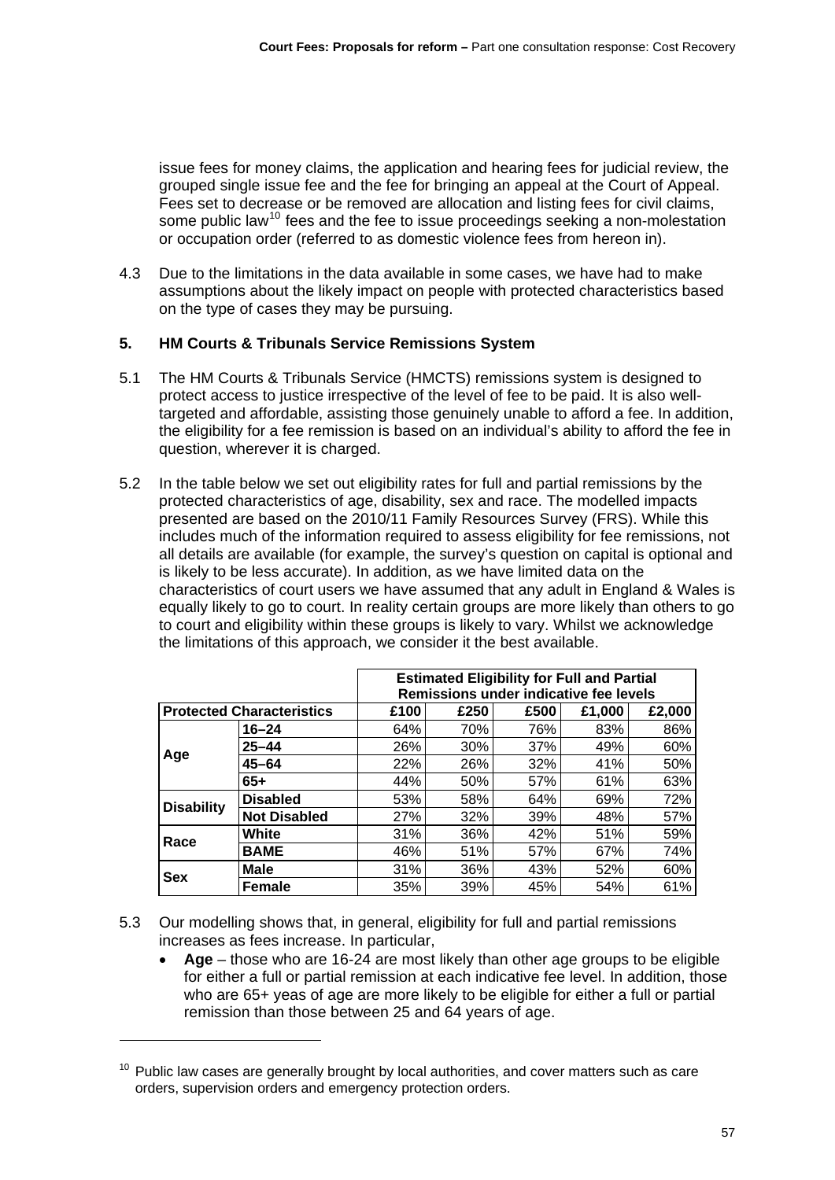issue fees for money claims, the application and hearing fees for judicial review, the grouped single issue fee and the fee for bringing an appeal at the Court of Appeal. Fees set to decrease or be removed are allocation and listing fees for civil claims, some public law[10] fees and the fee to issue proceedings seeking a non-molestation or occupation order (referred to as domestic violence fees from hereon in).

4.3 Due to the limitations in the data available in some cases, we have had to make assumptions about the likely impact on people with protected characteristics based on the type of cases they may be pursuing.

## 5. HM Courts & Tribunals Service Remissions System

5.1 The HM Courts & Tribunals Service (HMCTS) remissions system is designed to protect access to justice irrespective of the level of fee to be paid. It is also well-targeted and affordable, assisting those genuinely unable to afford a fee. In addition, the eligibility for a fee remission is based on an individual's ability to afford the fee in question, wherever it is charged.

5.2 In the table below we set out eligibility rates for full and partial remissions by the protected characteristics of age, disability, sex and race. The modelled impacts presented are based on the 2010/11 Family Resources Survey (FRS). While this includes much of the information required to assess eligibility for fee remissions, not all details are available (for example, the survey's question on capital is optional and is likely to be less accurate). In addition, as we have limited data on the characteristics of court users we have assumed that any adult in England & Wales is equally likely to go to court. In reality certain groups are more likely than others to go to court and eligibility within these groups is likely to vary. Whilst we acknowledge the limitations of this approach, we consider it the best available.

| | | **Estimated Eligibility for Full and Partial Remissions under indicative fee levels** | | | | |
|---|---|---|---|---|---|---|
| **Protected Characteristics** | | **£100** | **£250** | **£500** | **£1,000** | **£2,000** |
| **Age** | **16–24** | 64% | 70% | 76% | 83% | 86% |
| | **25–44** | 26% | 30% | 37% | 49% | 60% |
| | **45–64** | 22% | 26% | 32% | 41% | 50% |
| | **65+** | 44% | 50% | 57% | 61% | 63% |
| **Disability** | **Disabled** | 53% | 58% | 64% | 69% | 72% |
| | **Not Disabled** | 27% | 32% | 39% | 48% | 57% |
| **Race** | **White** | 31% | 36% | 42% | 51% | 59% |
| | **BAME** | 46% | 51% | 57% | 67% | 74% |
| **Sex** | **Male** | 31% | 36% | 43% | 52% | 60% |
| | **Female** | 35% | 39% | 45% | 54% | 61% |

5.3 Our modelling shows that, in general, eligibility for full and partial remissions increases as fees increase. In particular,

- **Age** – those who are 16-24 are most likely than other age groups to be eligible for either a full or partial remission at each indicative fee level. In addition, those who are 65+ yeas of age are more likely to be eligible for either a full or partial remission than those between 25 and 64 years of age.

[10] Public law cases are generally brought by local authorities, and cover matters such as care orders, supervision orders and emergency protection orders.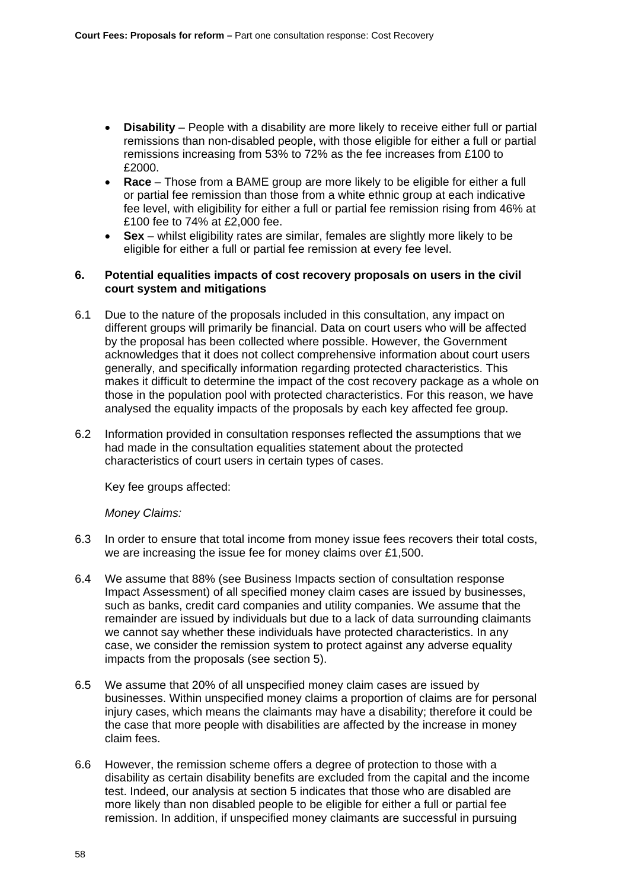- **Disability** – People with a disability are more likely to receive either full or partial remissions than non-disabled people, with those eligible for either a full or partial remissions increasing from 53% to 72% as the fee increases from £100 to £2000.
- **Race** – Those from a BAME group are more likely to be eligible for either a full or partial fee remission than those from a white ethnic group at each indicative fee level, with eligibility for either a full or partial fee remission rising from 46% at £100 fee to 74% at £2,000 fee.
- **Sex** – whilst eligibility rates are similar, females are slightly more likely to be eligible for either a full or partial fee remission at every fee level.

## 6. Potential equalities impacts of cost recovery proposals on users in the civil court system and mitigations

6.1 Due to the nature of the proposals included in this consultation, any impact on different groups will primarily be financial. Data on court users who will be affected by the proposal has been collected where possible. However, the Government acknowledges that it does not collect comprehensive information about court users generally, and specifically information regarding protected characteristics. This makes it difficult to determine the impact of the cost recovery package as a whole on those in the population pool with protected characteristics. For this reason, we have analysed the equality impacts of the proposals by each key affected fee group.

6.2 Information provided in consultation responses reflected the assumptions that we had made in the consultation equalities statement about the protected characteristics of court users in certain types of cases.

Key fee groups affected:

*Money Claims:*

6.3 In order to ensure that total income from money issue fees recovers their total costs, we are increasing the issue fee for money claims over £1,500.

6.4 We assume that 88% (see Business Impacts section of consultation response Impact Assessment) of all specified money claim cases are issued by businesses, such as banks, credit card companies and utility companies. We assume that the remainder are issued by individuals but due to a lack of data surrounding claimants we cannot say whether these individuals have protected characteristics. In any case, we consider the remission system to protect against any adverse equality impacts from the proposals (see section 5).

6.5 We assume that 20% of all unspecified money claim cases are issued by businesses. Within unspecified money claims a proportion of claims are for personal injury cases, which means the claimants may have a disability; therefore it could be the case that more people with disabilities are affected by the increase in money claim fees.

6.6 However, the remission scheme offers a degree of protection to those with a disability as certain disability benefits are excluded from the capital and the income test. Indeed, our analysis at section 5 indicates that those who are disabled are more likely than non disabled people to be eligible for either a full or partial fee remission. In addition, if unspecified money claimants are successful in pursuing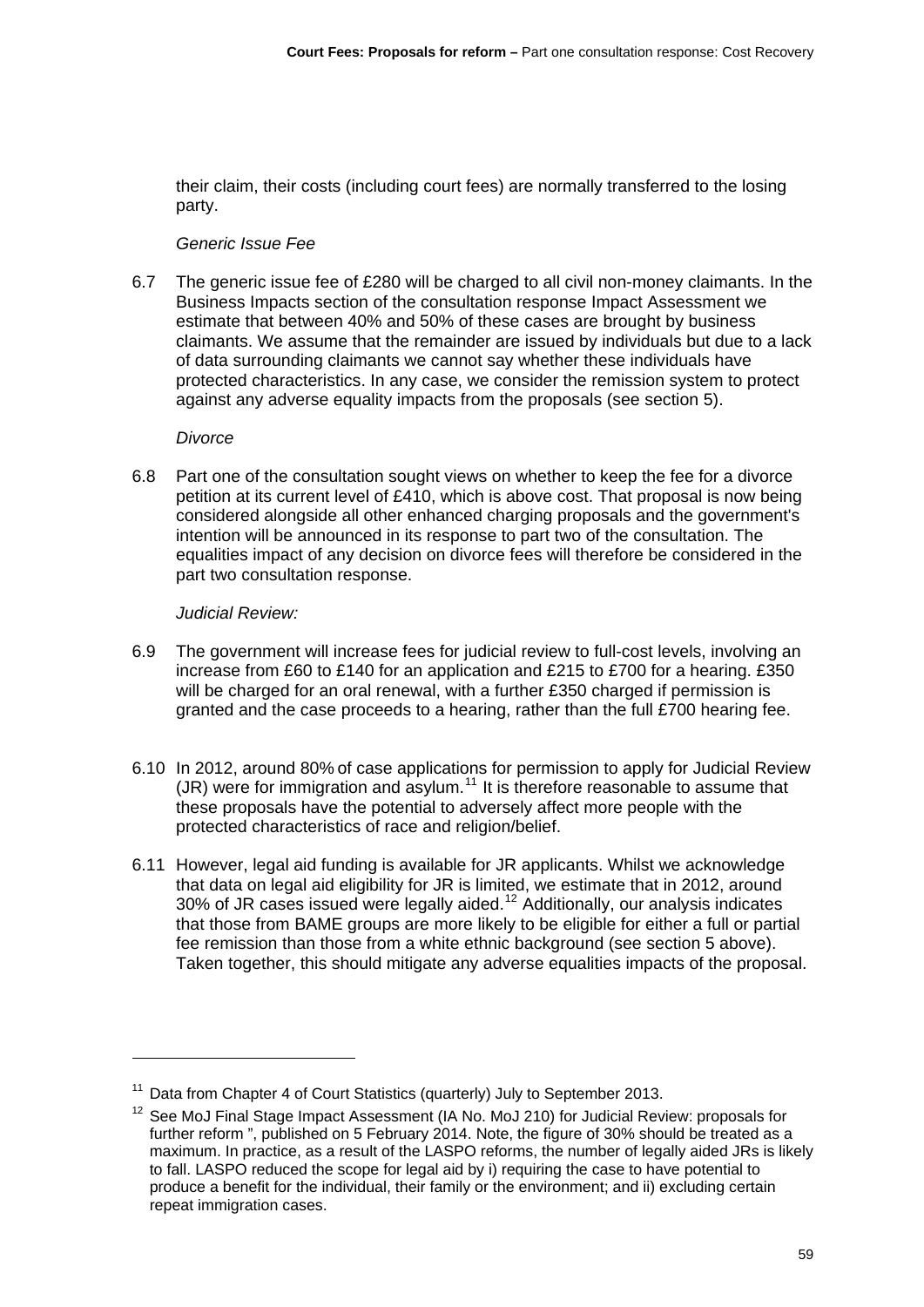their claim, their costs (including court fees) are normally transferred to the losing party.

*Generic Issue Fee*

6.7 The generic issue fee of £280 will be charged to all civil non-money claimants. In the Business Impacts section of the consultation response Impact Assessment we estimate that between 40% and 50% of these cases are brought by business claimants. We assume that the remainder are issued by individuals but due to a lack of data surrounding claimants we cannot say whether these individuals have protected characteristics. In any case, we consider the remission system to protect against any adverse equality impacts from the proposals (see section 5).

*Divorce*

6.8 Part one of the consultation sought views on whether to keep the fee for a divorce petition at its current level of £410, which is above cost. That proposal is now being considered alongside all other enhanced charging proposals and the government's intention will be announced in its response to part two of the consultation. The equalities impact of any decision on divorce fees will therefore be considered in the part two consultation response.

*Judicial Review:*

6.9 The government will increase fees for judicial review to full-cost levels, involving an increase from £60 to £140 for an application and £215 to £700 for a hearing. £350 will be charged for an oral renewal, with a further £350 charged if permission is granted and the case proceeds to a hearing, rather than the full £700 hearing fee.

6.10 In 2012, around 80% of case applications for permission to apply for Judicial Review (JR) were for immigration and asylum.[11] It is therefore reasonable to assume that these proposals have the potential to adversely affect more people with the protected characteristics of race and religion/belief.

6.11 However, legal aid funding is available for JR applicants. Whilst we acknowledge that data on legal aid eligibility for JR is limited, we estimate that in 2012, around 30% of JR cases issued were legally aided.[12] Additionally, our analysis indicates that those from BAME groups are more likely to be eligible for either a full or partial fee remission than those from a white ethnic background (see section 5 above). Taken together, this should mitigate any adverse equalities impacts of the proposal.

---

[11] Data from Chapter 4 of Court Statistics (quarterly) July to September 2013.

[12] See MoJ Final Stage Impact Assessment (IA No. MoJ 210) for Judicial Review: proposals for further reform ", published on 5 February 2014. Note, the figure of 30% should be treated as a maximum. In practice, as a result of the LASPO reforms, the number of legally aided JRs is likely to fall. LASPO reduced the scope for legal aid by i) requiring the case to have potential to produce a benefit for the individual, their family or the environment; and ii) excluding certain repeat immigration cases.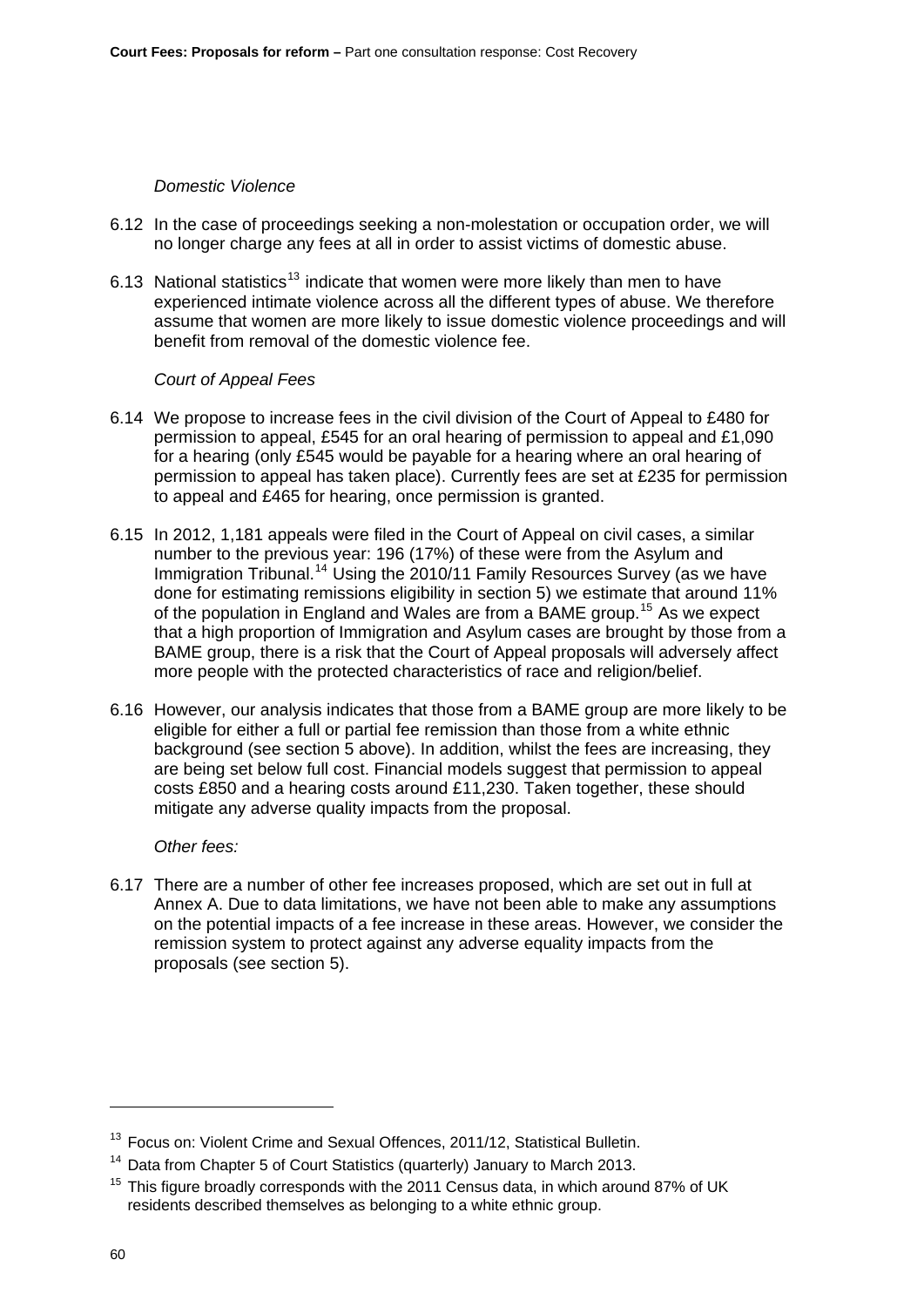*Domestic Violence*

6.12 In the case of proceedings seeking a non-molestation or occupation order, we will no longer charge any fees at all in order to assist victims of domestic abuse.

6.13 National statistics[13] indicate that women were more likely than men to have experienced intimate violence across all the different types of abuse. We therefore assume that women are more likely to issue domestic violence proceedings and will benefit from removal of the domestic violence fee.

*Court of Appeal Fees*

6.14 We propose to increase fees in the civil division of the Court of Appeal to £480 for permission to appeal, £545 for an oral hearing of permission to appeal and £1,090 for a hearing (only £545 would be payable for a hearing where an oral hearing of permission to appeal has taken place). Currently fees are set at £235 for permission to appeal and £465 for hearing, once permission is granted.

6.15 In 2012, 1,181 appeals were filed in the Court of Appeal on civil cases, a similar number to the previous year: 196 (17%) of these were from the Asylum and Immigration Tribunal.[14] Using the 2010/11 Family Resources Survey (as we have done for estimating remissions eligibility in section 5) we estimate that around 11% of the population in England and Wales are from a BAME group.[15] As we expect that a high proportion of Immigration and Asylum cases are brought by those from a BAME group, there is a risk that the Court of Appeal proposals will adversely affect more people with the protected characteristics of race and religion/belief.

6.16 However, our analysis indicates that those from a BAME group are more likely to be eligible for either a full or partial fee remission than those from a white ethnic background (see section 5 above). In addition, whilst the fees are increasing, they are being set below full cost. Financial models suggest that permission to appeal costs £850 and a hearing costs around £11,230. Taken together, these should mitigate any adverse quality impacts from the proposal.

*Other fees:*

6.17 There are a number of other fee increases proposed, which are set out in full at Annex A. Due to data limitations, we have not been able to make any assumptions on the potential impacts of a fee increase in these areas. However, we consider the remission system to protect against any adverse equality impacts from the proposals (see section 5).

---

[13] Focus on: Violent Crime and Sexual Offences, 2011/12, Statistical Bulletin.

[14] Data from Chapter 5 of Court Statistics (quarterly) January to March 2013.

[15] This figure broadly corresponds with the 2011 Census data, in which around 87% of UK residents described themselves as belonging to a white ethnic group.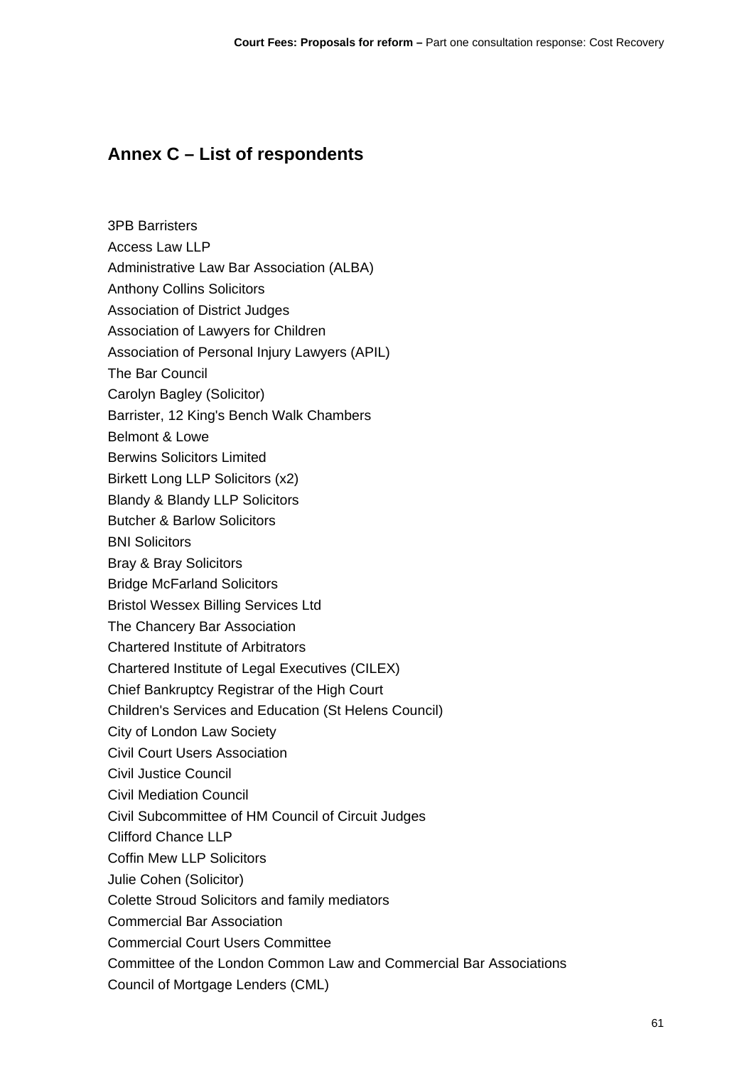## Annex C – List of respondents

3PB Barristers

Access Law LLP

Administrative Law Bar Association (ALBA)

Anthony Collins Solicitors

Association of District Judges

Association of Lawyers for Children

Association of Personal Injury Lawyers (APIL)

The Bar Council

Carolyn Bagley (Solicitor)

Barrister, 12 King's Bench Walk Chambers

Belmont & Lowe

Berwins Solicitors Limited

Birkett Long LLP Solicitors (x2)

Blandy & Blandy LLP Solicitors

Butcher & Barlow Solicitors

BNI Solicitors

Bray & Bray Solicitors

Bridge McFarland Solicitors

Bristol Wessex Billing Services Ltd

The Chancery Bar Association

Chartered Institute of Arbitrators

Chartered Institute of Legal Executives (CILEX)

Chief Bankruptcy Registrar of the High Court

Children's Services and Education (St Helens Council)

City of London Law Society

Civil Court Users Association

Civil Justice Council

Civil Mediation Council

Civil Subcommittee of HM Council of Circuit Judges

Clifford Chance LLP

Coffin Mew LLP Solicitors

Julie Cohen (Solicitor)

Colette Stroud Solicitors and family mediators

Commercial Bar Association

Commercial Court Users Committee

Committee of the London Common Law and Commercial Bar Associations

Council of Mortgage Lenders (CML)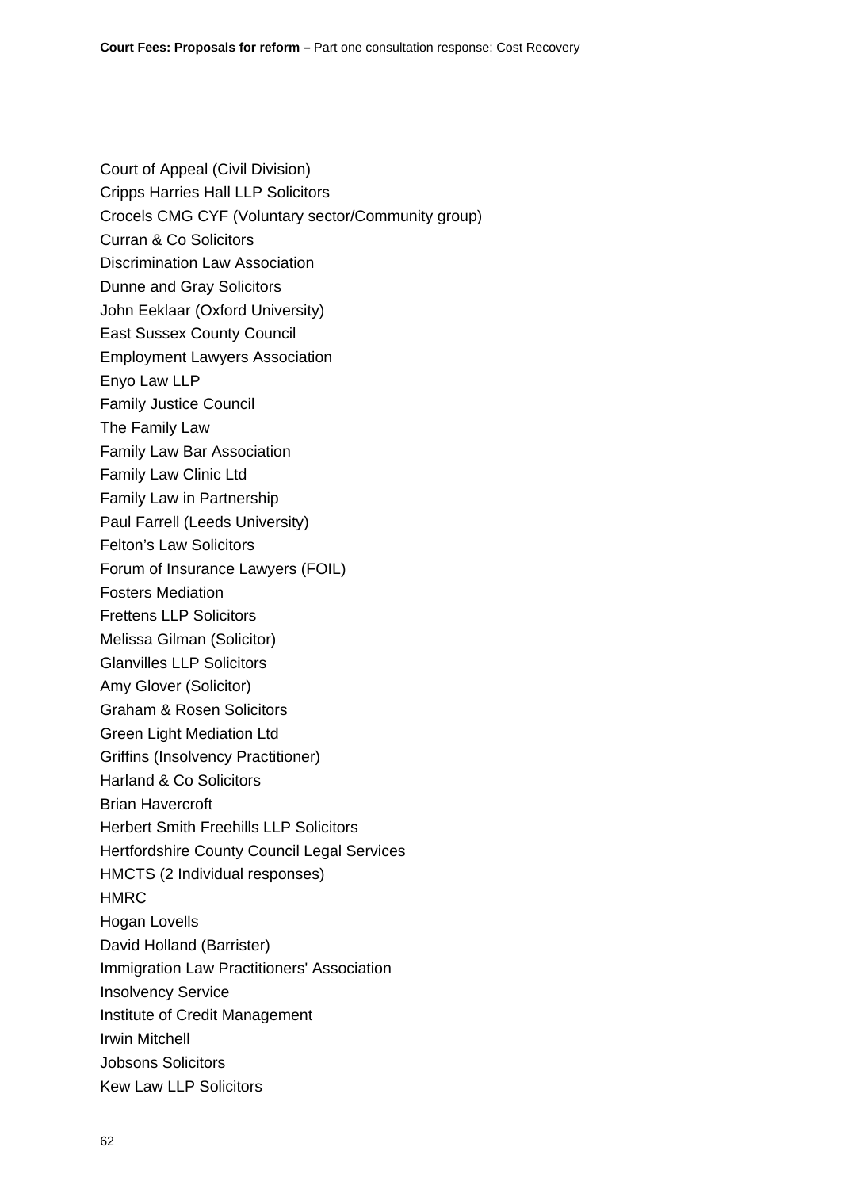Court of Appeal (Civil Division)

Cripps Harries Hall LLP Solicitors

Crocels CMG CYF (Voluntary sector/Community group)

Curran & Co Solicitors

Discrimination Law Association

Dunne and Gray Solicitors

John Eeklaar (Oxford University)

East Sussex County Council

Employment Lawyers Association

Enyo Law LLP

Family Justice Council

The Family Law

Family Law Bar Association

Family Law Clinic Ltd

Family Law in Partnership

Paul Farrell (Leeds University)

Felton's Law Solicitors

Forum of Insurance Lawyers (FOIL)

Fosters Mediation

Frettens LLP Solicitors

Melissa Gilman (Solicitor)

Glanvilles LLP Solicitors

Amy Glover (Solicitor)

Graham & Rosen Solicitors

Green Light Mediation Ltd

Griffins (Insolvency Practitioner)

Harland & Co Solicitors

Brian Havercroft

Herbert Smith Freehills LLP Solicitors

Hertfordshire County Council Legal Services

HMCTS (2 Individual responses)

HMRC

Hogan Lovells

David Holland (Barrister)

Immigration Law Practitioners' Association

Insolvency Service

Institute of Credit Management

Irwin Mitchell

Jobsons Solicitors

Kew Law LLP Solicitors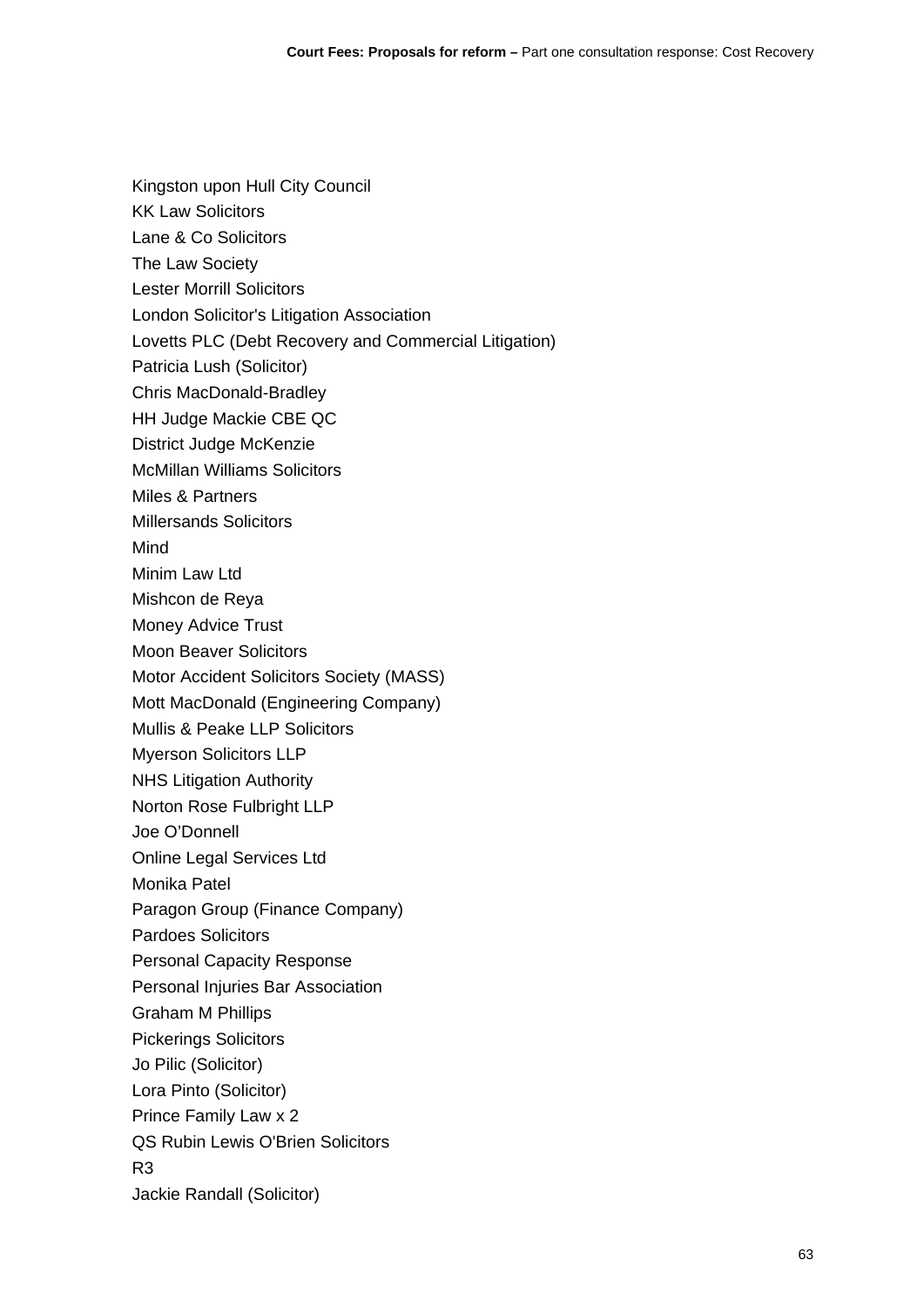Kingston upon Hull City Council

KK Law Solicitors

Lane & Co Solicitors

The Law Society

Lester Morrill Solicitors

London Solicitor's Litigation Association

Lovetts PLC (Debt Recovery and Commercial Litigation)

Patricia Lush (Solicitor)

Chris MacDonald-Bradley

HH Judge Mackie CBE QC

District Judge McKenzie

McMillan Williams Solicitors

Miles & Partners

Millersands Solicitors

Mind

Minim Law Ltd

Mishcon de Reya

Money Advice Trust

Moon Beaver Solicitors

Motor Accident Solicitors Society (MASS)

Mott MacDonald (Engineering Company)

Mullis & Peake LLP Solicitors

Myerson Solicitors LLP

NHS Litigation Authority

Norton Rose Fulbright LLP

Joe O'Donnell

Online Legal Services Ltd

Monika Patel

Paragon Group (Finance Company)

Pardoes Solicitors

Personal Capacity Response

Personal Injuries Bar Association

Graham M Phillips

Pickerings Solicitors

Jo Pilic (Solicitor)

Lora Pinto (Solicitor)

Prince Family Law x 2

QS Rubin Lewis O'Brien Solicitors

R3

Jackie Randall (Solicitor)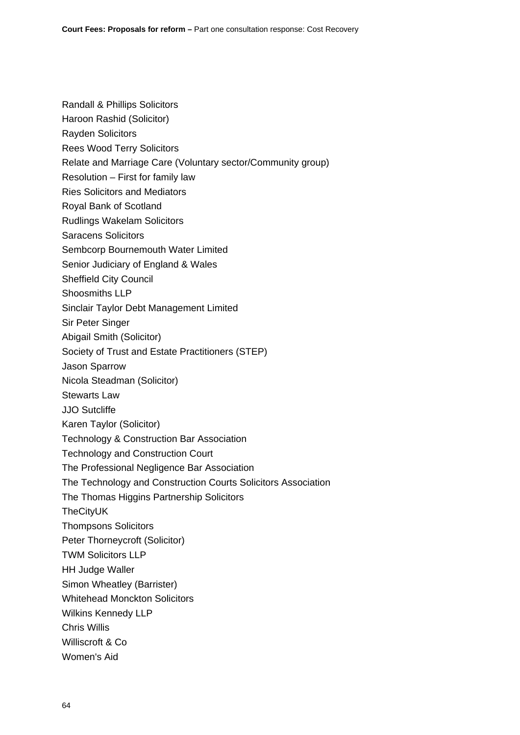Randall & Phillips Solicitors

Haroon Rashid (Solicitor)

Rayden Solicitors

Rees Wood Terry Solicitors

Relate and Marriage Care (Voluntary sector/Community group)

Resolution – First for family law

Ries Solicitors and Mediators

Royal Bank of Scotland

Rudlings Wakelam Solicitors

Saracens Solicitors

Sembcorp Bournemouth Water Limited

Senior Judiciary of England & Wales

Sheffield City Council

Shoosmiths LLP

Sinclair Taylor Debt Management Limited

Sir Peter Singer

Abigail Smith (Solicitor)

Society of Trust and Estate Practitioners (STEP)

Jason Sparrow

Nicola Steadman (Solicitor)

Stewarts Law

JJO Sutcliffe

Karen Taylor (Solicitor)

Technology & Construction Bar Association

Technology and Construction Court

The Professional Negligence Bar Association

The Technology and Construction Courts Solicitors Association

The Thomas Higgins Partnership Solicitors

TheCityUK

Thompsons Solicitors

Peter Thorneycroft (Solicitor)

TWM Solicitors LLP

HH Judge Waller

Simon Wheatley (Barrister)

Whitehead Monckton Solicitors

Wilkins Kennedy LLP

Chris Willis

Williscroft & Co

Women's Aid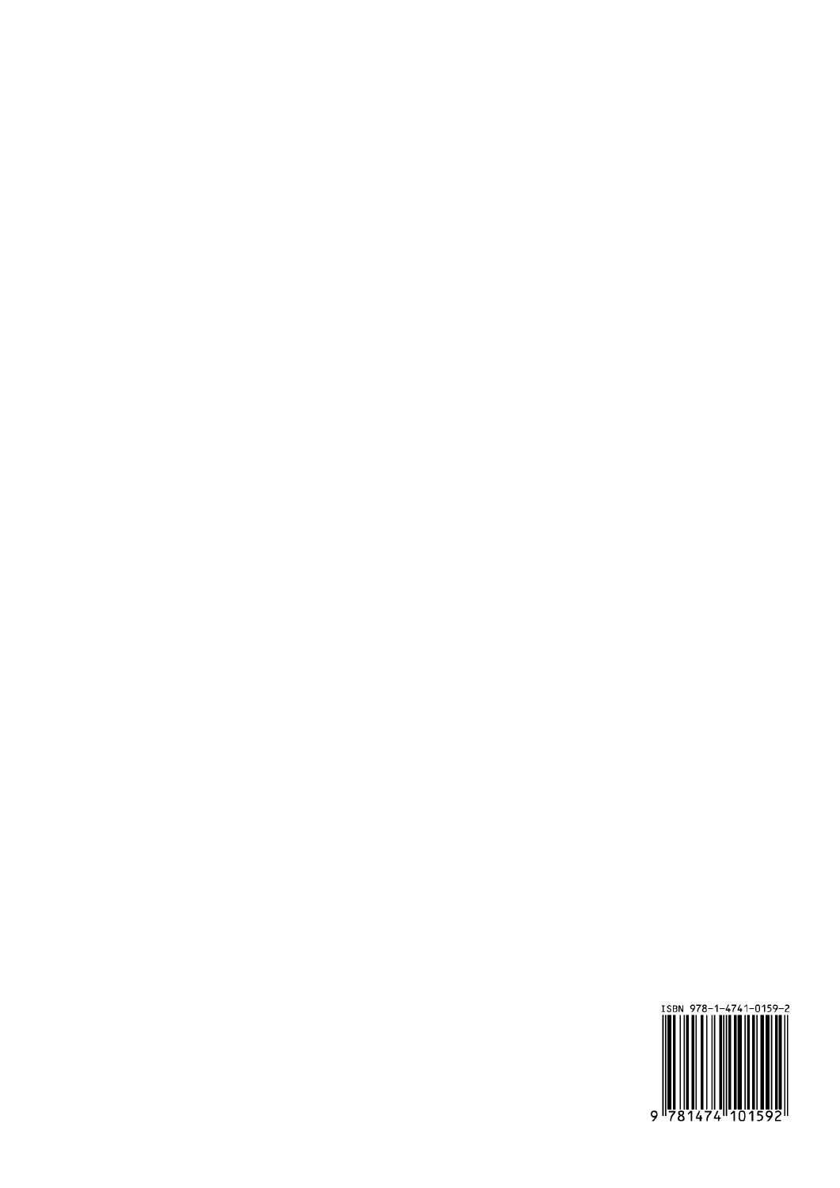ISBN 978-1-4741-0159-2

9 781474 101592